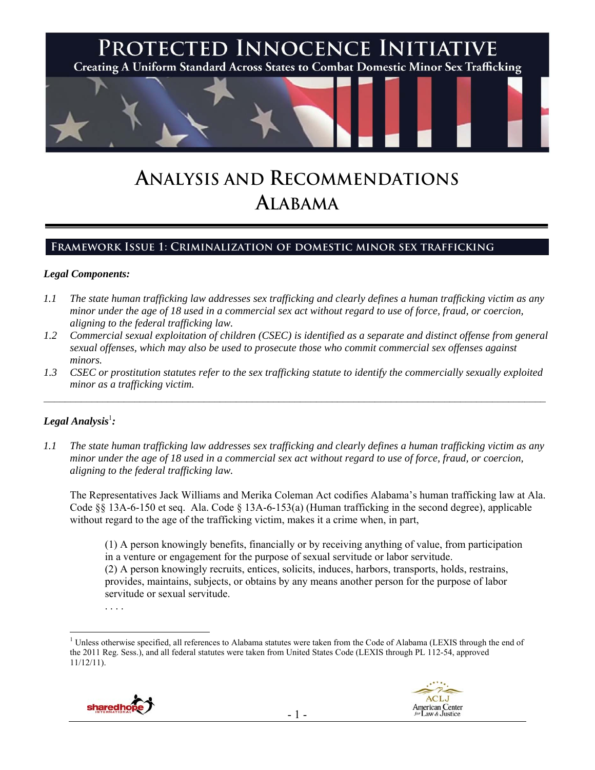# PROTECTED INNOCENCE INITIATIVE

Creating A Uniform Standard Across States to Combat Domestic Minor Sex Trafficking

# ANALYSIS AND RECOMMENDATIONS
# ALABAMA

## FRAMEWORK ISSUE 1: CRIMINALIZATION OF DOMESTIC MINOR SEX TRAFFICKING

### *Legal Components:*

*1.1 The state human trafficking law addresses sex trafficking and clearly defines a human trafficking victim as any minor under the age of 18 used in a commercial sex act without regard to use of force, fraud, or coercion, aligning to the federal trafficking law.*

*1.2 Commercial sexual exploitation of children (CSEC) is identified as a separate and distinct offense from general sexual offenses, which may also be used to prosecute those who commit commercial sex offenses against minors.*

*1.3 CSEC or prostitution statutes refer to the sex trafficking statute to identify the commercially sexually exploited minor as a trafficking victim.*

---

### *Legal Analysis*[1]*:*

*1.1 The state human trafficking law addresses sex trafficking and clearly defines a human trafficking victim as any minor under the age of 18 used in a commercial sex act without regard to use of force, fraud, or coercion, aligning to the federal trafficking law.*

The Representatives Jack Williams and Merika Coleman Act codifies Alabama's human trafficking law at Ala. Code §§ 13A-6-150 et seq. Ala. Code § 13A-6-153(a) (Human trafficking in the second degree), applicable without regard to the age of the trafficking victim, makes it a crime when, in part,

> (1) A person knowingly benefits, financially or by receiving anything of value, from participation in a venture or engagement for the purpose of sexual servitude or labor servitude.
> (2) A person knowingly recruits, entices, solicits, induces, harbors, transports, holds, restrains, provides, maintains, subjects, or obtains by any means another person for the purpose of labor servitude or sexual servitude.
> . . . .

[1] Unless otherwise specified, all references to Alabama statutes were taken from the Code of Alabama (LEXIS through the end of the 2011 Reg. Sess.), and all federal statutes were taken from United States Code (LEXIS through PL 112-54, approved 11/12/11).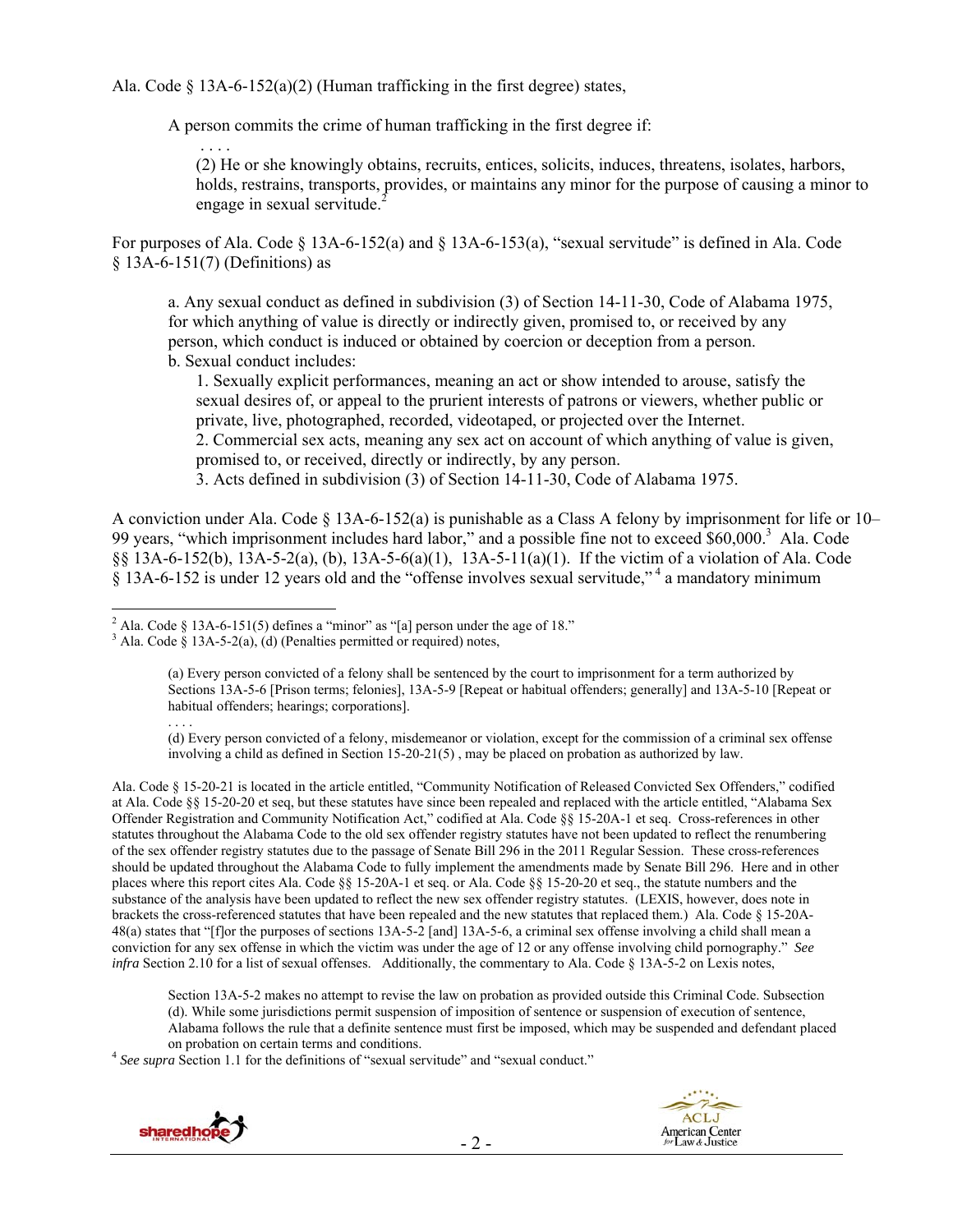Ala. Code § 13A-6-152(a)(2) (Human trafficking in the first degree) states,

> A person commits the crime of human trafficking in the first degree if:
>
> . . . .
>
> (2) He or she knowingly obtains, recruits, entices, solicits, induces, threatens, isolates, harbors, holds, restrains, transports, provides, or maintains any minor for the purpose of causing a minor to engage in sexual servitude.[2]

For purposes of Ala. Code § 13A-6-152(a) and § 13A-6-153(a), "sexual servitude" is defined in Ala. Code § 13A-6-151(7) (Definitions) as

> a. Any sexual conduct as defined in subdivision (3) of Section 14-11-30, Code of Alabama 1975, for which anything of value is directly or indirectly given, promised to, or received by any person, which conduct is induced or obtained by coercion or deception from a person.
>
> b. Sexual conduct includes:
>
> 1. Sexually explicit performances, meaning an act or show intended to arouse, satisfy the sexual desires of, or appeal to the prurient interests of patrons or viewers, whether public or private, live, photographed, recorded, videotaped, or projected over the Internet.
> 2. Commercial sex acts, meaning any sex act on account of which anything of value is given, promised to, or received, directly or indirectly, by any person.
> 3. Acts defined in subdivision (3) of Section 14-11-30, Code of Alabama 1975.

A conviction under Ala. Code § 13A-6-152(a) is punishable as a Class A felony by imprisonment for life or 10–99 years, "which imprisonment includes hard labor," and a possible fine not to exceed $60,000.[3] Ala. Code §§ 13A-6-152(b), 13A-5-2(a), (b), 13A-5-6(a)(1), 13A-5-11(a)(1). If the victim of a violation of Ala. Code § 13A-6-152 is under 12 years old and the "offense involves sexual servitude,"[4] a mandatory minimum

---

[2] Ala. Code § 13A-6-151(5) defines a "minor" as "[a] person under the age of 18."

[3] Ala. Code § 13A-5-2(a), (d) (Penalties permitted or required) notes,

> (a) Every person convicted of a felony shall be sentenced by the court to imprisonment for a term authorized by Sections 13A-5-6 [Prison terms; felonies], 13A-5-9 [Repeat or habitual offenders; generally] and 13A-5-10 [Repeat or habitual offenders; hearings; corporations].
>
> . . . .
>
> (d) Every person convicted of a felony, misdemeanor or violation, except for the commission of a criminal sex offense involving a child as defined in Section 15-20-21(5) , may be placed on probation as authorized by law.

Ala. Code § 15-20-21 is located in the article entitled, "Community Notification of Released Convicted Sex Offenders," codified at Ala. Code §§ 15-20-20 et seq, but these statutes have since been repealed and replaced with the article entitled, "Alabama Sex Offender Registration and Community Notification Act," codified at Ala. Code §§ 15-20A-1 et seq. Cross-references in other statutes throughout the Alabama Code to the old sex offender registry statutes have not been updated to reflect the renumbering of the sex offender registry statutes due to the passage of Senate Bill 296 in the 2011 Regular Session. These cross-references should be updated throughout the Alabama Code to fully implement the amendments made by Senate Bill 296. Here and in other places where this report cites Ala. Code §§ 15-20A-1 et seq. or Ala. Code §§ 15-20-20 et seq., the statute numbers and the substance of the analysis have been updated to reflect the new sex offender registry statutes. (LEXIS, however, does note in brackets the cross-referenced statutes that have been repealed and the new statutes that replaced them.) Ala. Code § 15-20A-48(a) states that "[f]or the purposes of sections 13A-5-2 [and] 13A-5-6, a criminal sex offense involving a child shall mean a conviction for any sex offense in which the victim was under the age of 12 or any offense involving child pornography." *See infra* Section 2.10 for a list of sexual offenses. Additionally, the commentary to Ala. Code § 13A-5-2 on Lexis notes,

> Section 13A-5-2 makes no attempt to revise the law on probation as provided outside this Criminal Code. Subsection (d). While some jurisdictions permit suspension of imposition of sentence or suspension of execution of sentence, Alabama follows the rule that a definite sentence must first be imposed, which may be suspended and defendant placed on probation on certain terms and conditions.

[4] *See supra* Section 1.1 for the definitions of "sexual servitude" and "sexual conduct."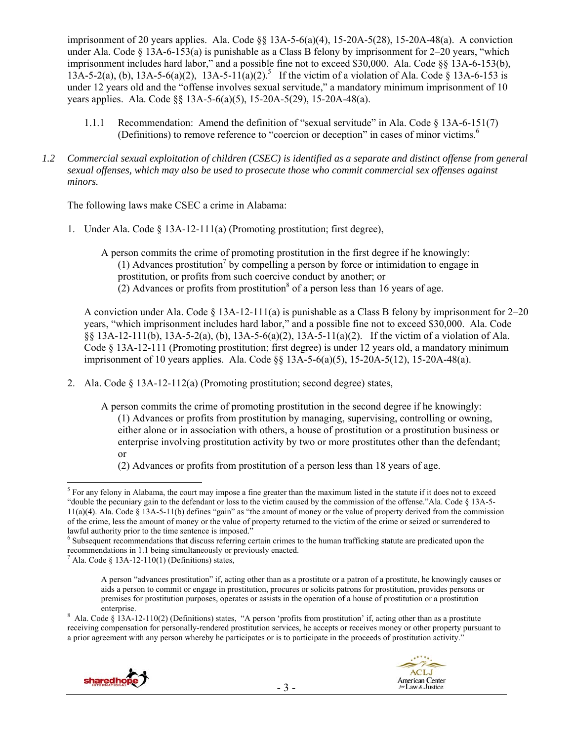imprisonment of 20 years applies. Ala. Code §§ 13A-5-6(a)(4), 15-20A-5(28), 15-20A-48(a). A conviction under Ala. Code § 13A-6-153(a) is punishable as a Class B felony by imprisonment for 2–20 years, "which imprisonment includes hard labor," and a possible fine not to exceed $30,000. Ala. Code §§ 13A-6-153(b), 13A-5-2(a), (b), 13A-5-6(a)(2), 13A-5-11(a)(2).[5] If the victim of a violation of Ala. Code § 13A-6-153 is under 12 years old and the "offense involves sexual servitude," a mandatory minimum imprisonment of 10 years applies. Ala. Code §§ 13A-5-6(a)(5), 15-20A-5(29), 15-20A-48(a).

1.1.1 Recommendation: Amend the definition of "sexual servitude" in Ala. Code § 13A-6-151(7) (Definitions) to remove reference to "coercion or deception" in cases of minor victims.[6]

*1.2 Commercial sexual exploitation of children (CSEC) is identified as a separate and distinct offense from general sexual offenses, which may also be used to prosecute those who commit commercial sex offenses against minors.*

The following laws make CSEC a crime in Alabama:

1. Under Ala. Code § 13A-12-111(a) (Promoting prostitution; first degree),

   A person commits the crime of promoting prostitution in the first degree if he knowingly:
   (1) Advances prostitution[7] by compelling a person by force or intimidation to engage in prostitution, or profits from such coercive conduct by another; or
   (2) Advances or profits from prostitution[8] of a person less than 16 years of age.

   A conviction under Ala. Code § 13A-12-111(a) is punishable as a Class B felony by imprisonment for 2–20 years, "which imprisonment includes hard labor," and a possible fine not to exceed $30,000. Ala. Code §§ 13A-12-111(b), 13A-5-2(a), (b), 13A-5-6(a)(2), 13A-5-11(a)(2). If the victim of a violation of Ala. Code § 13A-12-111 (Promoting prostitution; first degree) is under 12 years old, a mandatory minimum imprisonment of 10 years applies. Ala. Code §§ 13A-5-6(a)(5), 15-20A-5(12), 15-20A-48(a).

2. Ala. Code § 13A-12-112(a) (Promoting prostitution; second degree) states,

   A person commits the crime of promoting prostitution in the second degree if he knowingly:
   (1) Advances or profits from prostitution by managing, supervising, controlling or owning, either alone or in association with others, a house of prostitution or a prostitution business or enterprise involving prostitution activity by two or more prostitutes other than the defendant; or
   (2) Advances or profits from prostitution of a person less than 18 years of age.

---

[5] For any felony in Alabama, the court may impose a fine greater than the maximum listed in the statute if it does not to exceed "double the pecuniary gain to the defendant or loss to the victim caused by the commission of the offense."Ala. Code § 13A-5-11(a)(4). Ala. Code § 13A-5-11(b) defines "gain" as "the amount of money or the value of property derived from the commission of the crime, less the amount of money or the value of property returned to the victim of the crime or seized or surrendered to lawful authority prior to the time sentence is imposed."

[6] Subsequent recommendations that discuss referring certain crimes to the human trafficking statute are predicated upon the recommendations in 1.1 being simultaneously or previously enacted.

[7] Ala. Code § 13A-12-110(1) (Definitions) states,

> A person "advances prostitution" if, acting other than as a prostitute or a patron of a prostitute, he knowingly causes or aids a person to commit or engage in prostitution, procures or solicits patrons for prostitution, provides persons or premises for prostitution purposes, operates or assists in the operation of a house of prostitution or a prostitution enterprise.

[8] Ala. Code § 13A-12-110(2) (Definitions) states, "A person 'profits from prostitution' if, acting other than as a prostitute receiving compensation for personally-rendered prostitution services, he accepts or receives money or other property pursuant to a prior agreement with any person whereby he participates or is to participate in the proceeds of prostitution activity."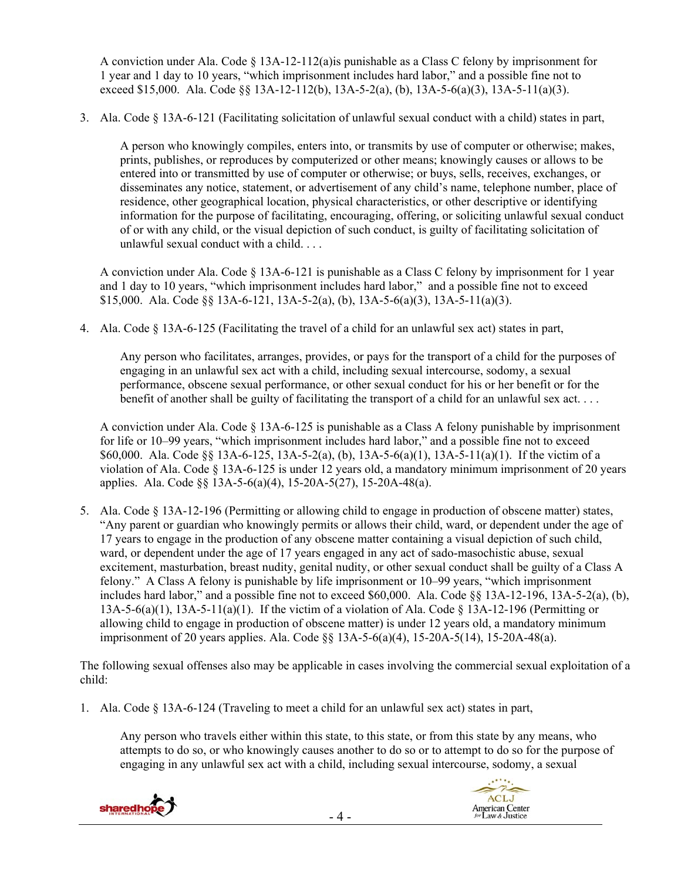A conviction under Ala. Code § 13A-12-112(a)is punishable as a Class C felony by imprisonment for 1 year and 1 day to 10 years, "which imprisonment includes hard labor," and a possible fine not to exceed $15,000. Ala. Code §§ 13A-12-112(b), 13A-5-2(a), (b), 13A-5-6(a)(3), 13A-5-11(a)(3).

3. Ala. Code § 13A-6-121 (Facilitating solicitation of unlawful sexual conduct with a child) states in part,

   > A person who knowingly compiles, enters into, or transmits by use of computer or otherwise; makes, prints, publishes, or reproduces by computerized or other means; knowingly causes or allows to be entered into or transmitted by use of computer or otherwise; or buys, sells, receives, exchanges, or disseminates any notice, statement, or advertisement of any child's name, telephone number, place of residence, other geographical location, physical characteristics, or other descriptive or identifying information for the purpose of facilitating, encouraging, offering, or soliciting unlawful sexual conduct of or with any child, or the visual depiction of such conduct, is guilty of facilitating solicitation of unlawful sexual conduct with a child. . . .

   A conviction under Ala. Code § 13A-6-121 is punishable as a Class C felony by imprisonment for 1 year and 1 day to 10 years, "which imprisonment includes hard labor," and a possible fine not to exceed $15,000. Ala. Code §§ 13A-6-121, 13A-5-2(a), (b), 13A-5-6(a)(3), 13A-5-11(a)(3).

4. Ala. Code § 13A-6-125 (Facilitating the travel of a child for an unlawful sex act) states in part,

   > Any person who facilitates, arranges, provides, or pays for the transport of a child for the purposes of engaging in an unlawful sex act with a child, including sexual intercourse, sodomy, a sexual performance, obscene sexual performance, or other sexual conduct for his or her benefit or for the benefit of another shall be guilty of facilitating the transport of a child for an unlawful sex act. . . .

   A conviction under Ala. Code § 13A-6-125 is punishable as a Class A felony punishable by imprisonment for life or 10–99 years, "which imprisonment includes hard labor," and a possible fine not to exceed $60,000. Ala. Code §§ 13A-6-125, 13A-5-2(a), (b), 13A-5-6(a)(1), 13A-5-11(a)(1). If the victim of a violation of Ala. Code § 13A-6-125 is under 12 years old, a mandatory minimum imprisonment of 20 years applies. Ala. Code §§ 13A-5-6(a)(4), 15-20A-5(27), 15-20A-48(a).

5. Ala. Code § 13A-12-196 (Permitting or allowing child to engage in production of obscene matter) states, "Any parent or guardian who knowingly permits or allows their child, ward, or dependent under the age of 17 years to engage in the production of any obscene matter containing a visual depiction of such child, ward, or dependent under the age of 17 years engaged in any act of sado-masochistic abuse, sexual excitement, masturbation, breast nudity, genital nudity, or other sexual conduct shall be guilty of a Class A felony." A Class A felony is punishable by life imprisonment or 10–99 years, "which imprisonment includes hard labor," and a possible fine not to exceed $60,000. Ala. Code §§ 13A-12-196, 13A-5-2(a), (b), 13A-5-6(a)(1), 13A-5-11(a)(1). If the victim of a violation of Ala. Code § 13A-12-196 (Permitting or allowing child to engage in production of obscene matter) is under 12 years old, a mandatory minimum imprisonment of 20 years applies. Ala. Code §§ 13A-5-6(a)(4), 15-20A-5(14), 15-20A-48(a).

The following sexual offenses also may be applicable in cases involving the commercial sexual exploitation of a child:

1. Ala. Code § 13A-6-124 (Traveling to meet a child for an unlawful sex act) states in part,

   > Any person who travels either within this state, to this state, or from this state by any means, who attempts to do so, or who knowingly causes another to do so or to attempt to do so for the purpose of engaging in any unlawful sex act with a child, including sexual intercourse, sodomy, a sexual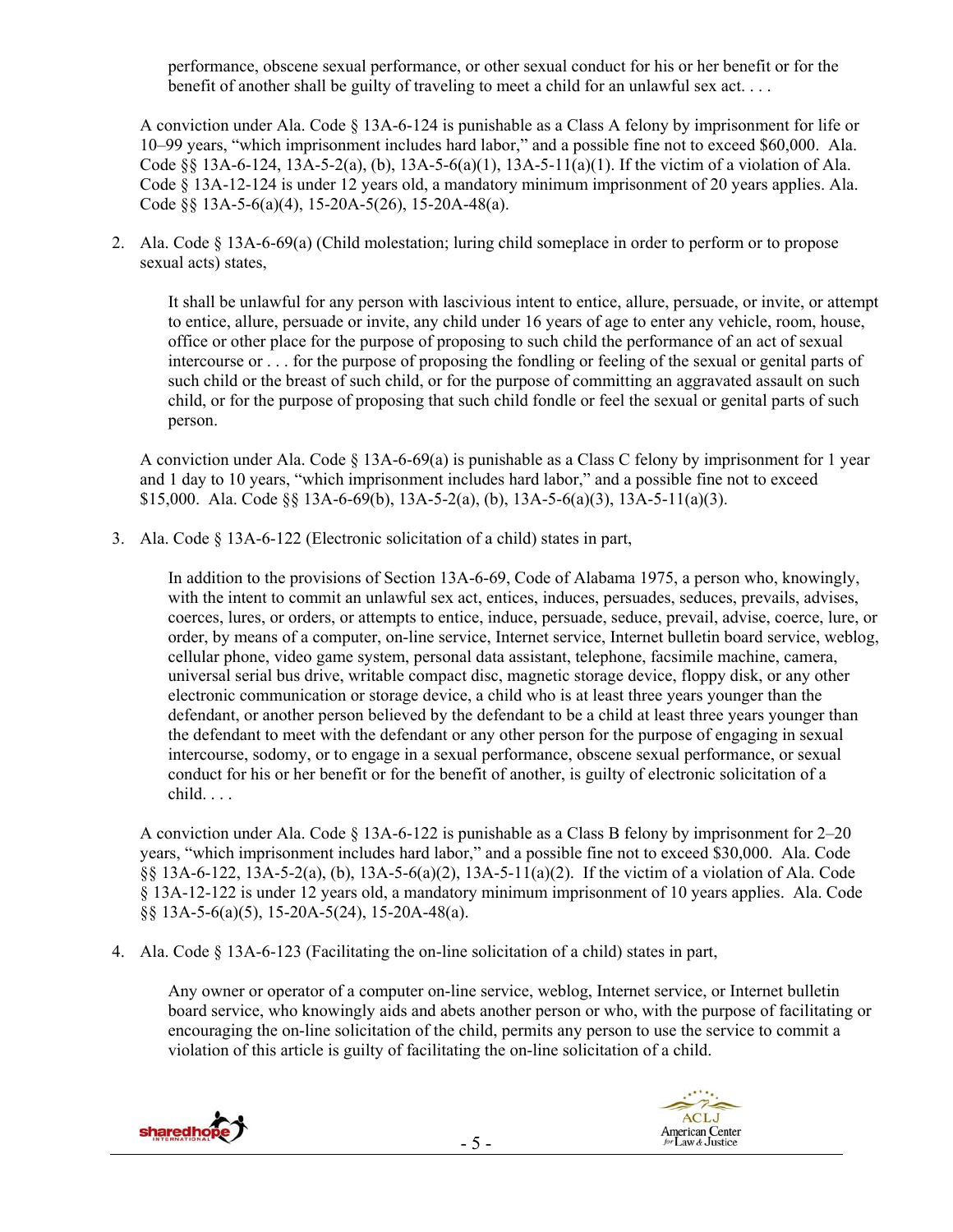performance, obscene sexual performance, or other sexual conduct for his or her benefit or for the benefit of another shall be guilty of traveling to meet a child for an unlawful sex act. . . .

A conviction under Ala. Code § 13A-6-124 is punishable as a Class A felony by imprisonment for life or 10–99 years, "which imprisonment includes hard labor," and a possible fine not to exceed $60,000. Ala. Code §§ 13A-6-124, 13A-5-2(a), (b), 13A-5-6(a)(1), 13A-5-11(a)(1). If the victim of a violation of Ala. Code § 13A-12-124 is under 12 years old, a mandatory minimum imprisonment of 20 years applies. Ala. Code §§ 13A-5-6(a)(4), 15-20A-5(26), 15-20A-48(a).

2. Ala. Code § 13A-6-69(a) (Child molestation; luring child someplace in order to perform or to propose sexual acts) states,

   > It shall be unlawful for any person with lascivious intent to entice, allure, persuade, or invite, or attempt to entice, allure, persuade or invite, any child under 16 years of age to enter any vehicle, room, house, office or other place for the purpose of proposing to such child the performance of an act of sexual intercourse or . . . for the purpose of proposing the fondling or feeling of the sexual or genital parts of such child or the breast of such child, or for the purpose of committing an aggravated assault on such child, or for the purpose of proposing that such child fondle or feel the sexual or genital parts of such person.

   A conviction under Ala. Code § 13A-6-69(a) is punishable as a Class C felony by imprisonment for 1 year and 1 day to 10 years, "which imprisonment includes hard labor," and a possible fine not to exceed $15,000. Ala. Code §§ 13A-6-69(b), 13A-5-2(a), (b), 13A-5-6(a)(3), 13A-5-11(a)(3).

3. Ala. Code § 13A-6-122 (Electronic solicitation of a child) states in part,

   > In addition to the provisions of Section 13A-6-69, Code of Alabama 1975, a person who, knowingly, with the intent to commit an unlawful sex act, entices, induces, persuades, seduces, prevails, advises, coerces, lures, or orders, or attempts to entice, induce, persuade, seduce, prevail, advise, coerce, lure, or order, by means of a computer, on-line service, Internet service, Internet bulletin board service, weblog, cellular phone, video game system, personal data assistant, telephone, facsimile machine, camera, universal serial bus drive, writable compact disc, magnetic storage device, floppy disk, or any other electronic communication or storage device, a child who is at least three years younger than the defendant, or another person believed by the defendant to be a child at least three years younger than the defendant to meet with the defendant or any other person for the purpose of engaging in sexual intercourse, sodomy, or to engage in a sexual performance, obscene sexual performance, or sexual conduct for his or her benefit or for the benefit of another, is guilty of electronic solicitation of a child. . . .

   A conviction under Ala. Code § 13A-6-122 is punishable as a Class B felony by imprisonment for 2–20 years, "which imprisonment includes hard labor," and a possible fine not to exceed $30,000. Ala. Code §§ 13A-6-122, 13A-5-2(a), (b), 13A-5-6(a)(2), 13A-5-11(a)(2). If the victim of a violation of Ala. Code § 13A-12-122 is under 12 years old, a mandatory minimum imprisonment of 10 years applies. Ala. Code §§ 13A-5-6(a)(5), 15-20A-5(24), 15-20A-48(a).

4. Ala. Code § 13A-6-123 (Facilitating the on-line solicitation of a child) states in part,

   > Any owner or operator of a computer on-line service, weblog, Internet service, or Internet bulletin board service, who knowingly aids and abets another person or who, with the purpose of facilitating or encouraging the on-line solicitation of the child, permits any person to use the service to commit a violation of this article is guilty of facilitating the on-line solicitation of a child.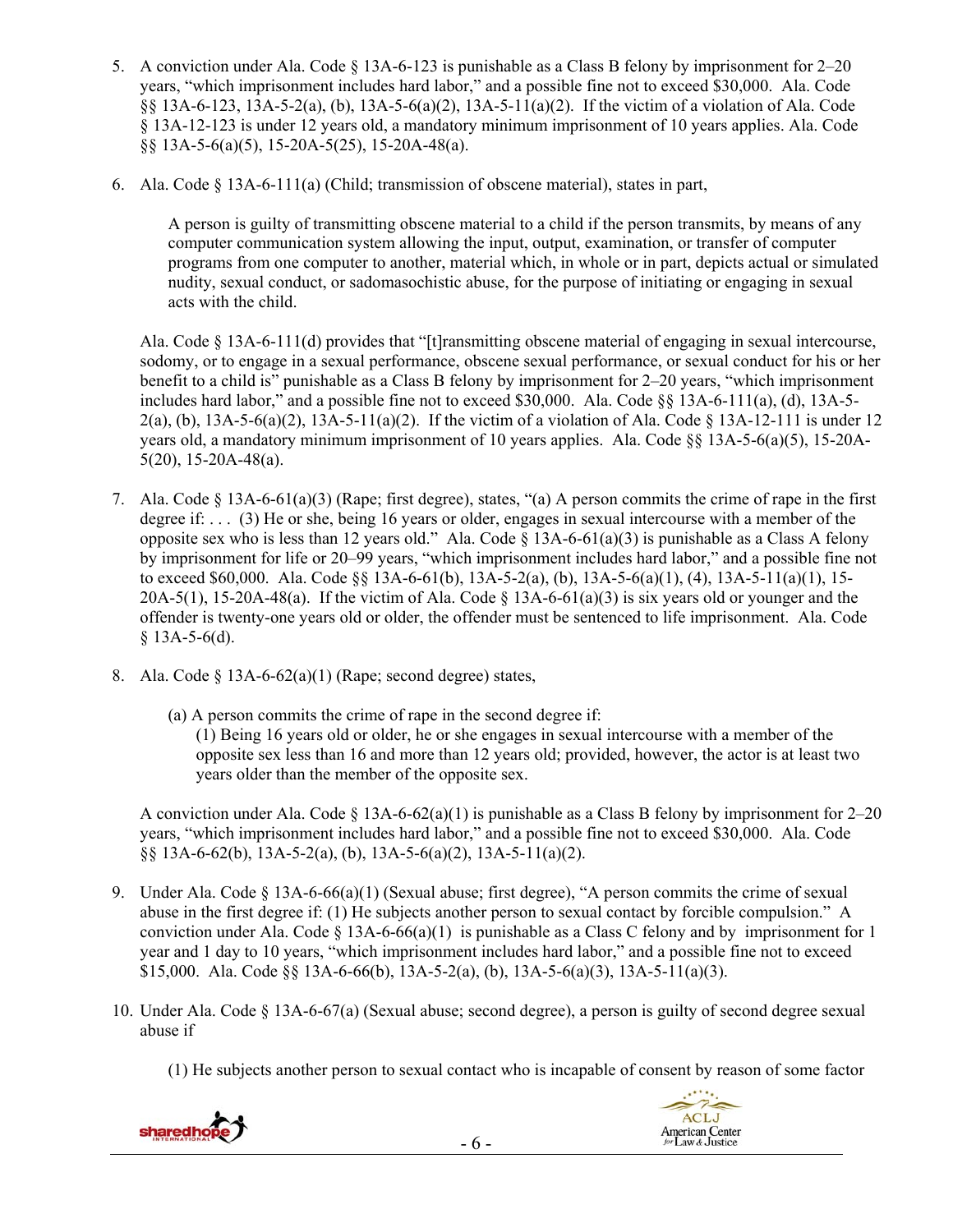5. A conviction under Ala. Code § 13A-6-123 is punishable as a Class B felony by imprisonment for 2–20 years, "which imprisonment includes hard labor," and a possible fine not to exceed $30,000. Ala. Code §§ 13A-6-123, 13A-5-2(a), (b), 13A-5-6(a)(2), 13A-5-11(a)(2). If the victim of a violation of Ala. Code § 13A-12-123 is under 12 years old, a mandatory minimum imprisonment of 10 years applies. Ala. Code §§ 13A-5-6(a)(5), 15-20A-5(25), 15-20A-48(a).

6. Ala. Code § 13A-6-111(a) (Child; transmission of obscene material), states in part,

   > A person is guilty of transmitting obscene material to a child if the person transmits, by means of any computer communication system allowing the input, output, examination, or transfer of computer programs from one computer to another, material which, in whole or in part, depicts actual or simulated nudity, sexual conduct, or sadomasochistic abuse, for the purpose of initiating or engaging in sexual acts with the child.

   Ala. Code § 13A-6-111(d) provides that "[t]ransmitting obscene material of engaging in sexual intercourse, sodomy, or to engage in a sexual performance, obscene sexual performance, or sexual conduct for his or her benefit to a child is" punishable as a Class B felony by imprisonment for 2–20 years, "which imprisonment includes hard labor," and a possible fine not to exceed $30,000. Ala. Code §§ 13A-6-111(a), (d), 13A-5-2(a), (b), 13A-5-6(a)(2), 13A-5-11(a)(2). If the victim of a violation of Ala. Code § 13A-12-111 is under 12 years old, a mandatory minimum imprisonment of 10 years applies. Ala. Code §§ 13A-5-6(a)(5), 15-20A-5(20), 15-20A-48(a).

7. Ala. Code § 13A-6-61(a)(3) (Rape; first degree), states, "(a) A person commits the crime of rape in the first degree if: . . . (3) He or she, being 16 years or older, engages in sexual intercourse with a member of the opposite sex who is less than 12 years old." Ala. Code § 13A-6-61(a)(3) is punishable as a Class A felony by imprisonment for life or 20–99 years, "which imprisonment includes hard labor," and a possible fine not to exceed $60,000. Ala. Code §§ 13A-6-61(b), 13A-5-2(a), (b), 13A-5-6(a)(1), (4), 13A-5-11(a)(1), 15-20A-5(1), 15-20A-48(a). If the victim of Ala. Code § 13A-6-61(a)(3) is six years old or younger and the offender is twenty-one years old or older, the offender must be sentenced to life imprisonment. Ala. Code § 13A-5-6(d).

8. Ala. Code § 13A-6-62(a)(1) (Rape; second degree) states,

   > (a) A person commits the crime of rape in the second degree if:
   > (1) Being 16 years old or older, he or she engages in sexual intercourse with a member of the opposite sex less than 16 and more than 12 years old; provided, however, the actor is at least two years older than the member of the opposite sex.

   A conviction under Ala. Code § 13A-6-62(a)(1) is punishable as a Class B felony by imprisonment for 2–20 years, "which imprisonment includes hard labor," and a possible fine not to exceed $30,000. Ala. Code §§ 13A-6-62(b), 13A-5-2(a), (b), 13A-5-6(a)(2), 13A-5-11(a)(2).

9. Under Ala. Code § 13A-6-66(a)(1) (Sexual abuse; first degree), "A person commits the crime of sexual abuse in the first degree if: (1) He subjects another person to sexual contact by forcible compulsion." A conviction under Ala. Code § 13A-6-66(a)(1) is punishable as a Class C felony and by imprisonment for 1 year and 1 day to 10 years, "which imprisonment includes hard labor," and a possible fine not to exceed $15,000. Ala. Code §§ 13A-6-66(b), 13A-5-2(a), (b), 13A-5-6(a)(3), 13A-5-11(a)(3).

10. Under Ala. Code § 13A-6-67(a) (Sexual abuse; second degree), a person is guilty of second degree sexual abuse if

    > (1) He subjects another person to sexual contact who is incapable of consent by reason of some factor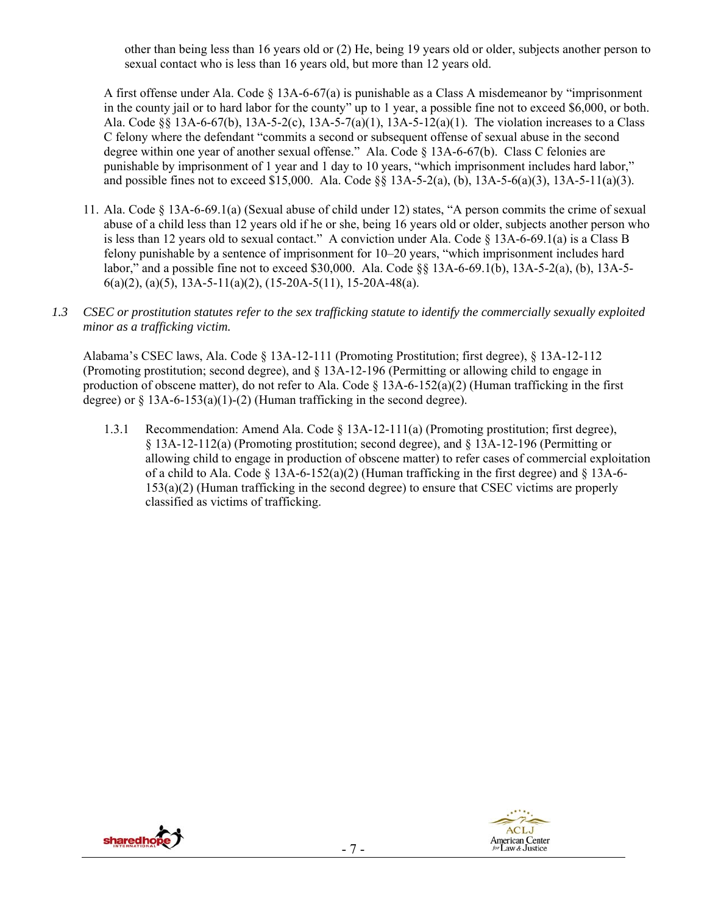other than being less than 16 years old or (2) He, being 19 years old or older, subjects another person to sexual contact who is less than 16 years old, but more than 12 years old.

A first offense under Ala. Code § 13A-6-67(a) is punishable as a Class A misdemeanor by "imprisonment in the county jail or to hard labor for the county" up to 1 year, a possible fine not to exceed $6,000, or both. Ala. Code §§ 13A-6-67(b), 13A-5-2(c), 13A-5-7(a)(1), 13A-5-12(a)(1). The violation increases to a Class C felony where the defendant "commits a second or subsequent offense of sexual abuse in the second degree within one year of another sexual offense." Ala. Code § 13A-6-67(b). Class C felonies are punishable by imprisonment of 1 year and 1 day to 10 years, "which imprisonment includes hard labor," and possible fines not to exceed $15,000. Ala. Code §§ 13A-5-2(a), (b), 13A-5-6(a)(3), 13A-5-11(a)(3).

11. Ala. Code § 13A-6-69.1(a) (Sexual abuse of child under 12) states, "A person commits the crime of sexual abuse of a child less than 12 years old if he or she, being 16 years old or older, subjects another person who is less than 12 years old to sexual contact." A conviction under Ala. Code § 13A-6-69.1(a) is a Class B felony punishable by a sentence of imprisonment for 10–20 years, "which imprisonment includes hard labor," and a possible fine not to exceed $30,000. Ala. Code §§ 13A-6-69.1(b), 13A-5-2(a), (b), 13A-5-6(a)(2), (a)(5), 13A-5-11(a)(2), (15-20A-5(11), 15-20A-48(a).

*1.3 CSEC or prostitution statutes refer to the sex trafficking statute to identify the commercially sexually exploited minor as a trafficking victim.*

Alabama's CSEC laws, Ala. Code § 13A-12-111 (Promoting Prostitution; first degree), § 13A-12-112 (Promoting prostitution; second degree), and § 13A-12-196 (Permitting or allowing child to engage in production of obscene matter), do not refer to Ala. Code § 13A-6-152(a)(2) (Human trafficking in the first degree) or § 13A-6-153(a)(1)-(2) (Human trafficking in the second degree).

1.3.1 Recommendation: Amend Ala. Code § 13A-12-111(a) (Promoting prostitution; first degree), § 13A-12-112(a) (Promoting prostitution; second degree), and § 13A-12-196 (Permitting or allowing child to engage in production of obscene matter) to refer cases of commercial exploitation of a child to Ala. Code § 13A-6-152(a)(2) (Human trafficking in the first degree) and § 13A-6-153(a)(2) (Human trafficking in the second degree) to ensure that CSEC victims are properly classified as victims of trafficking.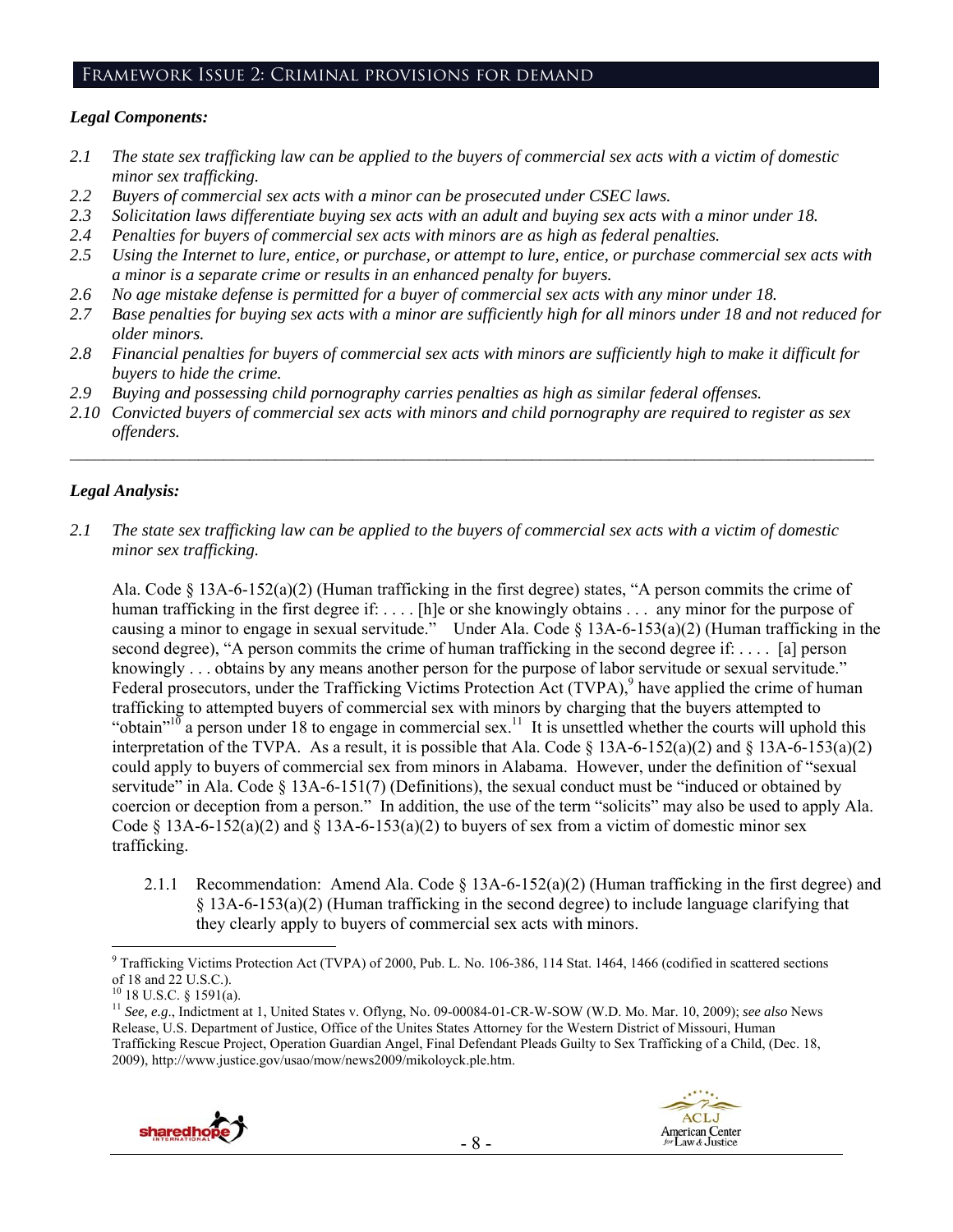## Framework Issue 2: Criminal provisions for demand

### *Legal Components:*

*2.1 The state sex trafficking law can be applied to the buyers of commercial sex acts with a victim of domestic minor sex trafficking.*
*2.2 Buyers of commercial sex acts with a minor can be prosecuted under CSEC laws.*
*2.3 Solicitation laws differentiate buying sex acts with an adult and buying sex acts with a minor under 18.*
*2.4 Penalties for buyers of commercial sex acts with minors are as high as federal penalties.*
*2.5 Using the Internet to lure, entice, or purchase, or attempt to lure, entice, or purchase commercial sex acts with a minor is a separate crime or results in an enhanced penalty for buyers.*
*2.6 No age mistake defense is permitted for a buyer of commercial sex acts with any minor under 18.*
*2.7 Base penalties for buying sex acts with a minor are sufficiently high for all minors under 18 and not reduced for older minors.*
*2.8 Financial penalties for buyers of commercial sex acts with minors are sufficiently high to make it difficult for buyers to hide the crime.*
*2.9 Buying and possessing child pornography carries penalties as high as similar federal offenses.*
*2.10 Convicted buyers of commercial sex acts with minors and child pornography are required to register as sex offenders.*

---

### *Legal Analysis:*

*2.1 The state sex trafficking law can be applied to the buyers of commercial sex acts with a victim of domestic minor sex trafficking.*

Ala. Code § 13A-6-152(a)(2) (Human trafficking in the first degree) states, "A person commits the crime of human trafficking in the first degree if: . . . . [h]e or she knowingly obtains . . . any minor for the purpose of causing a minor to engage in sexual servitude." Under Ala. Code § 13A-6-153(a)(2) (Human trafficking in the second degree), "A person commits the crime of human trafficking in the second degree if: . . . . [a] person knowingly . . . obtains by any means another person for the purpose of labor servitude or sexual servitude." Federal prosecutors, under the Trafficking Victims Protection Act (TVPA),[9] have applied the crime of human trafficking to attempted buyers of commercial sex with minors by charging that the buyers attempted to "obtain"[10] a person under 18 to engage in commercial sex.[11] It is unsettled whether the courts will uphold this interpretation of the TVPA. As a result, it is possible that Ala. Code § 13A-6-152(a)(2) and § 13A-6-153(a)(2) could apply to buyers of commercial sex from minors in Alabama. However, under the definition of "sexual servitude" in Ala. Code § 13A-6-151(7) (Definitions), the sexual conduct must be "induced or obtained by coercion or deception from a person." In addition, the use of the term "solicits" may also be used to apply Ala. Code § 13A-6-152(a)(2) and § 13A-6-153(a)(2) to buyers of sex from a victim of domestic minor sex trafficking.

2.1.1 Recommendation: Amend Ala. Code § 13A-6-152(a)(2) (Human trafficking in the first degree) and § 13A-6-153(a)(2) (Human trafficking in the second degree) to include language clarifying that they clearly apply to buyers of commercial sex acts with minors.

---

[9] Trafficking Victims Protection Act (TVPA) of 2000, Pub. L. No. 106-386, 114 Stat. 1464, 1466 (codified in scattered sections of 18 and 22 U.S.C.).

[10] 18 U.S.C. § 1591(a).

[11] *See, e.g*., Indictment at 1, United States v. Oflyng, No. 09-00084-01-CR-W-SOW (W.D. Mo. Mar. 10, 2009); *see also* News Release, U.S. Department of Justice, Office of the Unites States Attorney for the Western District of Missouri, Human Trafficking Rescue Project, Operation Guardian Angel, Final Defendant Pleads Guilty to Sex Trafficking of a Child, (Dec. 18, 2009), http://www.justice.gov/usao/mow/news2009/mikoloyck.ple.htm.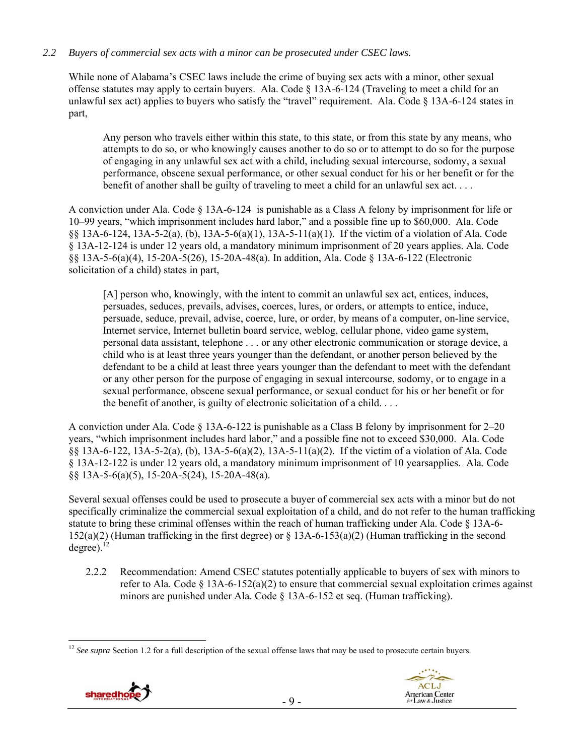*2.2 Buyers of commercial sex acts with a minor can be prosecuted under CSEC laws.*

While none of Alabama's CSEC laws include the crime of buying sex acts with a minor, other sexual offense statutes may apply to certain buyers. Ala. Code § 13A-6-124 (Traveling to meet a child for an unlawful sex act) applies to buyers who satisfy the "travel" requirement. Ala. Code § 13A-6-124 states in part,

> Any person who travels either within this state, to this state, or from this state by any means, who attempts to do so, or who knowingly causes another to do so or to attempt to do so for the purpose of engaging in any unlawful sex act with a child, including sexual intercourse, sodomy, a sexual performance, obscene sexual performance, or other sexual conduct for his or her benefit or for the benefit of another shall be guilty of traveling to meet a child for an unlawful sex act. . . .

A conviction under Ala. Code § 13A-6-124 is punishable as a Class A felony by imprisonment for life or 10–99 years, "which imprisonment includes hard labor," and a possible fine up to $60,000. Ala. Code §§ 13A-6-124, 13A-5-2(a), (b), 13A-5-6(a)(1), 13A-5-11(a)(1). If the victim of a violation of Ala. Code § 13A-12-124 is under 12 years old, a mandatory minimum imprisonment of 20 years applies. Ala. Code §§ 13A-5-6(a)(4), 15-20A-5(26), 15-20A-48(a). In addition, Ala. Code § 13A-6-122 (Electronic solicitation of a child) states in part,

> [A] person who, knowingly, with the intent to commit an unlawful sex act, entices, induces, persuades, seduces, prevails, advises, coerces, lures, or orders, or attempts to entice, induce, persuade, seduce, prevail, advise, coerce, lure, or order, by means of a computer, on-line service, Internet service, Internet bulletin board service, weblog, cellular phone, video game system, personal data assistant, telephone . . . or any other electronic communication or storage device, a child who is at least three years younger than the defendant, or another person believed by the defendant to be a child at least three years younger than the defendant to meet with the defendant or any other person for the purpose of engaging in sexual intercourse, sodomy, or to engage in a sexual performance, obscene sexual performance, or sexual conduct for his or her benefit or for the benefit of another, is guilty of electronic solicitation of a child. . . .

A conviction under Ala. Code § 13A-6-122 is punishable as a Class B felony by imprisonment for 2–20 years, "which imprisonment includes hard labor," and a possible fine not to exceed $30,000. Ala. Code §§ 13A-6-122, 13A-5-2(a), (b), 13A-5-6(a)(2), 13A-5-11(a)(2). If the victim of a violation of Ala. Code § 13A-12-122 is under 12 years old, a mandatory minimum imprisonment of 10 yearsapplies. Ala. Code §§ 13A-5-6(a)(5), 15-20A-5(24), 15-20A-48(a).

Several sexual offenses could be used to prosecute a buyer of commercial sex acts with a minor but do not specifically criminalize the commercial sexual exploitation of a child, and do not refer to the human trafficking statute to bring these criminal offenses within the reach of human trafficking under Ala. Code § 13A-6-152(a)(2) (Human trafficking in the first degree) or § 13A-6-153(a)(2) (Human trafficking in the second degree).[12]

2.2.2 Recommendation: Amend CSEC statutes potentially applicable to buyers of sex with minors to refer to Ala. Code § 13A-6-152(a)(2) to ensure that commercial sexual exploitation crimes against minors are punished under Ala. Code § 13A-6-152 et seq. (Human trafficking).

---

[12] *See supra* Section 1.2 for a full description of the sexual offense laws that may be used to prosecute certain buyers.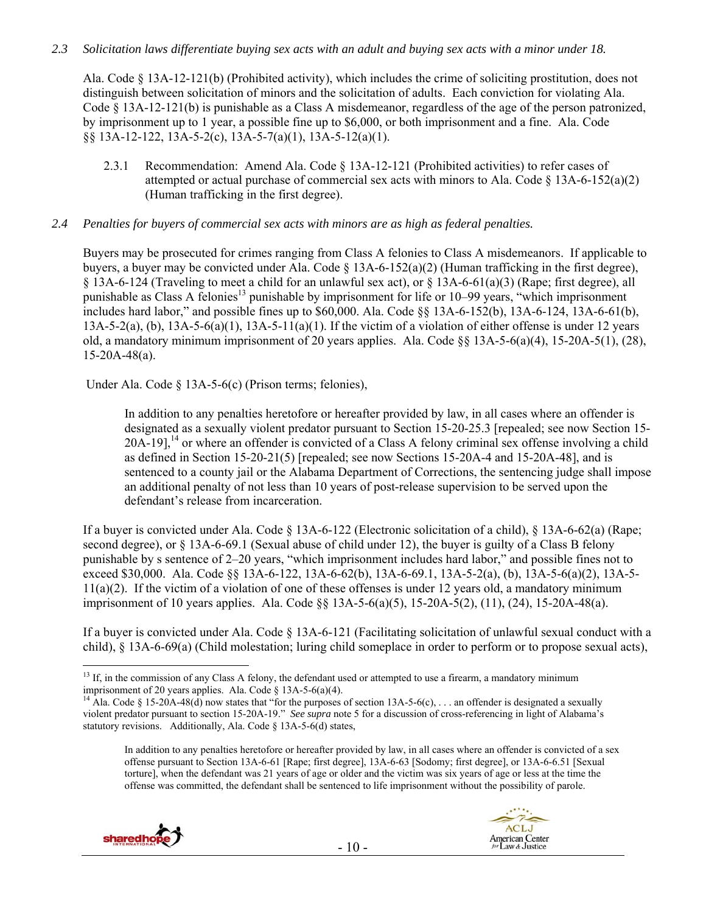*2.3 Solicitation laws differentiate buying sex acts with an adult and buying sex acts with a minor under 18.*

Ala. Code § 13A-12-121(b) (Prohibited activity), which includes the crime of soliciting prostitution, does not distinguish between solicitation of minors and the solicitation of adults. Each conviction for violating Ala. Code § 13A-12-121(b) is punishable as a Class A misdemeanor, regardless of the age of the person patronized, by imprisonment up to 1 year, a possible fine up to $6,000, or both imprisonment and a fine. Ala. Code §§ 13A-12-122, 13A-5-2(c), 13A-5-7(a)(1), 13A-5-12(a)(1).

2.3.1 Recommendation: Amend Ala. Code § 13A-12-121 (Prohibited activities) to refer cases of attempted or actual purchase of commercial sex acts with minors to Ala. Code § 13A-6-152(a)(2) (Human trafficking in the first degree).

*2.4 Penalties for buyers of commercial sex acts with minors are as high as federal penalties.*

Buyers may be prosecuted for crimes ranging from Class A felonies to Class A misdemeanors. If applicable to buyers, a buyer may be convicted under Ala. Code § 13A-6-152(a)(2) (Human trafficking in the first degree), § 13A-6-124 (Traveling to meet a child for an unlawful sex act), or § 13A-6-61(a)(3) (Rape; first degree), all punishable as Class A felonies[13] punishable by imprisonment for life or 10–99 years, "which imprisonment includes hard labor," and possible fines up to $60,000. Ala. Code §§ 13A-6-152(b), 13A-6-124, 13A-6-61(b), 13A-5-2(a), (b), 13A-5-6(a)(1), 13A-5-11(a)(1). If the victim of a violation of either offense is under 12 years old, a mandatory minimum imprisonment of 20 years applies. Ala. Code §§ 13A-5-6(a)(4), 15-20A-5(1), (28), 15-20A-48(a).

Under Ala. Code § 13A-5-6(c) (Prison terms; felonies),

> In addition to any penalties heretofore or hereafter provided by law, in all cases where an offender is designated as a sexually violent predator pursuant to Section 15-20-25.3 [repealed; see now Section 15-20A-19],[14] or where an offender is convicted of a Class A felony criminal sex offense involving a child as defined in Section 15-20-21(5) [repealed; see now Sections 15-20A-4 and 15-20A-48], and is sentenced to a county jail or the Alabama Department of Corrections, the sentencing judge shall impose an additional penalty of not less than 10 years of post-release supervision to be served upon the defendant's release from incarceration.

If a buyer is convicted under Ala. Code § 13A-6-122 (Electronic solicitation of a child), § 13A-6-62(a) (Rape; second degree), or § 13A-6-69.1 (Sexual abuse of child under 12), the buyer is guilty of a Class B felony punishable by s sentence of 2–20 years, "which imprisonment includes hard labor," and possible fines not to exceed $30,000. Ala. Code §§ 13A-6-122, 13A-6-62(b), 13A-6-69.1, 13A-5-2(a), (b), 13A-5-6(a)(2), 13A-5-11(a)(2). If the victim of a violation of one of these offenses is under 12 years old, a mandatory minimum imprisonment of 10 years applies. Ala. Code §§ 13A-5-6(a)(5), 15-20A-5(2), (11), (24), 15-20A-48(a).

If a buyer is convicted under Ala. Code § 13A-6-121 (Facilitating solicitation of unlawful sexual conduct with a child), § 13A-6-69(a) (Child molestation; luring child someplace in order to perform or to propose sexual acts),

---

[13] If, in the commission of any Class A felony, the defendant used or attempted to use a firearm, a mandatory minimum imprisonment of 20 years applies. Ala. Code § 13A-5-6(a)(4).

[14] Ala. Code § 15-20A-48(d) now states that "for the purposes of section 13A-5-6(c), . . . an offender is designated a sexually violent predator pursuant to section 15-20A-19." *See supra* note 5 for a discussion of cross-referencing in light of Alabama's statutory revisions. Additionally, Ala. Code § 13A-5-6(d) states,

> In addition to any penalties heretofore or hereafter provided by law, in all cases where an offender is convicted of a sex offense pursuant to Section 13A-6-61 [Rape; first degree], 13A-6-63 [Sodomy; first degree], or 13A-6-6.51 [Sexual torture], when the defendant was 21 years of age or older and the victim was six years of age or less at the time the offense was committed, the defendant shall be sentenced to life imprisonment without the possibility of parole.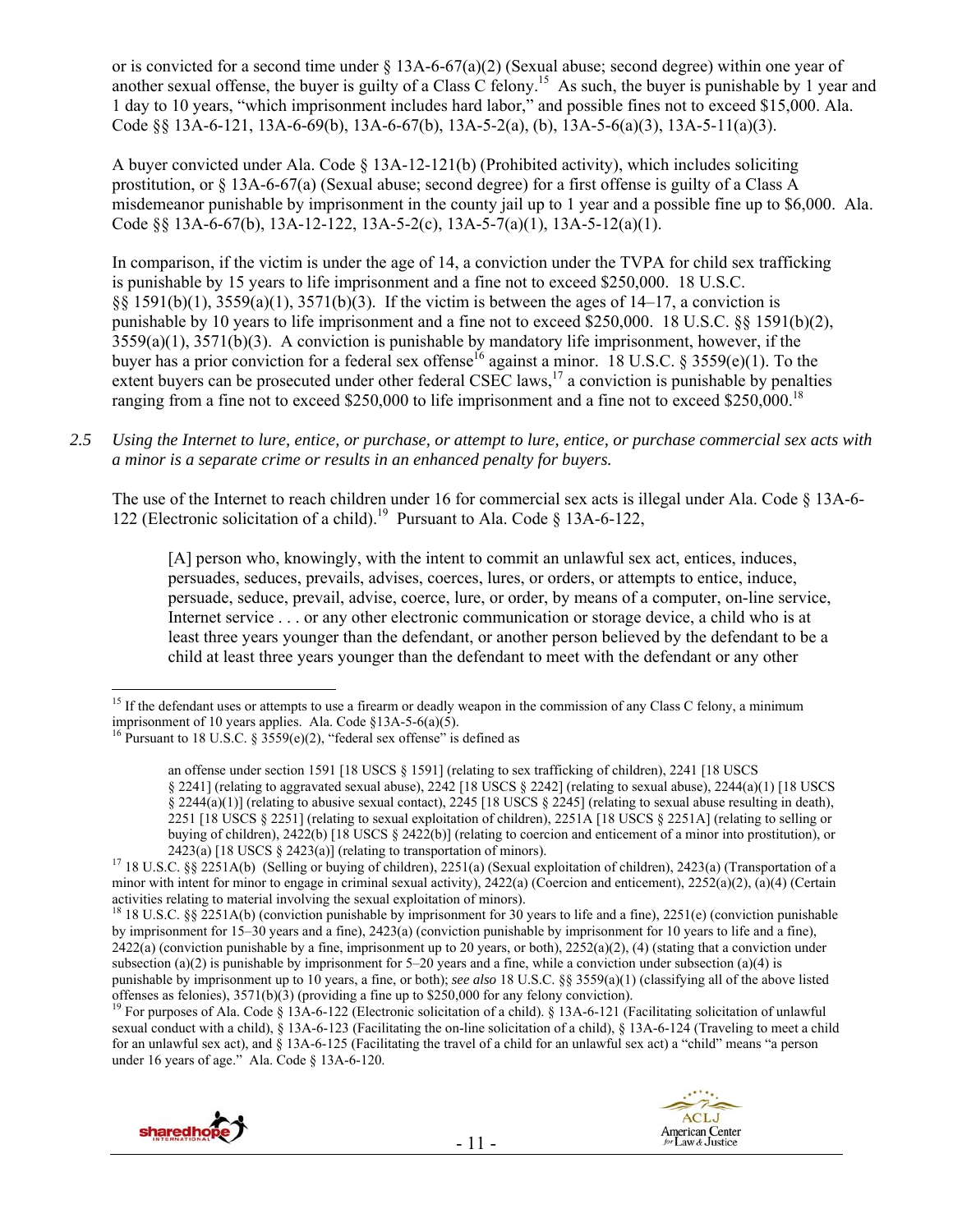or is convicted for a second time under § 13A-6-67(a)(2) (Sexual abuse; second degree) within one year of another sexual offense, the buyer is guilty of a Class C felony.[15] As such, the buyer is punishable by 1 year and 1 day to 10 years, "which imprisonment includes hard labor," and possible fines not to exceed $15,000. Ala. Code §§ 13A-6-121, 13A-6-69(b), 13A-6-67(b), 13A-5-2(a), (b), 13A-5-6(a)(3), 13A-5-11(a)(3).

A buyer convicted under Ala. Code § 13A-12-121(b) (Prohibited activity), which includes soliciting prostitution, or § 13A-6-67(a) (Sexual abuse; second degree) for a first offense is guilty of a Class A misdemeanor punishable by imprisonment in the county jail up to 1 year and a possible fine up to $6,000. Ala. Code §§ 13A-6-67(b), 13A-12-122, 13A-5-2(c), 13A-5-7(a)(1), 13A-5-12(a)(1).

In comparison, if the victim is under the age of 14, a conviction under the TVPA for child sex trafficking is punishable by 15 years to life imprisonment and a fine not to exceed $250,000. 18 U.S.C. §§ 1591(b)(1), 3559(a)(1), 3571(b)(3). If the victim is between the ages of 14–17, a conviction is punishable by 10 years to life imprisonment and a fine not to exceed $250,000. 18 U.S.C. §§ 1591(b)(2), 3559(a)(1), 3571(b)(3). A conviction is punishable by mandatory life imprisonment, however, if the buyer has a prior conviction for a federal sex offense[16] against a minor. 18 U.S.C. § 3559(e)(1). To the extent buyers can be prosecuted under other federal CSEC laws,[17] a conviction is punishable by penalties ranging from a fine not to exceed $250,000 to life imprisonment and a fine not to exceed $250,000.[18]

*2.5 Using the Internet to lure, entice, or purchase, or attempt to lure, entice, or purchase commercial sex acts with a minor is a separate crime or results in an enhanced penalty for buyers.*

The use of the Internet to reach children under 16 for commercial sex acts is illegal under Ala. Code § 13A-6-122 (Electronic solicitation of a child).[19] Pursuant to Ala. Code § 13A-6-122,

> [A] person who, knowingly, with the intent to commit an unlawful sex act, entices, induces, persuades, seduces, prevails, advises, coerces, lures, or orders, or attempts to entice, induce, persuade, seduce, prevail, advise, coerce, lure, or order, by means of a computer, on-line service, Internet service . . . or any other electronic communication or storage device, a child who is at least three years younger than the defendant, or another person believed by the defendant to be a child at least three years younger than the defendant to meet with the defendant or any other

---

[15] If the defendant uses or attempts to use a firearm or deadly weapon in the commission of any Class C felony, a minimum imprisonment of 10 years applies. Ala. Code §13A-5-6(a)(5).

[16] Pursuant to 18 U.S.C. § 3559(e)(2), "federal sex offense" is defined as

> an offense under section 1591 [18 USCS § 1591] (relating to sex trafficking of children), 2241 [18 USCS § 2241] (relating to aggravated sexual abuse), 2242 [18 USCS § 2242] (relating to sexual abuse), 2244(a)(1) [18 USCS § 2244(a)(1)] (relating to abusive sexual contact), 2245 [18 USCS § 2245] (relating to sexual abuse resulting in death), 2251 [18 USCS § 2251] (relating to sexual exploitation of children), 2251A [18 USCS § 2251A] (relating to selling or buying of children), 2422(b) [18 USCS § 2422(b)] (relating to coercion and enticement of a minor into prostitution), or 2423(a) [18 USCS § 2423(a)] (relating to transportation of minors).

[17] 18 U.S.C. §§ 2251A(b) (Selling or buying of children), 2251(a) (Sexual exploitation of children), 2423(a) (Transportation of a minor with intent for minor to engage in criminal sexual activity), 2422(a) (Coercion and enticement), 2252(a)(2), (a)(4) (Certain activities relating to material involving the sexual exploitation of minors).

[18] 18 U.S.C. §§ 2251A(b) (conviction punishable by imprisonment for 30 years to life and a fine), 2251(e) (conviction punishable by imprisonment for 15–30 years and a fine), 2423(a) (conviction punishable by imprisonment for 10 years to life and a fine), 2422(a) (conviction punishable by a fine, imprisonment up to 20 years, or both), 2252(a)(2), (4) (stating that a conviction under subsection (a)(2) is punishable by imprisonment for 5–20 years and a fine, while a conviction under subsection (a)(4) is punishable by imprisonment up to 10 years, a fine, or both); *see also* 18 U.S.C. §§ 3559(a)(1) (classifying all of the above listed offenses as felonies), 3571(b)(3) (providing a fine up to $250,000 for any felony conviction).

[19] For purposes of Ala. Code § 13A-6-122 (Electronic solicitation of a child). § 13A-6-121 (Facilitating solicitation of unlawful sexual conduct with a child), § 13A-6-123 (Facilitating the on-line solicitation of a child), § 13A-6-124 (Traveling to meet a child for an unlawful sex act), and § 13A-6-125 (Facilitating the travel of a child for an unlawful sex act) a "child" means "a person under 16 years of age." Ala. Code § 13A-6-120.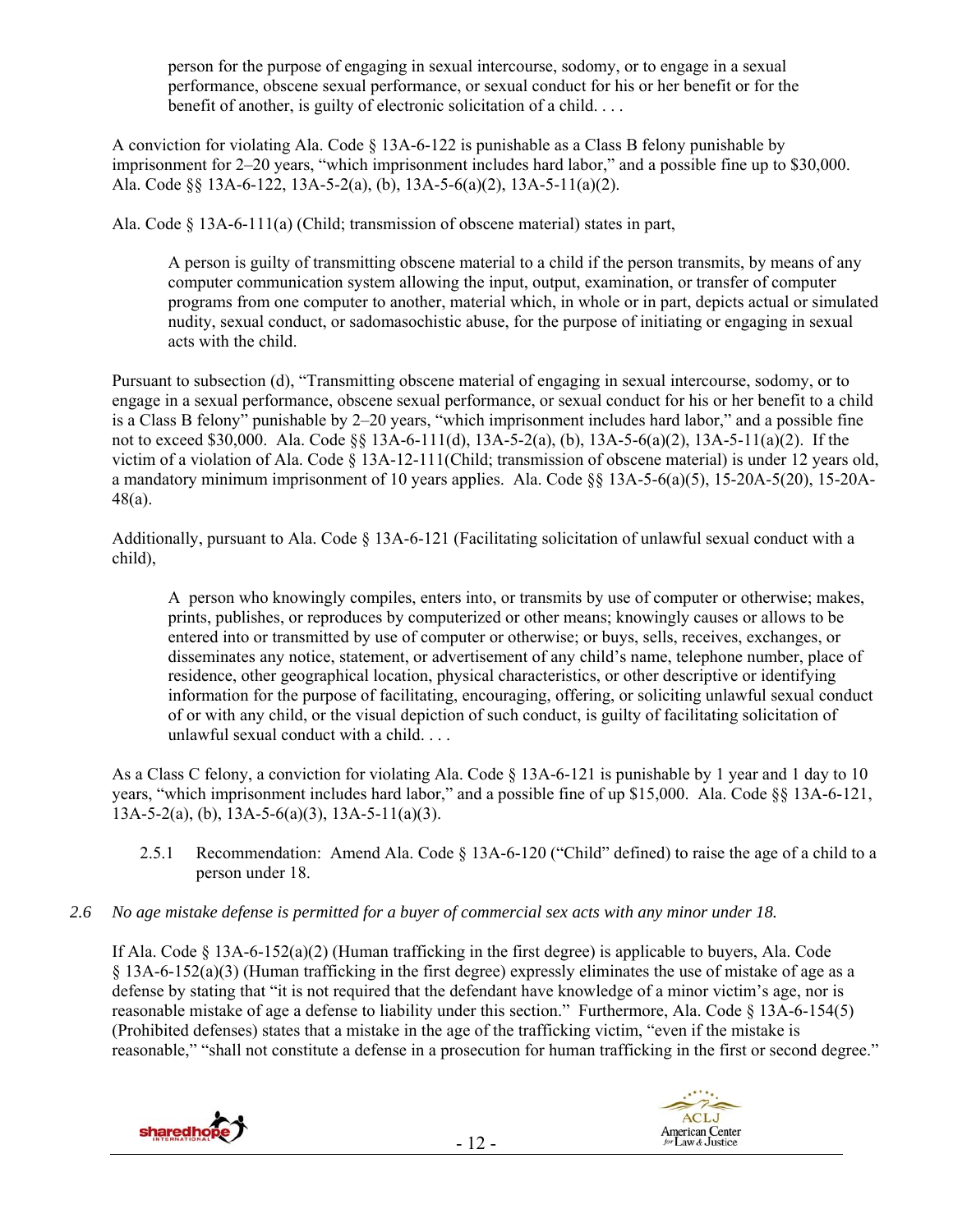> person for the purpose of engaging in sexual intercourse, sodomy, or to engage in a sexual performance, obscene sexual performance, or sexual conduct for his or her benefit or for the benefit of another, is guilty of electronic solicitation of a child. . . .

A conviction for violating Ala. Code § 13A-6-122 is punishable as a Class B felony punishable by imprisonment for 2–20 years, "which imprisonment includes hard labor," and a possible fine up to $30,000. Ala. Code §§ 13A-6-122, 13A-5-2(a), (b), 13A-5-6(a)(2), 13A-5-11(a)(2).

Ala. Code § 13A-6-111(a) (Child; transmission of obscene material) states in part,

> A person is guilty of transmitting obscene material to a child if the person transmits, by means of any computer communication system allowing the input, output, examination, or transfer of computer programs from one computer to another, material which, in whole or in part, depicts actual or simulated nudity, sexual conduct, or sadomasochistic abuse, for the purpose of initiating or engaging in sexual acts with the child.

Pursuant to subsection (d), "Transmitting obscene material of engaging in sexual intercourse, sodomy, or to engage in a sexual performance, obscene sexual performance, or sexual conduct for his or her benefit to a child is a Class B felony" punishable by 2–20 years, "which imprisonment includes hard labor," and a possible fine not to exceed $30,000. Ala. Code §§ 13A-6-111(d), 13A-5-2(a), (b), 13A-5-6(a)(2), 13A-5-11(a)(2). If the victim of a violation of Ala. Code § 13A-12-111(Child; transmission of obscene material) is under 12 years old, a mandatory minimum imprisonment of 10 years applies. Ala. Code §§ 13A-5-6(a)(5), 15-20A-5(20), 15-20A-48(a).

Additionally, pursuant to Ala. Code § 13A-6-121 (Facilitating solicitation of unlawful sexual conduct with a child),

> A person who knowingly compiles, enters into, or transmits by use of computer or otherwise; makes, prints, publishes, or reproduces by computerized or other means; knowingly causes or allows to be entered into or transmitted by use of computer or otherwise; or buys, sells, receives, exchanges, or disseminates any notice, statement, or advertisement of any child's name, telephone number, place of residence, other geographical location, physical characteristics, or other descriptive or identifying information for the purpose of facilitating, encouraging, offering, or soliciting unlawful sexual conduct of or with any child, or the visual depiction of such conduct, is guilty of facilitating solicitation of unlawful sexual conduct with a child. . . .

As a Class C felony, a conviction for violating Ala. Code § 13A-6-121 is punishable by 1 year and 1 day to 10 years, "which imprisonment includes hard labor," and a possible fine of up $15,000. Ala. Code §§ 13A-6-121, 13A-5-2(a), (b), 13A-5-6(a)(3), 13A-5-11(a)(3).

2.5.1 Recommendation: Amend Ala. Code § 13A-6-120 ("Child" defined) to raise the age of a child to a person under 18.

*2.6 No age mistake defense is permitted for a buyer of commercial sex acts with any minor under 18.*

If Ala. Code § 13A-6-152(a)(2) (Human trafficking in the first degree) is applicable to buyers, Ala. Code § 13A-6-152(a)(3) (Human trafficking in the first degree) expressly eliminates the use of mistake of age as a defense by stating that "it is not required that the defendant have knowledge of a minor victim's age, nor is reasonable mistake of age a defense to liability under this section." Furthermore, Ala. Code § 13A-6-154(5) (Prohibited defenses) states that a mistake in the age of the trafficking victim, "even if the mistake is reasonable," "shall not constitute a defense in a prosecution for human trafficking in the first or second degree."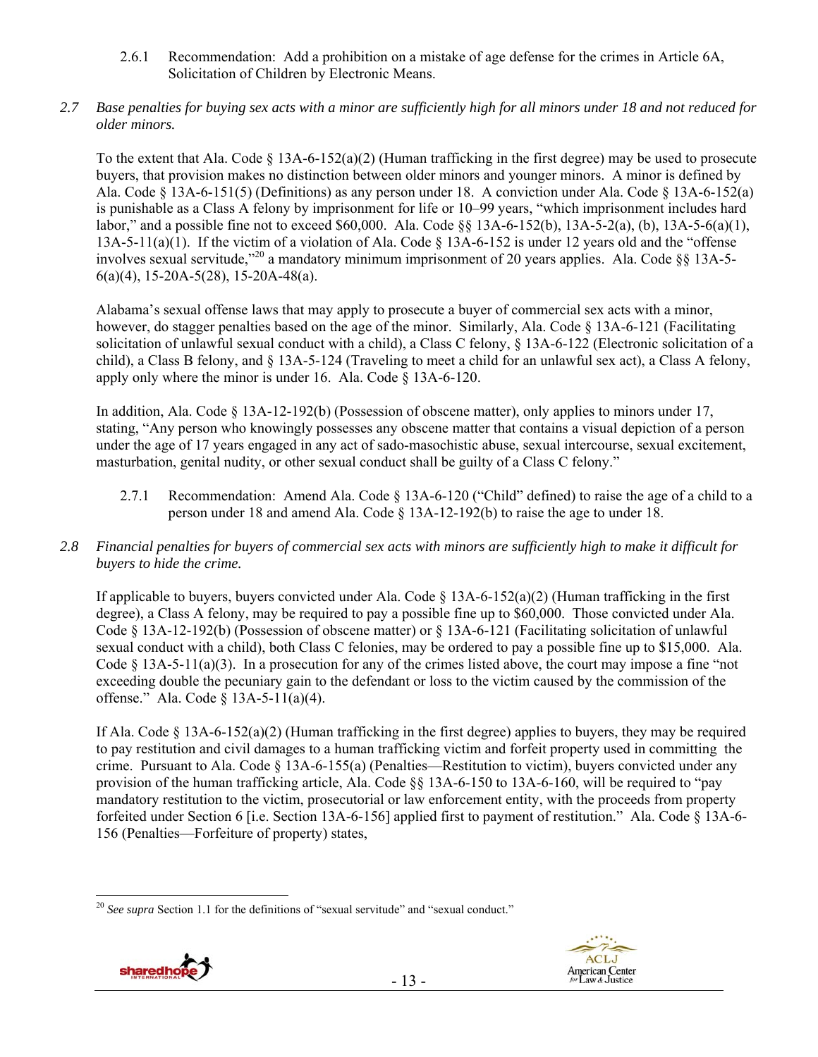2.6.1 Recommendation: Add a prohibition on a mistake of age defense for the crimes in Article 6A, Solicitation of Children by Electronic Means.

*2.7 Base penalties for buying sex acts with a minor are sufficiently high for all minors under 18 and not reduced for older minors.*

To the extent that Ala. Code § 13A-6-152(a)(2) (Human trafficking in the first degree) may be used to prosecute buyers, that provision makes no distinction between older minors and younger minors. A minor is defined by Ala. Code § 13A-6-151(5) (Definitions) as any person under 18. A conviction under Ala. Code § 13A-6-152(a) is punishable as a Class A felony by imprisonment for life or 10–99 years, "which imprisonment includes hard labor," and a possible fine not to exceed $60,000. Ala. Code §§ 13A-6-152(b), 13A-5-2(a), (b), 13A-5-6(a)(1), 13A-5-11(a)(1). If the victim of a violation of Ala. Code § 13A-6-152 is under 12 years old and the "offense involves sexual servitude,"[20] a mandatory minimum imprisonment of 20 years applies. Ala. Code §§ 13A-5-6(a)(4), 15-20A-5(28), 15-20A-48(a).

Alabama's sexual offense laws that may apply to prosecute a buyer of commercial sex acts with a minor, however, do stagger penalties based on the age of the minor. Similarly, Ala. Code § 13A-6-121 (Facilitating solicitation of unlawful sexual conduct with a child), a Class C felony, § 13A-6-122 (Electronic solicitation of a child), a Class B felony, and § 13A-5-124 (Traveling to meet a child for an unlawful sex act), a Class A felony, apply only where the minor is under 16. Ala. Code § 13A-6-120.

In addition, Ala. Code § 13A-12-192(b) (Possession of obscene matter), only applies to minors under 17, stating, "Any person who knowingly possesses any obscene matter that contains a visual depiction of a person under the age of 17 years engaged in any act of sado-masochistic abuse, sexual intercourse, sexual excitement, masturbation, genital nudity, or other sexual conduct shall be guilty of a Class C felony."

2.7.1 Recommendation: Amend Ala. Code § 13A-6-120 ("Child" defined) to raise the age of a child to a person under 18 and amend Ala. Code § 13A-12-192(b) to raise the age to under 18.

*2.8 Financial penalties for buyers of commercial sex acts with minors are sufficiently high to make it difficult for buyers to hide the crime.*

If applicable to buyers, buyers convicted under Ala. Code § 13A-6-152(a)(2) (Human trafficking in the first degree), a Class A felony, may be required to pay a possible fine up to $60,000. Those convicted under Ala. Code § 13A-12-192(b) (Possession of obscene matter) or § 13A-6-121 (Facilitating solicitation of unlawful sexual conduct with a child), both Class C felonies, may be ordered to pay a possible fine up to $15,000. Ala. Code § 13A-5-11(a)(3). In a prosecution for any of the crimes listed above, the court may impose a fine "not exceeding double the pecuniary gain to the defendant or loss to the victim caused by the commission of the offense." Ala. Code § 13A-5-11(a)(4).

If Ala. Code § 13A-6-152(a)(2) (Human trafficking in the first degree) applies to buyers, they may be required to pay restitution and civil damages to a human trafficking victim and forfeit property used in committing the crime. Pursuant to Ala. Code § 13A-6-155(a) (Penalties—Restitution to victim), buyers convicted under any provision of the human trafficking article, Ala. Code §§ 13A-6-150 to 13A-6-160, will be required to "pay mandatory restitution to the victim, prosecutorial or law enforcement entity, with the proceeds from property forfeited under Section 6 [i.e. Section 13A-6-156] applied first to payment of restitution." Ala. Code § 13A-6-156 (Penalties—Forfeiture of property) states,

[20] *See supra* Section 1.1 for the definitions of "sexual servitude" and "sexual conduct."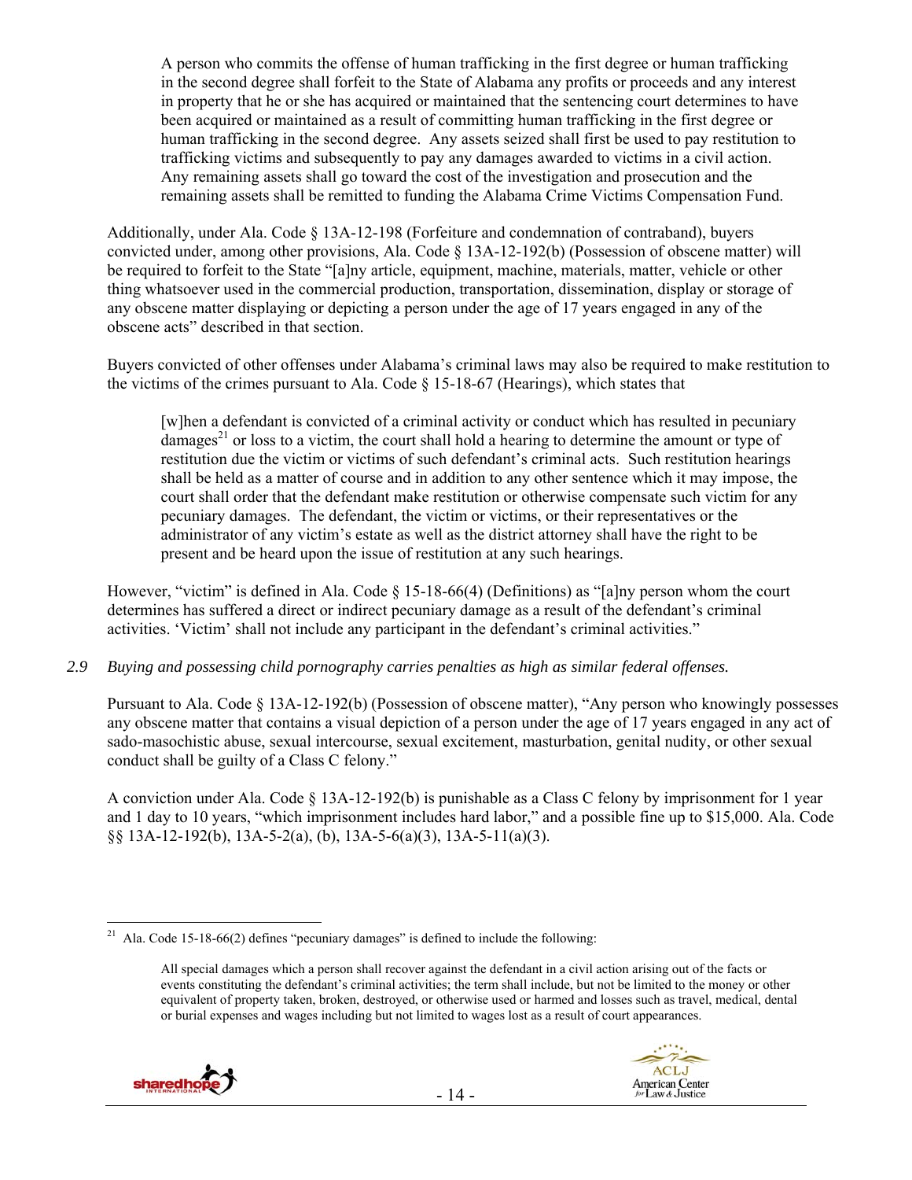> A person who commits the offense of human trafficking in the first degree or human trafficking in the second degree shall forfeit to the State of Alabama any profits or proceeds and any interest in property that he or she has acquired or maintained that the sentencing court determines to have been acquired or maintained as a result of committing human trafficking in the first degree or human trafficking in the second degree. Any assets seized shall first be used to pay restitution to trafficking victims and subsequently to pay any damages awarded to victims in a civil action. Any remaining assets shall go toward the cost of the investigation and prosecution and the remaining assets shall be remitted to funding the Alabama Crime Victims Compensation Fund.

Additionally, under Ala. Code § 13A-12-198 (Forfeiture and condemnation of contraband), buyers convicted under, among other provisions, Ala. Code § 13A-12-192(b) (Possession of obscene matter) will be required to forfeit to the State "[a]ny article, equipment, machine, materials, matter, vehicle or other thing whatsoever used in the commercial production, transportation, dissemination, display or storage of any obscene matter displaying or depicting a person under the age of 17 years engaged in any of the obscene acts" described in that section.

Buyers convicted of other offenses under Alabama's criminal laws may also be required to make restitution to the victims of the crimes pursuant to Ala. Code § 15-18-67 (Hearings), which states that

> [w]hen a defendant is convicted of a criminal activity or conduct which has resulted in pecuniary damages[21] or loss to a victim, the court shall hold a hearing to determine the amount or type of restitution due the victim or victims of such defendant's criminal acts. Such restitution hearings shall be held as a matter of course and in addition to any other sentence which it may impose, the court shall order that the defendant make restitution or otherwise compensate such victim for any pecuniary damages. The defendant, the victim or victims, or their representatives or the administrator of any victim's estate as well as the district attorney shall have the right to be present and be heard upon the issue of restitution at any such hearings.

However, "victim" is defined in Ala. Code § 15-18-66(4) (Definitions) as "[a]ny person whom the court determines has suffered a direct or indirect pecuniary damage as a result of the defendant's criminal activities. 'Victim' shall not include any participant in the defendant's criminal activities."

*2.9 Buying and possessing child pornography carries penalties as high as similar federal offenses.*

Pursuant to Ala. Code § 13A-12-192(b) (Possession of obscene matter), "Any person who knowingly possesses any obscene matter that contains a visual depiction of a person under the age of 17 years engaged in any act of sado-masochistic abuse, sexual intercourse, sexual excitement, masturbation, genital nudity, or other sexual conduct shall be guilty of a Class C felony."

A conviction under Ala. Code § 13A-12-192(b) is punishable as a Class C felony by imprisonment for 1 year and 1 day to 10 years, "which imprisonment includes hard labor," and a possible fine up to $15,000. Ala. Code §§ 13A-12-192(b), 13A-5-2(a), (b), 13A-5-6(a)(3), 13A-5-11(a)(3).

---

[21] Ala. Code 15-18-66(2) defines "pecuniary damages" is defined to include the following:

> All special damages which a person shall recover against the defendant in a civil action arising out of the facts or events constituting the defendant's criminal activities; the term shall include, but not be limited to the money or other equivalent of property taken, broken, destroyed, or otherwise used or harmed and losses such as travel, medical, dental or burial expenses and wages including but not limited to wages lost as a result of court appearances.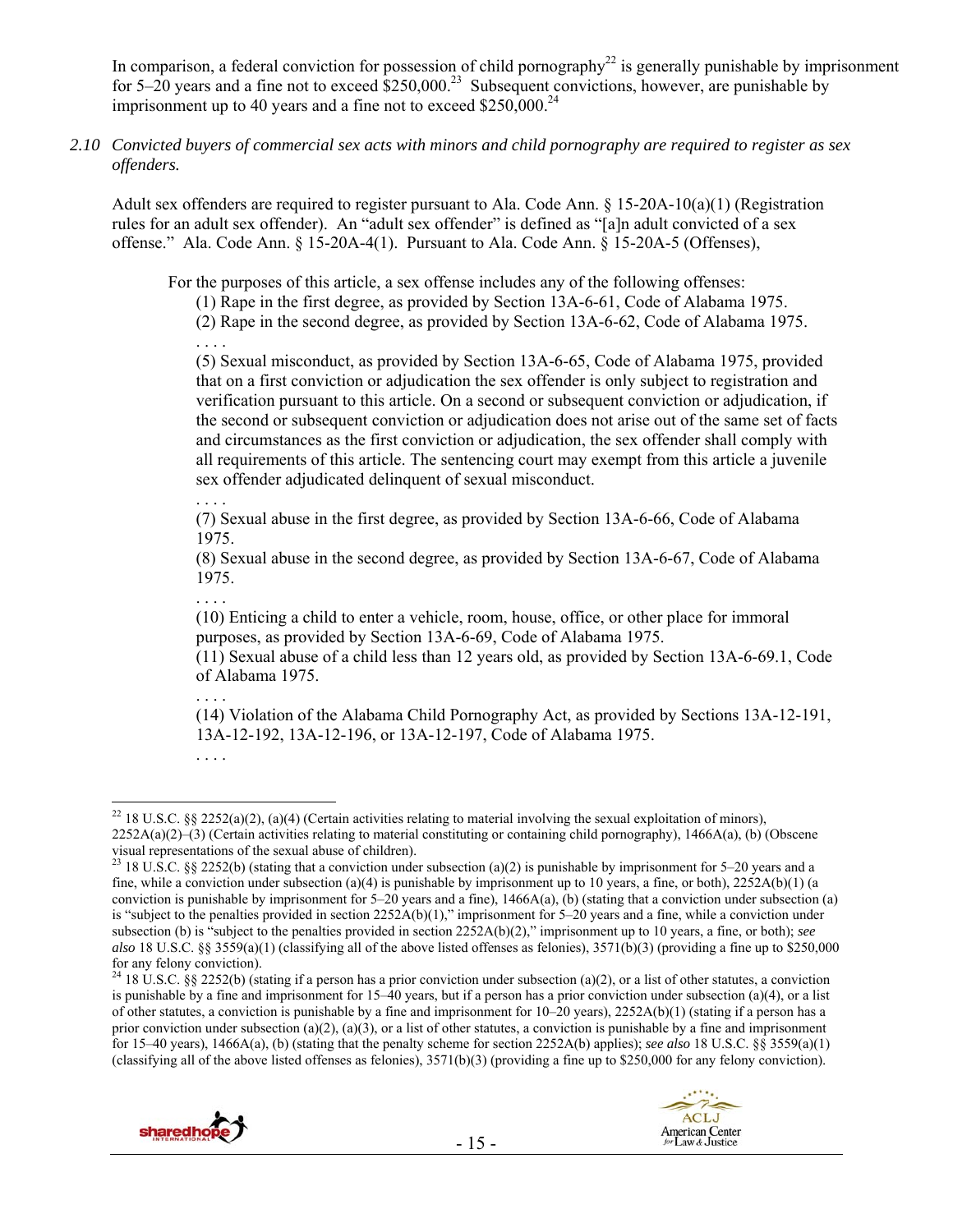In comparison, a federal conviction for possession of child pornography[22] is generally punishable by imprisonment for 5–20 years and a fine not to exceed $250,000.[23] Subsequent convictions, however, are punishable by imprisonment up to 40 years and a fine not to exceed $250,000.[24]

*2.10 Convicted buyers of commercial sex acts with minors and child pornography are required to register as sex offenders.*

Adult sex offenders are required to register pursuant to Ala. Code Ann. § 15-20A-10(a)(1) (Registration rules for an adult sex offender). An "adult sex offender" is defined as "[a]n adult convicted of a sex offense." Ala. Code Ann. § 15-20A-4(1). Pursuant to Ala. Code Ann. § 15-20A-5 (Offenses),

> For the purposes of this article, a sex offense includes any of the following offenses:
>
> (1) Rape in the first degree, as provided by Section 13A-6-61, Code of Alabama 1975.
>
> (2) Rape in the second degree, as provided by Section 13A-6-62, Code of Alabama 1975.
>
> . . . .
>
> (5) Sexual misconduct, as provided by Section 13A-6-65, Code of Alabama 1975, provided that on a first conviction or adjudication the sex offender is only subject to registration and verification pursuant to this article. On a second or subsequent conviction or adjudication, if the second or subsequent conviction or adjudication does not arise out of the same set of facts and circumstances as the first conviction or adjudication, the sex offender shall comply with all requirements of this article. The sentencing court may exempt from this article a juvenile sex offender adjudicated delinquent of sexual misconduct.
>
> . . . .
>
> (7) Sexual abuse in the first degree, as provided by Section 13A-6-66, Code of Alabama 1975.
>
> (8) Sexual abuse in the second degree, as provided by Section 13A-6-67, Code of Alabama 1975.
>
> . . . .
>
> (10) Enticing a child to enter a vehicle, room, house, office, or other place for immoral purposes, as provided by Section 13A-6-69, Code of Alabama 1975.
>
> (11) Sexual abuse of a child less than 12 years old, as provided by Section 13A-6-69.1, Code of Alabama 1975.
>
> . . . .
>
> (14) Violation of the Alabama Child Pornography Act, as provided by Sections 13A-12-191, 13A-12-192, 13A-12-196, or 13A-12-197, Code of Alabama 1975.
>
> . . . .

---

[22] 18 U.S.C. §§ 2252(a)(2), (a)(4) (Certain activities relating to material involving the sexual exploitation of minors), 2252A(a)(2)–(3) (Certain activities relating to material constituting or containing child pornography), 1466A(a), (b) (Obscene visual representations of the sexual abuse of children).

[23] 18 U.S.C. §§ 2252(b) (stating that a conviction under subsection (a)(2) is punishable by imprisonment for 5–20 years and a fine, while a conviction under subsection (a)(4) is punishable by imprisonment up to 10 years, a fine, or both), 2252A(b)(1) (a conviction is punishable by imprisonment for 5–20 years and a fine), 1466A(a), (b) (stating that a conviction under subsection (a) is "subject to the penalties provided in section 2252A(b)(1)," imprisonment for 5–20 years and a fine, while a conviction under subsection (b) is "subject to the penalties provided in section 2252A(b)(2)," imprisonment up to 10 years, a fine, or both); *see also* 18 U.S.C. §§ 3559(a)(1) (classifying all of the above listed offenses as felonies), 3571(b)(3) (providing a fine up to $250,000 for any felony conviction).

[24] 18 U.S.C. §§ 2252(b) (stating if a person has a prior conviction under subsection (a)(2), or a list of other statutes, a conviction is punishable by a fine and imprisonment for 15–40 years, but if a person has a prior conviction under subsection (a)(4), or a list of other statutes, a conviction is punishable by a fine and imprisonment for 10–20 years), 2252A(b)(1) (stating if a person has a prior conviction under subsection (a)(2), (a)(3), or a list of other statutes, a conviction is punishable by a fine and imprisonment for 15–40 years), 1466A(a), (b) (stating that the penalty scheme for section 2252A(b) applies); *see also* 18 U.S.C. §§ 3559(a)(1) (classifying all of the above listed offenses as felonies), 3571(b)(3) (providing a fine up to $250,000 for any felony conviction).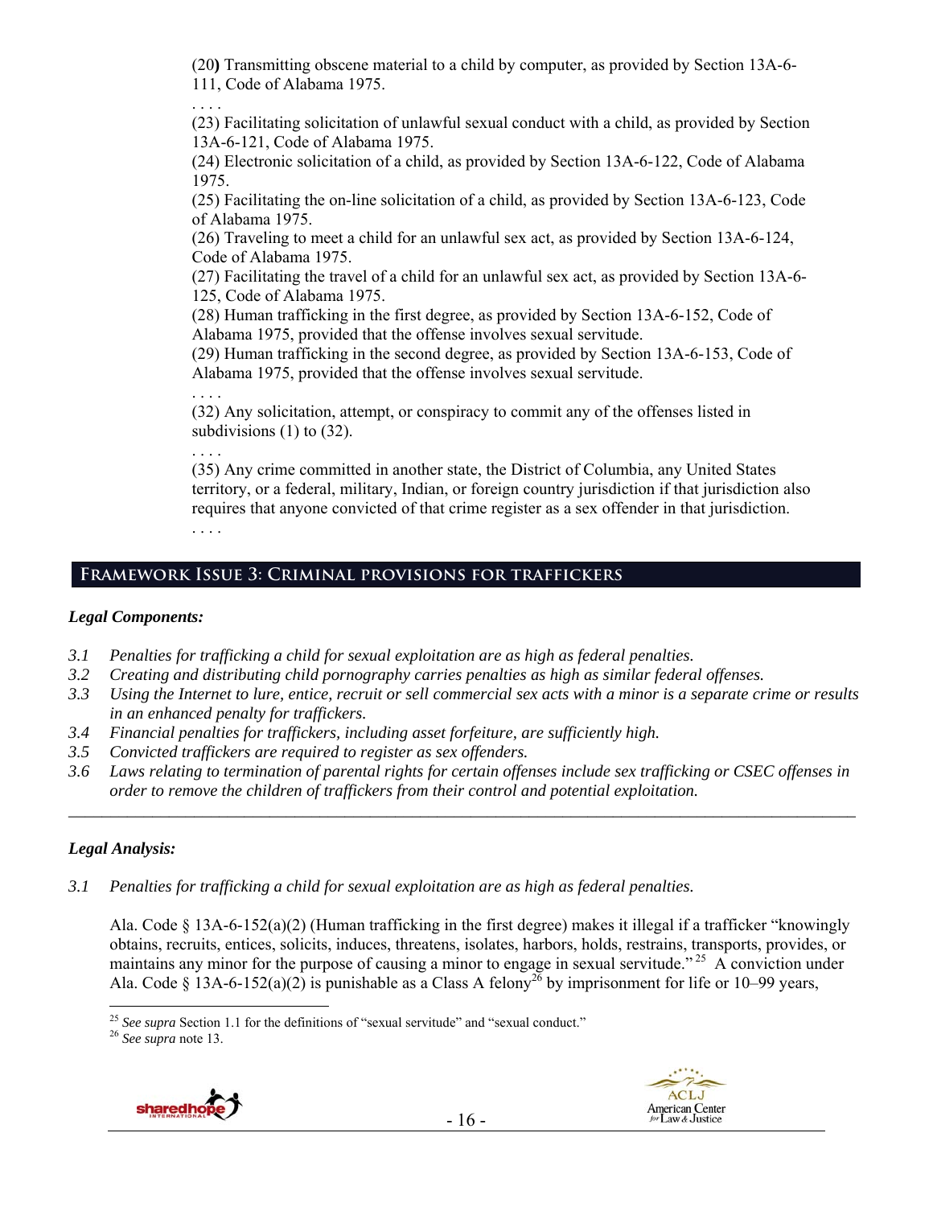(20) Transmitting obscene material to a child by computer, as provided by Section 13A-6-111, Code of Alabama 1975.

. . . .

(23) Facilitating solicitation of unlawful sexual conduct with a child, as provided by Section 13A-6-121, Code of Alabama 1975.

(24) Electronic solicitation of a child, as provided by Section 13A-6-122, Code of Alabama 1975.

(25) Facilitating the on-line solicitation of a child, as provided by Section 13A-6-123, Code of Alabama 1975.

(26) Traveling to meet a child for an unlawful sex act, as provided by Section 13A-6-124, Code of Alabama 1975.

(27) Facilitating the travel of a child for an unlawful sex act, as provided by Section 13A-6-125, Code of Alabama 1975.

(28) Human trafficking in the first degree, as provided by Section 13A-6-152, Code of Alabama 1975, provided that the offense involves sexual servitude.

(29) Human trafficking in the second degree, as provided by Section 13A-6-153, Code of Alabama 1975, provided that the offense involves sexual servitude.

. . . .

(32) Any solicitation, attempt, or conspiracy to commit any of the offenses listed in subdivisions (1) to (32).

. . . .

(35) Any crime committed in another state, the District of Columbia, any United States territory, or a federal, military, Indian, or foreign country jurisdiction if that jurisdiction also requires that anyone convicted of that crime register as a sex offender in that jurisdiction.

. . . .

## Framework Issue 3: Criminal provisions for traffickers

### *Legal Components:*

*3.1 Penalties for trafficking a child for sexual exploitation are as high as federal penalties.*

*3.2 Creating and distributing child pornography carries penalties as high as similar federal offenses.*

*3.3 Using the Internet to lure, entice, recruit or sell commercial sex acts with a minor is a separate crime or results in an enhanced penalty for traffickers.*

*3.4 Financial penalties for traffickers, including asset forfeiture, are sufficiently high.*

*3.5 Convicted traffickers are required to register as sex offenders.*

*3.6 Laws relating to termination of parental rights for certain offenses include sex trafficking or CSEC offenses in order to remove the children of traffickers from their control and potential exploitation.*

---

### *Legal Analysis:*

*3.1 Penalties for trafficking a child for sexual exploitation are as high as federal penalties.*

Ala. Code § 13A-6-152(a)(2) (Human trafficking in the first degree) makes it illegal if a trafficker "knowingly obtains, recruits, entices, solicits, induces, threatens, isolates, harbors, holds, restrains, transports, provides, or maintains any minor for the purpose of causing a minor to engage in sexual servitude."[25] A conviction under Ala. Code § 13A-6-152(a)(2) is punishable as a Class A felony[26] by imprisonment for life or 10–99 years,

[25] *See supra* Section 1.1 for the definitions of "sexual servitude" and "sexual conduct."

[26] *See supra* note 13.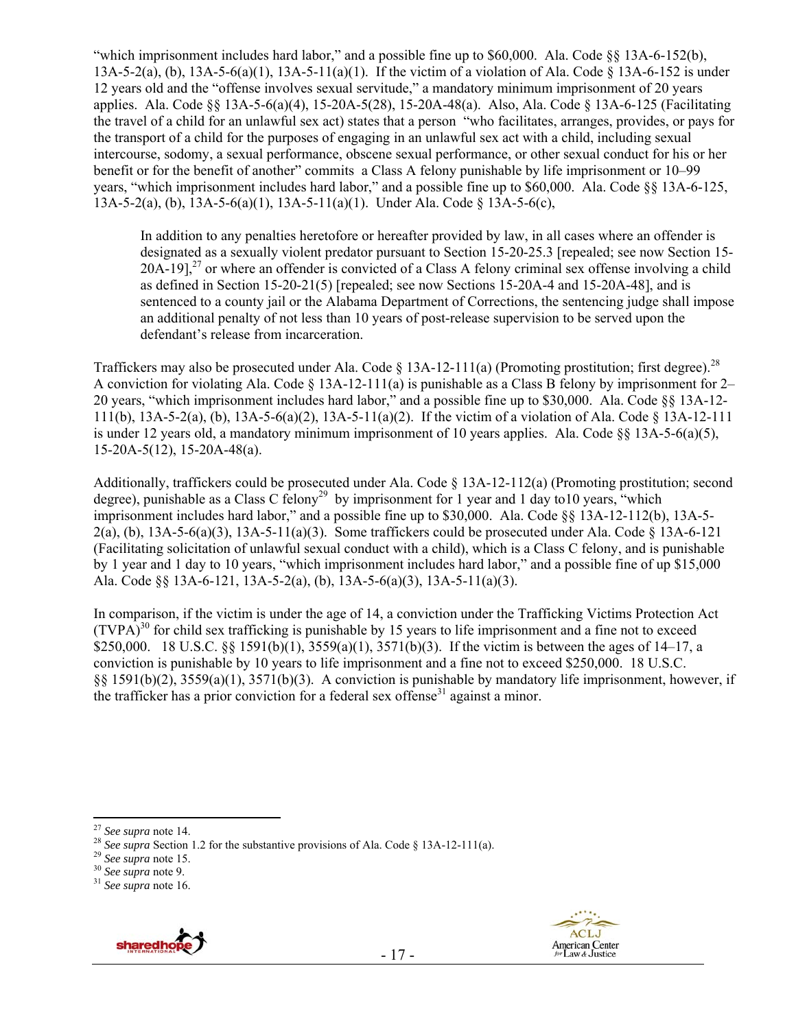"which imprisonment includes hard labor," and a possible fine up to $60,000. Ala. Code §§ 13A-6-152(b), 13A-5-2(a), (b), 13A-5-6(a)(1), 13A-5-11(a)(1). If the victim of a violation of Ala. Code § 13A-6-152 is under 12 years old and the "offense involves sexual servitude," a mandatory minimum imprisonment of 20 years applies. Ala. Code §§ 13A-5-6(a)(4), 15-20A-5(28), 15-20A-48(a). Also, Ala. Code § 13A-6-125 (Facilitating the travel of a child for an unlawful sex act) states that a person "who facilitates, arranges, provides, or pays for the transport of a child for the purposes of engaging in an unlawful sex act with a child, including sexual intercourse, sodomy, a sexual performance, obscene sexual performance, or other sexual conduct for his or her benefit or for the benefit of another" commits a Class A felony punishable by life imprisonment or 10–99 years, "which imprisonment includes hard labor," and a possible fine up to $60,000. Ala. Code §§ 13A-6-125, 13A-5-2(a), (b), 13A-5-6(a)(1), 13A-5-11(a)(1). Under Ala. Code § 13A-5-6(c),

> In addition to any penalties heretofore or hereafter provided by law, in all cases where an offender is designated as a sexually violent predator pursuant to Section 15-20-25.3 [repealed; see now Section 15-20A-19],[27] or where an offender is convicted of a Class A felony criminal sex offense involving a child as defined in Section 15-20-21(5) [repealed; see now Sections 15-20A-4 and 15-20A-48], and is sentenced to a county jail or the Alabama Department of Corrections, the sentencing judge shall impose an additional penalty of not less than 10 years of post-release supervision to be served upon the defendant's release from incarceration.

Traffickers may also be prosecuted under Ala. Code § 13A-12-111(a) (Promoting prostitution; first degree).[28] A conviction for violating Ala. Code § 13A-12-111(a) is punishable as a Class B felony by imprisonment for 2–20 years, "which imprisonment includes hard labor," and a possible fine up to $30,000. Ala. Code §§ 13A-12-111(b), 13A-5-2(a), (b), 13A-5-6(a)(2), 13A-5-11(a)(2). If the victim of a violation of Ala. Code § 13A-12-111 is under 12 years old, a mandatory minimum imprisonment of 10 years applies. Ala. Code §§ 13A-5-6(a)(5), 15-20A-5(12), 15-20A-48(a).

Additionally, traffickers could be prosecuted under Ala. Code § 13A-12-112(a) (Promoting prostitution; second degree), punishable as a Class C felony[29] by imprisonment for 1 year and 1 day to10 years, "which imprisonment includes hard labor," and a possible fine up to $30,000. Ala. Code §§ 13A-12-112(b), 13A-5-2(a), (b), 13A-5-6(a)(3), 13A-5-11(a)(3). Some traffickers could be prosecuted under Ala. Code § 13A-6-121 (Facilitating solicitation of unlawful sexual conduct with a child), which is a Class C felony, and is punishable by 1 year and 1 day to 10 years, "which imprisonment includes hard labor," and a possible fine of up $15,000 Ala. Code §§ 13A-6-121, 13A-5-2(a), (b), 13A-5-6(a)(3), 13A-5-11(a)(3).

In comparison, if the victim is under the age of 14, a conviction under the Trafficking Victims Protection Act (TVPA)[30] for child sex trafficking is punishable by 15 years to life imprisonment and a fine not to exceed $250,000. 18 U.S.C. §§ 1591(b)(1), 3559(a)(1), 3571(b)(3). If the victim is between the ages of 14–17, a conviction is punishable by 10 years to life imprisonment and a fine not to exceed $250,000. 18 U.S.C. §§ 1591(b)(2), 3559(a)(1), 3571(b)(3). A conviction is punishable by mandatory life imprisonment, however, if the trafficker has a prior conviction for a federal sex offense[31] against a minor.

---

[27] *See supra* note 14.
[28] *See supra* Section 1.2 for the substantive provisions of Ala. Code § 13A-12-111(a).
[29] *See supra* note 15.
[30] *See supra* note 9.
[31] *See supra* note 16.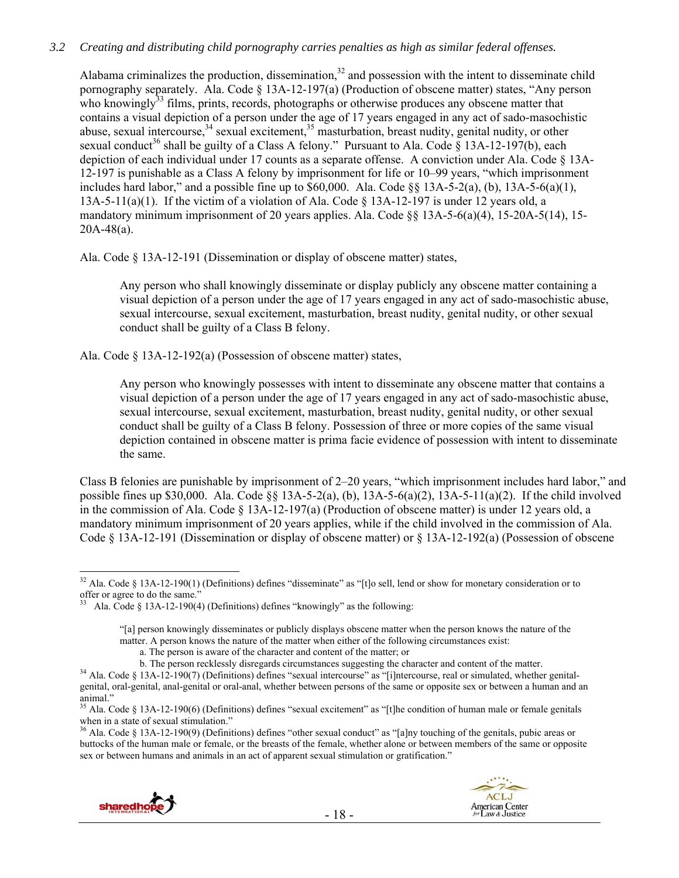### *3.2 Creating and distributing child pornography carries penalties as high as similar federal offenses.*

Alabama criminalizes the production, dissemination,[32] and possession with the intent to disseminate child pornography separately. Ala. Code § 13A-12-197(a) (Production of obscene matter) states, "Any person who knowingly[33] films, prints, records, photographs or otherwise produces any obscene matter that contains a visual depiction of a person under the age of 17 years engaged in any act of sado-masochistic abuse, sexual intercourse,[34] sexual excitement,[35] masturbation, breast nudity, genital nudity, or other sexual conduct[36] shall be guilty of a Class A felony." Pursuant to Ala. Code § 13A-12-197(b), each depiction of each individual under 17 counts as a separate offense. A conviction under Ala. Code § 13A-12-197 is punishable as a Class A felony by imprisonment for life or 10–99 years, "which imprisonment includes hard labor," and a possible fine up to $60,000. Ala. Code §§ 13A-5-2(a), (b), 13A-5-6(a)(1), 13A-5-11(a)(1). If the victim of a violation of Ala. Code § 13A-12-197 is under 12 years old, a mandatory minimum imprisonment of 20 years applies. Ala. Code §§ 13A-5-6(a)(4), 15-20A-5(14), 15-20A-48(a).

Ala. Code § 13A-12-191 (Dissemination or display of obscene matter) states,

> Any person who shall knowingly disseminate or display publicly any obscene matter containing a visual depiction of a person under the age of 17 years engaged in any act of sado-masochistic abuse, sexual intercourse, sexual excitement, masturbation, breast nudity, genital nudity, or other sexual conduct shall be guilty of a Class B felony.

Ala. Code § 13A-12-192(a) (Possession of obscene matter) states,

> Any person who knowingly possesses with intent to disseminate any obscene matter that contains a visual depiction of a person under the age of 17 years engaged in any act of sado-masochistic abuse, sexual intercourse, sexual excitement, masturbation, breast nudity, genital nudity, or other sexual conduct shall be guilty of a Class B felony. Possession of three or more copies of the same visual depiction contained in obscene matter is prima facie evidence of possession with intent to disseminate the same.

Class B felonies are punishable by imprisonment of 2–20 years, "which imprisonment includes hard labor," and possible fines up $30,000. Ala. Code §§ 13A-5-2(a), (b), 13A-5-6(a)(2), 13A-5-11(a)(2). If the child involved in the commission of Ala. Code § 13A-12-197(a) (Production of obscene matter) is under 12 years old, a mandatory minimum imprisonment of 20 years applies, while if the child involved in the commission of Ala. Code § 13A-12-191 (Dissemination or display of obscene matter) or § 13A-12-192(a) (Possession of obscene

---

[32] Ala. Code § 13A-12-190(1) (Definitions) defines "disseminate" as "[t]o sell, lend or show for monetary consideration or to offer or agree to do the same."

[33] Ala. Code § 13A-12-190(4) (Definitions) defines "knowingly" as the following:

> "[a] person knowingly disseminates or publicly displays obscene matter when the person knows the nature of the matter. A person knows the nature of the matter when either of the following circumstances exist:
> a. The person is aware of the character and content of the matter; or
> b. The person recklessly disregards circumstances suggesting the character and content of the matter.

[34] Ala. Code § 13A-12-190(7) (Definitions) defines "sexual intercourse" as "[i]ntercourse, real or simulated, whether genital-genital, oral-genital, anal-genital or oral-anal, whether between persons of the same or opposite sex or between a human and an animal."

[35] Ala. Code § 13A-12-190(6) (Definitions) defines "sexual excitement" as "[t]he condition of human male or female genitals when in a state of sexual stimulation."

[36] Ala. Code § 13A-12-190(9) (Definitions) defines "other sexual conduct" as "[a]ny touching of the genitals, pubic areas or buttocks of the human male or female, or the breasts of the female, whether alone or between members of the same or opposite sex or between humans and animals in an act of apparent sexual stimulation or gratification."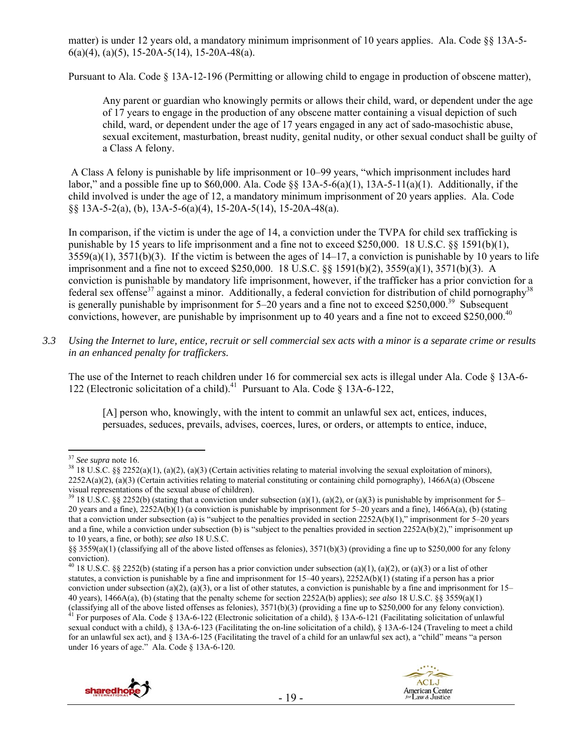matter) is under 12 years old, a mandatory minimum imprisonment of 10 years applies. Ala. Code §§ 13A-5-6(a)(4), (a)(5), 15-20A-5(14), 15-20A-48(a).

Pursuant to Ala. Code § 13A-12-196 (Permitting or allowing child to engage in production of obscene matter),

> Any parent or guardian who knowingly permits or allows their child, ward, or dependent under the age of 17 years to engage in the production of any obscene matter containing a visual depiction of such child, ward, or dependent under the age of 17 years engaged in any act of sado-masochistic abuse, sexual excitement, masturbation, breast nudity, genital nudity, or other sexual conduct shall be guilty of a Class A felony.

A Class A felony is punishable by life imprisonment or 10–99 years, "which imprisonment includes hard labor," and a possible fine up to $60,000. Ala. Code §§ 13A-5-6(a)(1), 13A-5-11(a)(1). Additionally, if the child involved is under the age of 12, a mandatory minimum imprisonment of 20 years applies. Ala. Code §§ 13A-5-2(a), (b), 13A-5-6(a)(4), 15-20A-5(14), 15-20A-48(a).

In comparison, if the victim is under the age of 14, a conviction under the TVPA for child sex trafficking is punishable by 15 years to life imprisonment and a fine not to exceed $250,000. 18 U.S.C. §§ 1591(b)(1), 3559(a)(1), 3571(b)(3). If the victim is between the ages of 14–17, a conviction is punishable by 10 years to life imprisonment and a fine not to exceed $250,000. 18 U.S.C. §§ 1591(b)(2), 3559(a)(1), 3571(b)(3). A conviction is punishable by mandatory life imprisonment, however, if the trafficker has a prior conviction for a federal sex offense[37] against a minor. Additionally, a federal conviction for distribution of child pornography[38] is generally punishable by imprisonment for 5–20 years and a fine not to exceed $250,000.[39] Subsequent convictions, however, are punishable by imprisonment up to 40 years and a fine not to exceed $250,000.[40]

*3.3 Using the Internet to lure, entice, recruit or sell commercial sex acts with a minor is a separate crime or results in an enhanced penalty for traffickers.*

The use of the Internet to reach children under 16 for commercial sex acts is illegal under Ala. Code § 13A-6-122 (Electronic solicitation of a child).[41] Pursuant to Ala. Code § 13A-6-122,

> [A] person who, knowingly, with the intent to commit an unlawful sex act, entices, induces, persuades, seduces, prevails, advises, coerces, lures, or orders, or attempts to entice, induce,

---

[37] *See supra* note 16.

[38] 18 U.S.C. §§ 2252(a)(1), (a)(2), (a)(3) (Certain activities relating to material involving the sexual exploitation of minors), 2252A(a)(2), (a)(3) (Certain activities relating to material constituting or containing child pornography), 1466A(a) (Obscene visual representations of the sexual abuse of children).

[39] 18 U.S.C. §§ 2252(b) (stating that a conviction under subsection (a)(1), (a)(2), or (a)(3) is punishable by imprisonment for 5–20 years and a fine), 2252A(b)(1) (a conviction is punishable by imprisonment for 5–20 years and a fine), 1466A(a), (b) (stating that a conviction under subsection (a) is "subject to the penalties provided in section 2252A(b)(1)," imprisonment for 5–20 years and a fine, while a conviction under subsection (b) is "subject to the penalties provided in section 2252A(b)(2)," imprisonment up to 10 years, a fine, or both); *see also* 18 U.S.C. §§ 3559(a)(1) (classifying all of the above listed offenses as felonies), 3571(b)(3) (providing a fine up to $250,000 for any felony conviction).

[40] 18 U.S.C. §§ 2252(b) (stating if a person has a prior conviction under subsection (a)(1), (a)(2), or (a)(3) or a list of other statutes, a conviction is punishable by a fine and imprisonment for 15–40 years), 2252A(b)(1) (stating if a person has a prior conviction under subsection (a)(2), (a)(3), or a list of other statutes, a conviction is punishable by a fine and imprisonment for 15–40 years), 1466A(a), (b) (stating that the penalty scheme for section 2252A(b) applies); *see also* 18 U.S.C. §§ 3559(a)(1) (classifying all of the above listed offenses as felonies), 3571(b)(3) (providing a fine up to $250,000 for any felony conviction).

[41] For purposes of Ala. Code § 13A-6-122 (Electronic solicitation of a child), § 13A-6-121 (Facilitating solicitation of unlawful sexual conduct with a child), § 13A-6-123 (Facilitating the on-line solicitation of a child), § 13A-6-124 (Traveling to meet a child for an unlawful sex act), and § 13A-6-125 (Facilitating the travel of a child for an unlawful sex act), a "child" means "a person under 16 years of age." Ala. Code § 13A-6-120.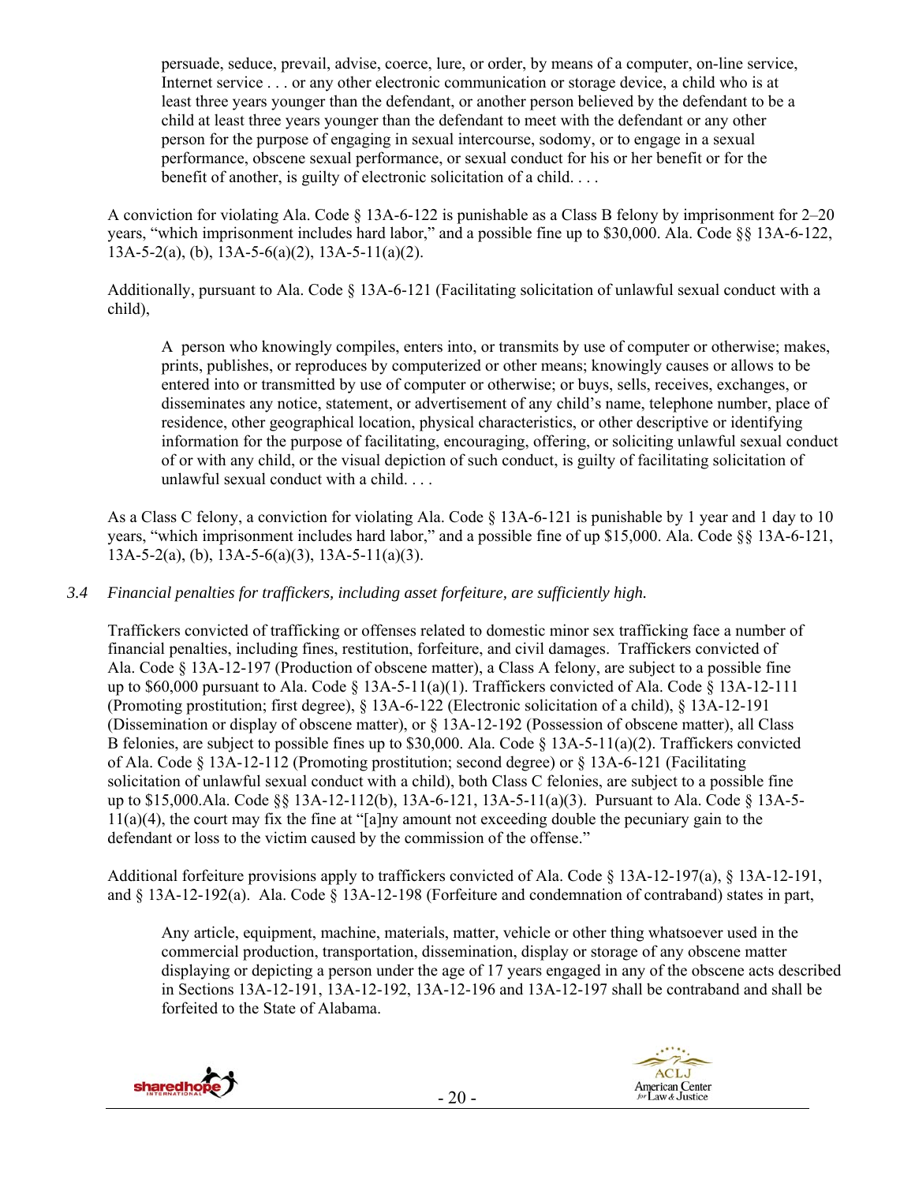> persuade, seduce, prevail, advise, coerce, lure, or order, by means of a computer, on-line service, Internet service . . . or any other electronic communication or storage device, a child who is at least three years younger than the defendant, or another person believed by the defendant to be a child at least three years younger than the defendant to meet with the defendant or any other person for the purpose of engaging in sexual intercourse, sodomy, or to engage in a sexual performance, obscene sexual performance, or sexual conduct for his or her benefit or for the benefit of another, is guilty of electronic solicitation of a child. . . .

A conviction for violating Ala. Code § 13A-6-122 is punishable as a Class B felony by imprisonment for 2–20 years, "which imprisonment includes hard labor," and a possible fine up to $30,000. Ala. Code §§ 13A-6-122, 13A-5-2(a), (b), 13A-5-6(a)(2), 13A-5-11(a)(2).

Additionally, pursuant to Ala. Code § 13A-6-121 (Facilitating solicitation of unlawful sexual conduct with a child),

> A person who knowingly compiles, enters into, or transmits by use of computer or otherwise; makes, prints, publishes, or reproduces by computerized or other means; knowingly causes or allows to be entered into or transmitted by use of computer or otherwise; or buys, sells, receives, exchanges, or disseminates any notice, statement, or advertisement of any child's name, telephone number, place of residence, other geographical location, physical characteristics, or other descriptive or identifying information for the purpose of facilitating, encouraging, offering, or soliciting unlawful sexual conduct of or with any child, or the visual depiction of such conduct, is guilty of facilitating solicitation of unlawful sexual conduct with a child. . . .

As a Class C felony, a conviction for violating Ala. Code § 13A-6-121 is punishable by 1 year and 1 day to 10 years, "which imprisonment includes hard labor," and a possible fine of up $15,000. Ala. Code §§ 13A-6-121, 13A-5-2(a), (b), 13A-5-6(a)(3), 13A-5-11(a)(3).

*3.4 Financial penalties for traffickers, including asset forfeiture, are sufficiently high.*

Traffickers convicted of trafficking or offenses related to domestic minor sex trafficking face a number of financial penalties, including fines, restitution, forfeiture, and civil damages. Traffickers convicted of Ala. Code § 13A-12-197 (Production of obscene matter), a Class A felony, are subject to a possible fine up to $60,000 pursuant to Ala. Code § 13A-5-11(a)(1). Traffickers convicted of Ala. Code § 13A-12-111 (Promoting prostitution; first degree), § 13A-6-122 (Electronic solicitation of a child), § 13A-12-191 (Dissemination or display of obscene matter), or § 13A-12-192 (Possession of obscene matter), all Class B felonies, are subject to possible fines up to $30,000. Ala. Code § 13A-5-11(a)(2). Traffickers convicted of Ala. Code § 13A-12-112 (Promoting prostitution; second degree) or § 13A-6-121 (Facilitating solicitation of unlawful sexual conduct with a child), both Class C felonies, are subject to a possible fine up to $15,000.Ala. Code §§ 13A-12-112(b), 13A-6-121, 13A-5-11(a)(3). Pursuant to Ala. Code § 13A-5-11(a)(4), the court may fix the fine at "[a]ny amount not exceeding double the pecuniary gain to the defendant or loss to the victim caused by the commission of the offense."

Additional forfeiture provisions apply to traffickers convicted of Ala. Code § 13A-12-197(a), § 13A-12-191, and § 13A-12-192(a). Ala. Code § 13A-12-198 (Forfeiture and condemnation of contraband) states in part,

> Any article, equipment, machine, materials, matter, vehicle or other thing whatsoever used in the commercial production, transportation, dissemination, display or storage of any obscene matter displaying or depicting a person under the age of 17 years engaged in any of the obscene acts described in Sections 13A-12-191, 13A-12-192, 13A-12-196 and 13A-12-197 shall be contraband and shall be forfeited to the State of Alabama.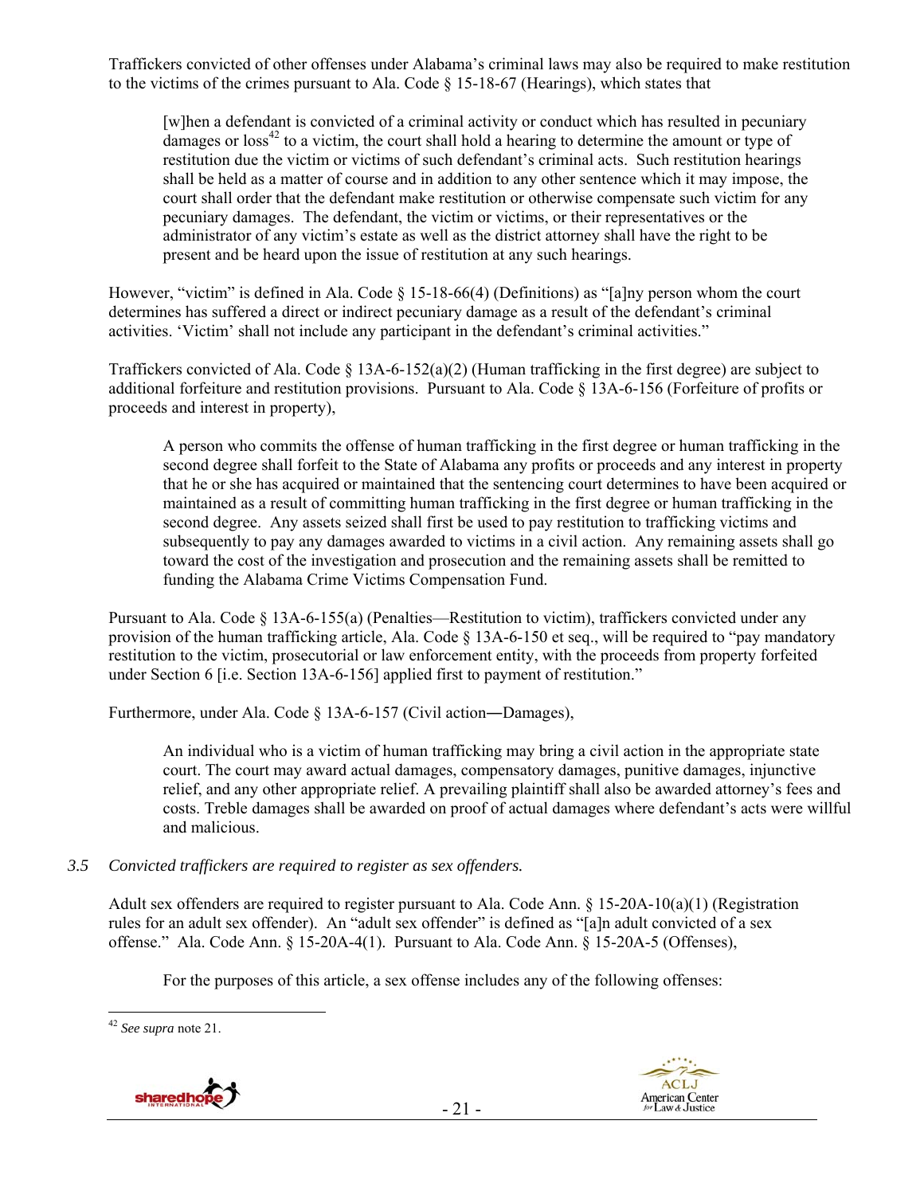Traffickers convicted of other offenses under Alabama's criminal laws may also be required to make restitution to the victims of the crimes pursuant to Ala. Code § 15-18-67 (Hearings), which states that

> [w]hen a defendant is convicted of a criminal activity or conduct which has resulted in pecuniary damages or loss[42] to a victim, the court shall hold a hearing to determine the amount or type of restitution due the victim or victims of such defendant's criminal acts. Such restitution hearings shall be held as a matter of course and in addition to any other sentence which it may impose, the court shall order that the defendant make restitution or otherwise compensate such victim for any pecuniary damages. The defendant, the victim or victims, or their representatives or the administrator of any victim's estate as well as the district attorney shall have the right to be present and be heard upon the issue of restitution at any such hearings.

However, "victim" is defined in Ala. Code § 15-18-66(4) (Definitions) as "[a]ny person whom the court determines has suffered a direct or indirect pecuniary damage as a result of the defendant's criminal activities. 'Victim' shall not include any participant in the defendant's criminal activities."

Traffickers convicted of Ala. Code § 13A-6-152(a)(2) (Human trafficking in the first degree) are subject to additional forfeiture and restitution provisions. Pursuant to Ala. Code § 13A-6-156 (Forfeiture of profits or proceeds and interest in property),

> A person who commits the offense of human trafficking in the first degree or human trafficking in the second degree shall forfeit to the State of Alabama any profits or proceeds and any interest in property that he or she has acquired or maintained that the sentencing court determines to have been acquired or maintained as a result of committing human trafficking in the first degree or human trafficking in the second degree. Any assets seized shall first be used to pay restitution to trafficking victims and subsequently to pay any damages awarded to victims in a civil action. Any remaining assets shall go toward the cost of the investigation and prosecution and the remaining assets shall be remitted to funding the Alabama Crime Victims Compensation Fund.

Pursuant to Ala. Code § 13A-6-155(a) (Penalties—Restitution to victim), traffickers convicted under any provision of the human trafficking article, Ala. Code § 13A-6-150 et seq., will be required to "pay mandatory restitution to the victim, prosecutorial or law enforcement entity, with the proceeds from property forfeited under Section 6 [i.e. Section 13A-6-156] applied first to payment of restitution."

Furthermore, under Ala. Code § 13A-6-157 (Civil action―Damages),

> An individual who is a victim of human trafficking may bring a civil action in the appropriate state court. The court may award actual damages, compensatory damages, punitive damages, injunctive relief, and any other appropriate relief. A prevailing plaintiff shall also be awarded attorney's fees and costs. Treble damages shall be awarded on proof of actual damages where defendant's acts were willful and malicious.

*3.5 Convicted traffickers are required to register as sex offenders.*

Adult sex offenders are required to register pursuant to Ala. Code Ann. § 15-20A-10(a)(1) (Registration rules for an adult sex offender). An "adult sex offender" is defined as "[a]n adult convicted of a sex offense." Ala. Code Ann. § 15-20A-4(1). Pursuant to Ala. Code Ann. § 15-20A-5 (Offenses),

> For the purposes of this article, a sex offense includes any of the following offenses:

[42] *See supra* note 21.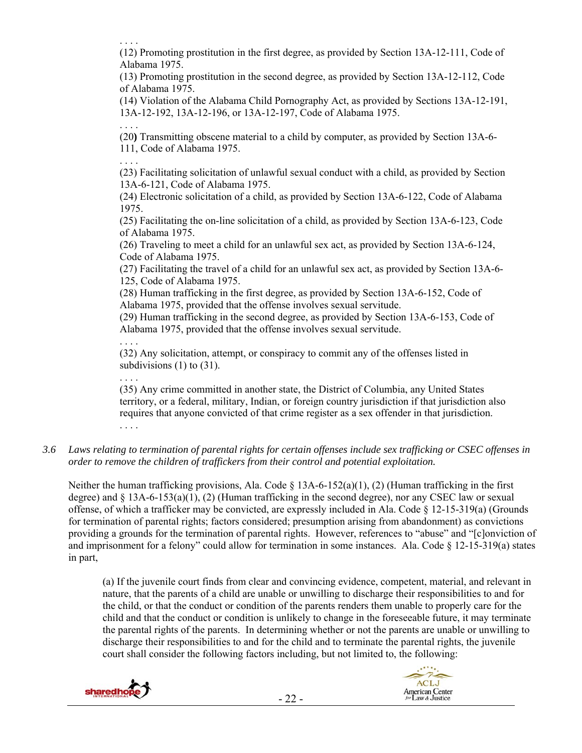. . . .

(12) Promoting prostitution in the first degree, as provided by Section 13A-12-111, Code of Alabama 1975.

(13) Promoting prostitution in the second degree, as provided by Section 13A-12-112, Code of Alabama 1975.

(14) Violation of the Alabama Child Pornography Act, as provided by Sections 13A-12-191, 13A-12-192, 13A-12-196, or 13A-12-197, Code of Alabama 1975.

. . . .

(20**)** Transmitting obscene material to a child by computer, as provided by Section 13A-6-111, Code of Alabama 1975.

. . . .

(23) Facilitating solicitation of unlawful sexual conduct with a child, as provided by Section 13A-6-121, Code of Alabama 1975.

(24) Electronic solicitation of a child, as provided by Section 13A-6-122, Code of Alabama 1975.

(25) Facilitating the on-line solicitation of a child, as provided by Section 13A-6-123, Code of Alabama 1975.

(26) Traveling to meet a child for an unlawful sex act, as provided by Section 13A-6-124, Code of Alabama 1975.

(27) Facilitating the travel of a child for an unlawful sex act, as provided by Section 13A-6-125, Code of Alabama 1975.

(28) Human trafficking in the first degree, as provided by Section 13A-6-152, Code of Alabama 1975, provided that the offense involves sexual servitude.

(29) Human trafficking in the second degree, as provided by Section 13A-6-153, Code of Alabama 1975, provided that the offense involves sexual servitude.

. . . .

(32) Any solicitation, attempt, or conspiracy to commit any of the offenses listed in subdivisions (1) to (31).

. . . .

(35) Any crime committed in another state, the District of Columbia, any United States territory, or a federal, military, Indian, or foreign country jurisdiction if that jurisdiction also requires that anyone convicted of that crime register as a sex offender in that jurisdiction.

. . . .

*3.6 Laws relating to termination of parental rights for certain offenses include sex trafficking or CSEC offenses in order to remove the children of traffickers from their control and potential exploitation.*

Neither the human trafficking provisions, Ala. Code § 13A-6-152(a)(1), (2) (Human trafficking in the first degree) and § 13A-6-153(a)(1), (2) (Human trafficking in the second degree), nor any CSEC law or sexual offense, of which a trafficker may be convicted, are expressly included in Ala. Code § 12-15-319(a) (Grounds for termination of parental rights; factors considered; presumption arising from abandonment) as convictions providing a grounds for the termination of parental rights. However, references to "abuse" and "[c]onviction of and imprisonment for a felony" could allow for termination in some instances. Ala. Code § 12-15-319(a) states in part,

> (a) If the juvenile court finds from clear and convincing evidence, competent, material, and relevant in nature, that the parents of a child are unable or unwilling to discharge their responsibilities to and for the child, or that the conduct or condition of the parents renders them unable to properly care for the child and that the conduct or condition is unlikely to change in the foreseeable future, it may terminate the parental rights of the parents. In determining whether or not the parents are unable or unwilling to discharge their responsibilities to and for the child and to terminate the parental rights, the juvenile court shall consider the following factors including, but not limited to, the following: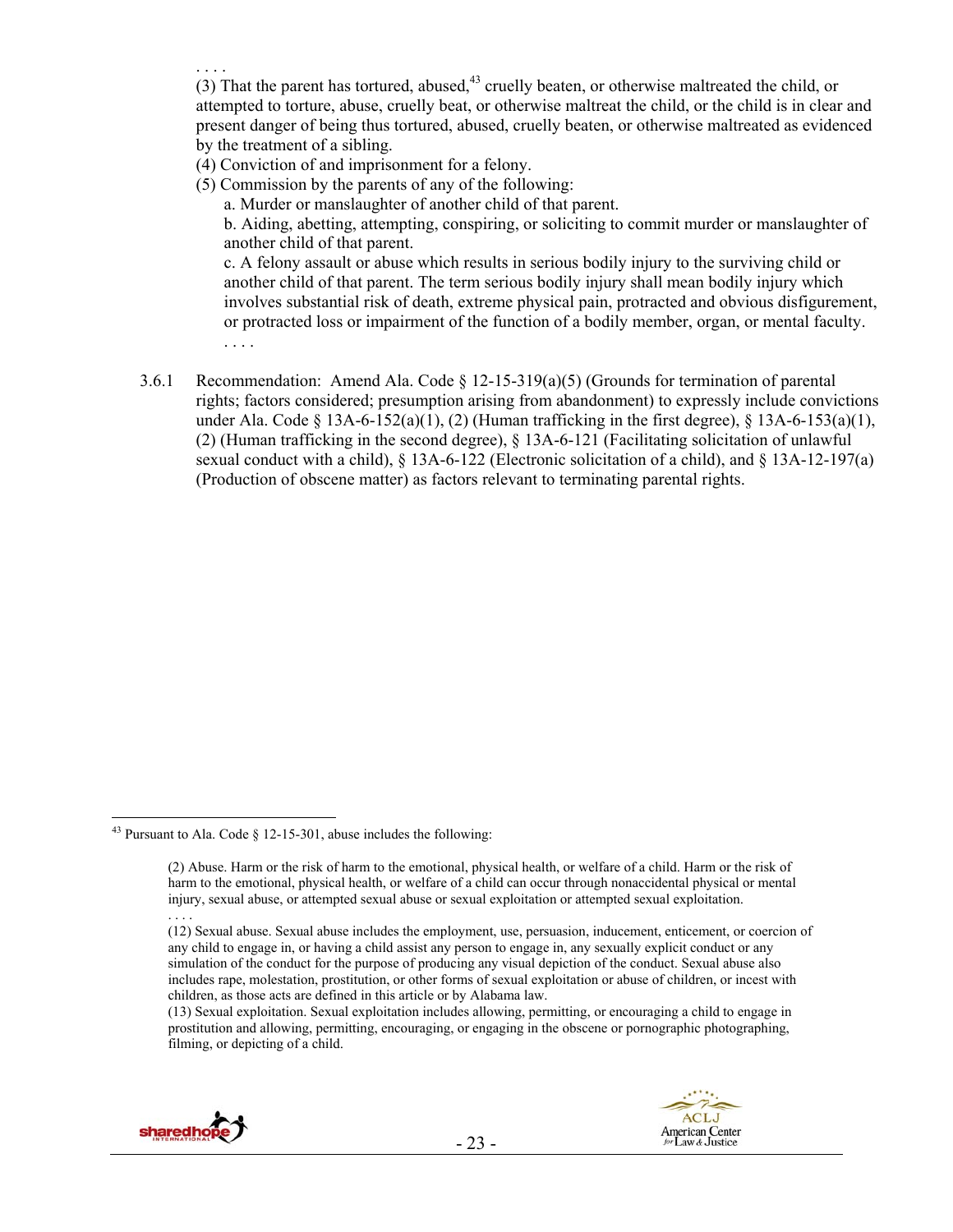. . . .

(3) That the parent has tortured, abused,[43] cruelly beaten, or otherwise maltreated the child, or attempted to torture, abuse, cruelly beat, or otherwise maltreat the child, or the child is in clear and present danger of being thus tortured, abused, cruelly beaten, or otherwise maltreated as evidenced by the treatment of a sibling.

(4) Conviction of and imprisonment for a felony.

(5) Commission by the parents of any of the following:

a. Murder or manslaughter of another child of that parent.

b. Aiding, abetting, attempting, conspiring, or soliciting to commit murder or manslaughter of another child of that parent.

c. A felony assault or abuse which results in serious bodily injury to the surviving child or another child of that parent. The term serious bodily injury shall mean bodily injury which involves substantial risk of death, extreme physical pain, protracted and obvious disfigurement, or protracted loss or impairment of the function of a bodily member, organ, or mental faculty.

. . . .

3.6.1 Recommendation: Amend Ala. Code § 12-15-319(a)(5) (Grounds for termination of parental rights; factors considered; presumption arising from abandonment) to expressly include convictions under Ala. Code § 13A-6-152(a)(1), (2) (Human trafficking in the first degree), § 13A-6-153(a)(1), (2) (Human trafficking in the second degree), § 13A-6-121 (Facilitating solicitation of unlawful sexual conduct with a child), § 13A-6-122 (Electronic solicitation of a child), and § 13A-12-197(a) (Production of obscene matter) as factors relevant to terminating parental rights.

---

[43] Pursuant to Ala. Code § 12-15-301, abuse includes the following:

> (2) Abuse. Harm or the risk of harm to the emotional, physical health, or welfare of a child. Harm or the risk of harm to the emotional, physical health, or welfare of a child can occur through nonaccidental physical or mental injury, sexual abuse, or attempted sexual abuse or sexual exploitation or attempted sexual exploitation.
>
> . . . .
>
> (12) Sexual abuse. Sexual abuse includes the employment, use, persuasion, inducement, enticement, or coercion of any child to engage in, or having a child assist any person to engage in, any sexually explicit conduct or any simulation of the conduct for the purpose of producing any visual depiction of the conduct. Sexual abuse also includes rape, molestation, prostitution, or other forms of sexual exploitation or abuse of children, or incest with children, as those acts are defined in this article or by Alabama law.
>
> (13) Sexual exploitation. Sexual exploitation includes allowing, permitting, or encouraging a child to engage in prostitution and allowing, permitting, encouraging, or engaging in the obscene or pornographic photographing, filming, or depicting of a child.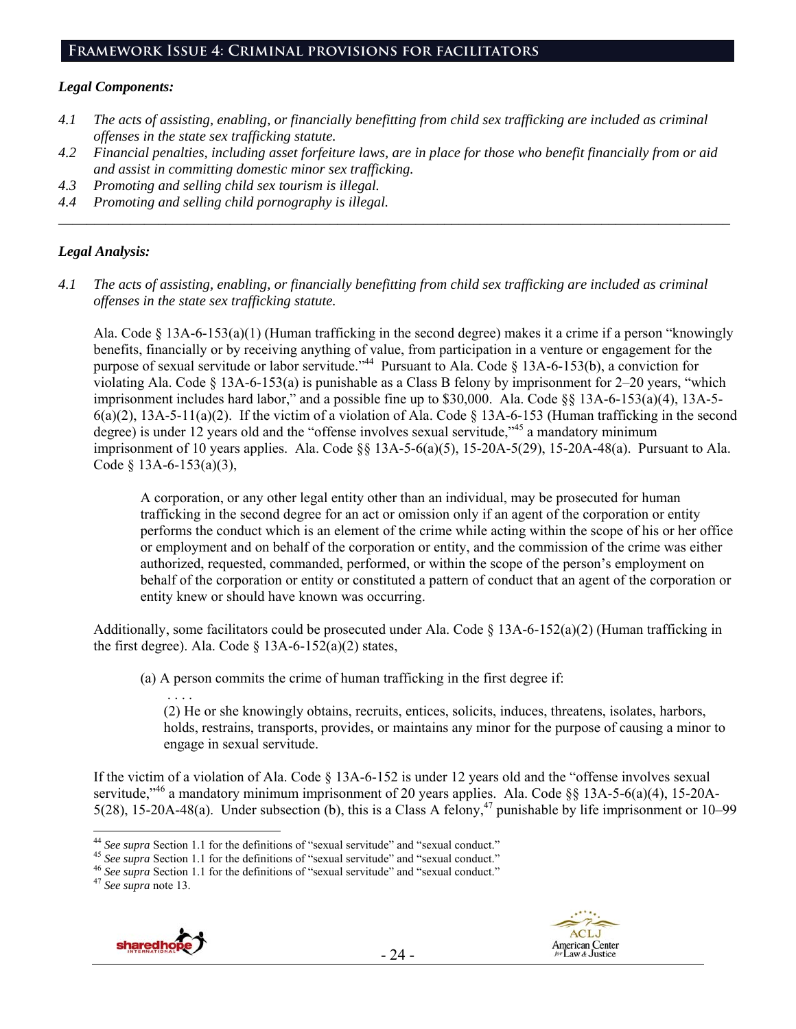## Framework Issue 4: Criminal provisions for facilitators

***Legal Components:***

*4.1 The acts of assisting, enabling, or financially benefitting from child sex trafficking are included as criminal offenses in the state sex trafficking statute.*
*4.2 Financial penalties, including asset forfeiture laws, are in place for those who benefit financially from or aid and assist in committing domestic minor sex trafficking.*
*4.3 Promoting and selling child sex tourism is illegal.*
*4.4 Promoting and selling child pornography is illegal.*

---

***Legal Analysis:***

*4.1 The acts of assisting, enabling, or financially benefitting from child sex trafficking are included as criminal offenses in the state sex trafficking statute.*

Ala. Code § 13A-6-153(a)(1) (Human trafficking in the second degree) makes it a crime if a person "knowingly benefits, financially or by receiving anything of value, from participation in a venture or engagement for the purpose of sexual servitude or labor servitude."[44] Pursuant to Ala. Code § 13A-6-153(b), a conviction for violating Ala. Code § 13A-6-153(a) is punishable as a Class B felony by imprisonment for 2–20 years, "which imprisonment includes hard labor," and a possible fine up to $30,000. Ala. Code §§ 13A-6-153(a)(4), 13A-5-6(a)(2), 13A-5-11(a)(2). If the victim of a violation of Ala. Code § 13A-6-153 (Human trafficking in the second degree) is under 12 years old and the "offense involves sexual servitude,"[45] a mandatory minimum imprisonment of 10 years applies. Ala. Code §§ 13A-5-6(a)(5), 15-20A-5(29), 15-20A-48(a). Pursuant to Ala. Code § 13A-6-153(a)(3),

> A corporation, or any other legal entity other than an individual, may be prosecuted for human trafficking in the second degree for an act or omission only if an agent of the corporation or entity performs the conduct which is an element of the crime while acting within the scope of his or her office or employment and on behalf of the corporation or entity, and the commission of the crime was either authorized, requested, commanded, performed, or within the scope of the person's employment on behalf of the corporation or entity or constituted a pattern of conduct that an agent of the corporation or entity knew or should have known was occurring.

Additionally, some facilitators could be prosecuted under Ala. Code § 13A-6-152(a)(2) (Human trafficking in the first degree). Ala. Code § 13A-6-152(a)(2) states,

> (a) A person commits the crime of human trafficking in the first degree if:
>
> . . . .
>
> (2) He or she knowingly obtains, recruits, entices, solicits, induces, threatens, isolates, harbors, holds, restrains, transports, provides, or maintains any minor for the purpose of causing a minor to engage in sexual servitude.

If the victim of a violation of Ala. Code § 13A-6-152 is under 12 years old and the "offense involves sexual servitude,"[46] a mandatory minimum imprisonment of 20 years applies. Ala. Code §§ 13A-5-6(a)(4), 15-20A-5(28), 15-20A-48(a). Under subsection (b), this is a Class A felony,[47] punishable by life imprisonment or 10–99

---

[44] *See supra* Section 1.1 for the definitions of "sexual servitude" and "sexual conduct."
[45] *See supra* Section 1.1 for the definitions of "sexual servitude" and "sexual conduct."
[46] *See supra* Section 1.1 for the definitions of "sexual servitude" and "sexual conduct."
[47] *See supra* note 13.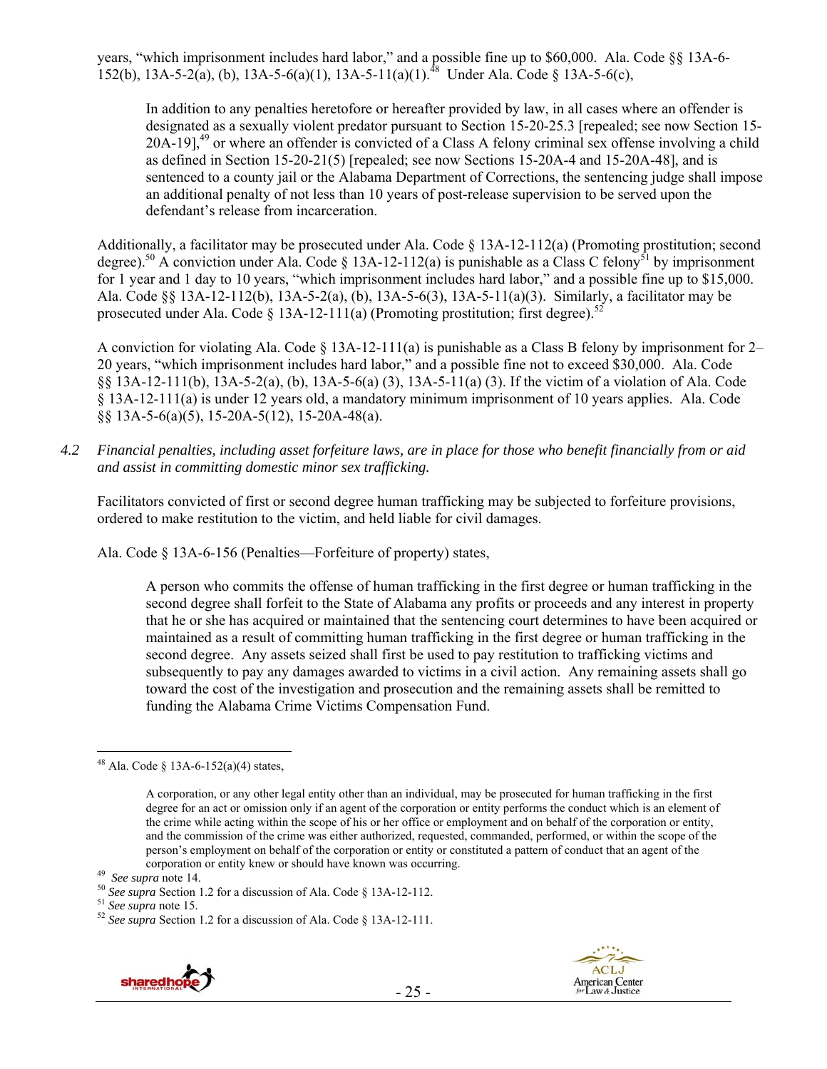years, "which imprisonment includes hard labor," and a possible fine up to $60,000. Ala. Code §§ 13A-6-152(b), 13A-5-2(a), (b), 13A-5-6(a)(1), 13A-5-11(a)(1).[48] Under Ala. Code § 13A-5-6(c),

> In addition to any penalties heretofore or hereafter provided by law, in all cases where an offender is designated as a sexually violent predator pursuant to Section 15-20-25.3 [repealed; see now Section 15-20A-19],[49] or where an offender is convicted of a Class A felony criminal sex offense involving a child as defined in Section 15-20-21(5) [repealed; see now Sections 15-20A-4 and 15-20A-48], and is sentenced to a county jail or the Alabama Department of Corrections, the sentencing judge shall impose an additional penalty of not less than 10 years of post-release supervision to be served upon the defendant's release from incarceration.

Additionally, a facilitator may be prosecuted under Ala. Code § 13A-12-112(a) (Promoting prostitution; second degree).[50] A conviction under Ala. Code § 13A-12-112(a) is punishable as a Class C felony[51] by imprisonment for 1 year and 1 day to 10 years, "which imprisonment includes hard labor," and a possible fine up to $15,000. Ala. Code §§ 13A-12-112(b), 13A-5-2(a), (b), 13A-5-6(3), 13A-5-11(a)(3). Similarly, a facilitator may be prosecuted under Ala. Code § 13A-12-111(a) (Promoting prostitution; first degree).[52]

A conviction for violating Ala. Code § 13A-12-111(a) is punishable as a Class B felony by imprisonment for 2–20 years, "which imprisonment includes hard labor," and a possible fine not to exceed $30,000. Ala. Code §§ 13A-12-111(b), 13A-5-2(a), (b), 13A-5-6(a) (3), 13A-5-11(a) (3). If the victim of a violation of Ala. Code § 13A-12-111(a) is under 12 years old, a mandatory minimum imprisonment of 10 years applies. Ala. Code §§ 13A-5-6(a)(5), 15-20A-5(12), 15-20A-48(a).

*4.2 Financial penalties, including asset forfeiture laws, are in place for those who benefit financially from or aid and assist in committing domestic minor sex trafficking.*

Facilitators convicted of first or second degree human trafficking may be subjected to forfeiture provisions, ordered to make restitution to the victim, and held liable for civil damages.

Ala. Code § 13A-6-156 (Penalties—Forfeiture of property) states,

> A person who commits the offense of human trafficking in the first degree or human trafficking in the second degree shall forfeit to the State of Alabama any profits or proceeds and any interest in property that he or she has acquired or maintained that the sentencing court determines to have been acquired or maintained as a result of committing human trafficking in the first degree or human trafficking in the second degree. Any assets seized shall first be used to pay restitution to trafficking victims and subsequently to pay any damages awarded to victims in a civil action. Any remaining assets shall go toward the cost of the investigation and prosecution and the remaining assets shall be remitted to funding the Alabama Crime Victims Compensation Fund.

---

[48] Ala. Code § 13A-6-152(a)(4) states,

> A corporation, or any other legal entity other than an individual, may be prosecuted for human trafficking in the first degree for an act or omission only if an agent of the corporation or entity performs the conduct which is an element of the crime while acting within the scope of his or her office or employment and on behalf of the corporation or entity, and the commission of the crime was either authorized, requested, commanded, performed, or within the scope of the person's employment on behalf of the corporation or entity or constituted a pattern of conduct that an agent of the corporation or entity knew or should have known was occurring.

[49] *See supra* note 14.

[50] *See supra* Section 1.2 for a discussion of Ala. Code § 13A-12-112.

[51] *See supra* note 15.

[52] *See supra* Section 1.2 for a discussion of Ala. Code § 13A-12-111.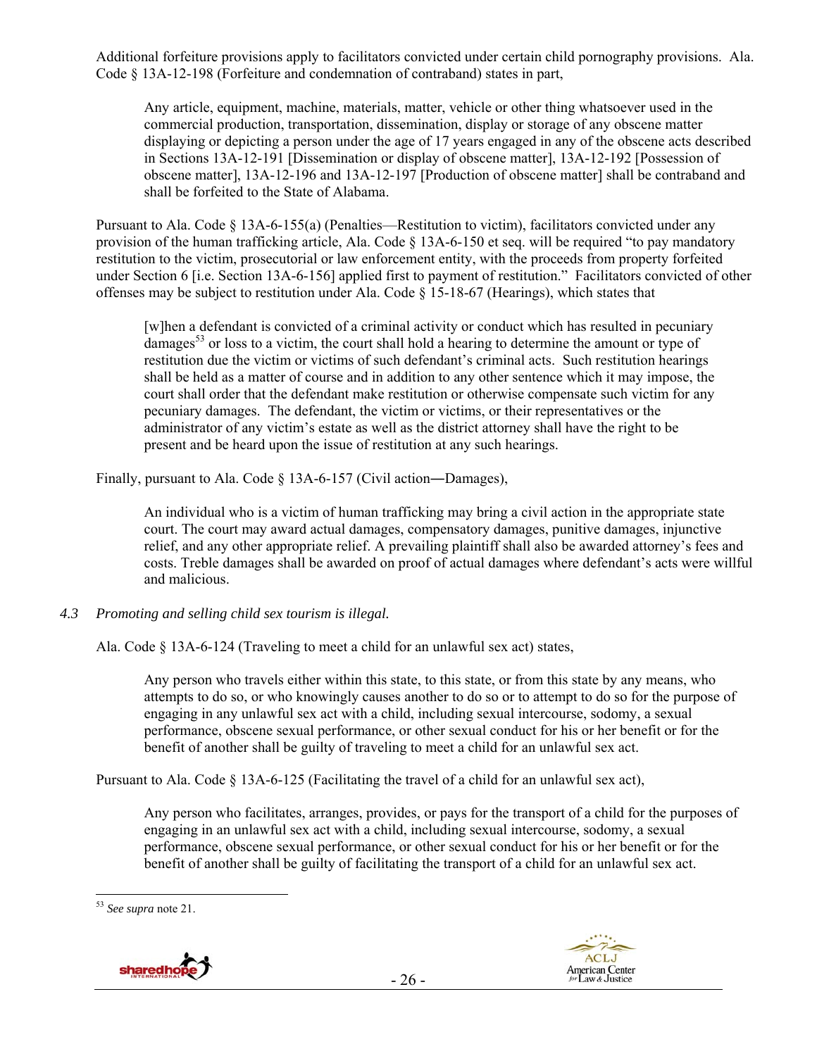Additional forfeiture provisions apply to facilitators convicted under certain child pornography provisions. Ala. Code § 13A-12-198 (Forfeiture and condemnation of contraband) states in part,

> Any article, equipment, machine, materials, matter, vehicle or other thing whatsoever used in the commercial production, transportation, dissemination, display or storage of any obscene matter displaying or depicting a person under the age of 17 years engaged in any of the obscene acts described in Sections 13A-12-191 [Dissemination or display of obscene matter], 13A-12-192 [Possession of obscene matter], 13A-12-196 and 13A-12-197 [Production of obscene matter] shall be contraband and shall be forfeited to the State of Alabama.

Pursuant to Ala. Code § 13A-6-155(a) (Penalties—Restitution to victim), facilitators convicted under any provision of the human trafficking article, Ala. Code § 13A-6-150 et seq. will be required "to pay mandatory restitution to the victim, prosecutorial or law enforcement entity, with the proceeds from property forfeited under Section 6 [i.e. Section 13A-6-156] applied first to payment of restitution." Facilitators convicted of other offenses may be subject to restitution under Ala. Code § 15-18-67 (Hearings), which states that

> [w]hen a defendant is convicted of a criminal activity or conduct which has resulted in pecuniary damages[53] or loss to a victim, the court shall hold a hearing to determine the amount or type of restitution due the victim or victims of such defendant's criminal acts. Such restitution hearings shall be held as a matter of course and in addition to any other sentence which it may impose, the court shall order that the defendant make restitution or otherwise compensate such victim for any pecuniary damages. The defendant, the victim or victims, or their representatives or the administrator of any victim's estate as well as the district attorney shall have the right to be present and be heard upon the issue of restitution at any such hearings.

Finally, pursuant to Ala. Code § 13A-6-157 (Civil action―Damages),

> An individual who is a victim of human trafficking may bring a civil action in the appropriate state court. The court may award actual damages, compensatory damages, punitive damages, injunctive relief, and any other appropriate relief. A prevailing plaintiff shall also be awarded attorney's fees and costs. Treble damages shall be awarded on proof of actual damages where defendant's acts were willful and malicious.

*4.3 Promoting and selling child sex tourism is illegal.*

Ala. Code § 13A-6-124 (Traveling to meet a child for an unlawful sex act) states,

> Any person who travels either within this state, to this state, or from this state by any means, who attempts to do so, or who knowingly causes another to do so or to attempt to do so for the purpose of engaging in any unlawful sex act with a child, including sexual intercourse, sodomy, a sexual performance, obscene sexual performance, or other sexual conduct for his or her benefit or for the benefit of another shall be guilty of traveling to meet a child for an unlawful sex act.

Pursuant to Ala. Code § 13A-6-125 (Facilitating the travel of a child for an unlawful sex act),

> Any person who facilitates, arranges, provides, or pays for the transport of a child for the purposes of engaging in an unlawful sex act with a child, including sexual intercourse, sodomy, a sexual performance, obscene sexual performance, or other sexual conduct for his or her benefit or for the benefit of another shall be guilty of facilitating the transport of a child for an unlawful sex act.

---

[53] *See supra* note 21.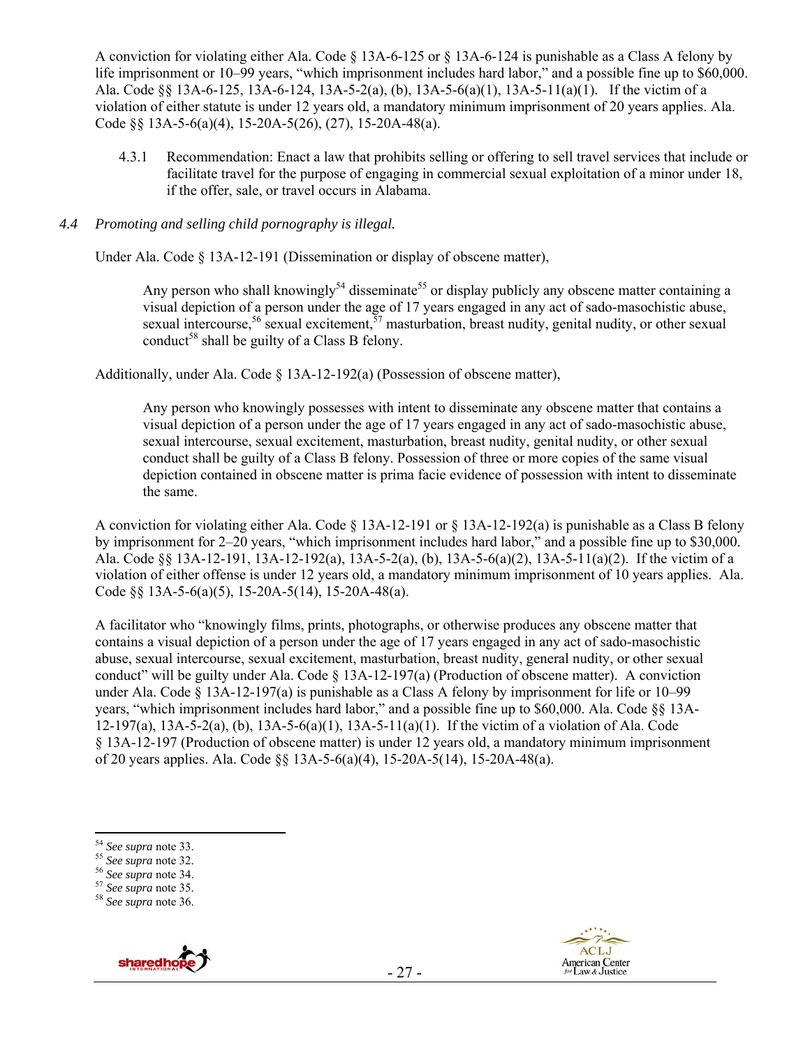A conviction for violating either Ala. Code § 13A-6-125 or § 13A-6-124 is punishable as a Class A felony by life imprisonment or 10–99 years, "which imprisonment includes hard labor," and a possible fine up to $60,000. Ala. Code §§ 13A-6-125, 13A-6-124, 13A-5-2(a), (b), 13A-5-6(a)(1), 13A-5-11(a)(1). If the victim of a violation of either statute is under 12 years old, a mandatory minimum imprisonment of 20 years applies. Ala. Code §§ 13A-5-6(a)(4), 15-20A-5(26), (27), 15-20A-48(a).

4.3.1 Recommendation: Enact a law that prohibits selling or offering to sell travel services that include or facilitate travel for the purpose of engaging in commercial sexual exploitation of a minor under 18, if the offer, sale, or travel occurs in Alabama.

*4.4 Promoting and selling child pornography is illegal.*

Under Ala. Code § 13A-12-191 (Dissemination or display of obscene matter),

> Any person who shall knowingly[54] disseminate[55] or display publicly any obscene matter containing a visual depiction of a person under the age of 17 years engaged in any act of sado-masochistic abuse, sexual intercourse,[56] sexual excitement,[57] masturbation, breast nudity, genital nudity, or other sexual conduct[58] shall be guilty of a Class B felony.

Additionally, under Ala. Code § 13A-12-192(a) (Possession of obscene matter),

> Any person who knowingly possesses with intent to disseminate any obscene matter that contains a visual depiction of a person under the age of 17 years engaged in any act of sado-masochistic abuse, sexual intercourse, sexual excitement, masturbation, breast nudity, genital nudity, or other sexual conduct shall be guilty of a Class B felony. Possession of three or more copies of the same visual depiction contained in obscene matter is prima facie evidence of possession with intent to disseminate the same.

A conviction for violating either Ala. Code § 13A-12-191 or § 13A-12-192(a) is punishable as a Class B felony by imprisonment for 2–20 years, "which imprisonment includes hard labor," and a possible fine up to $30,000. Ala. Code §§ 13A-12-191, 13A-12-192(a), 13A-5-2(a), (b), 13A-5-6(a)(2), 13A-5-11(a)(2). If the victim of a violation of either offense is under 12 years old, a mandatory minimum imprisonment of 10 years applies. Ala. Code §§ 13A-5-6(a)(5), 15-20A-5(14), 15-20A-48(a).

A facilitator who "knowingly films, prints, photographs, or otherwise produces any obscene matter that contains a visual depiction of a person under the age of 17 years engaged in any act of sado-masochistic abuse, sexual intercourse, sexual excitement, masturbation, breast nudity, general nudity, or other sexual conduct" will be guilty under Ala. Code § 13A-12-197(a) (Production of obscene matter). A conviction under Ala. Code § 13A-12-197(a) is punishable as a Class A felony by imprisonment for life or 10–99 years, "which imprisonment includes hard labor," and a possible fine up to $60,000. Ala. Code §§ 13A-12-197(a), 13A-5-2(a), (b), 13A-5-6(a)(1), 13A-5-11(a)(1). If the victim of a violation of Ala. Code § 13A-12-197 (Production of obscene matter) is under 12 years old, a mandatory minimum imprisonment of 20 years applies. Ala. Code §§ 13A-5-6(a)(4), 15-20A-5(14), 15-20A-48(a).

---

[54] *See supra* note 33.
[55] *See supra* note 32.
[56] *See supra* note 34.
[57] *See supra* note 35.
[58] *See supra* note 36.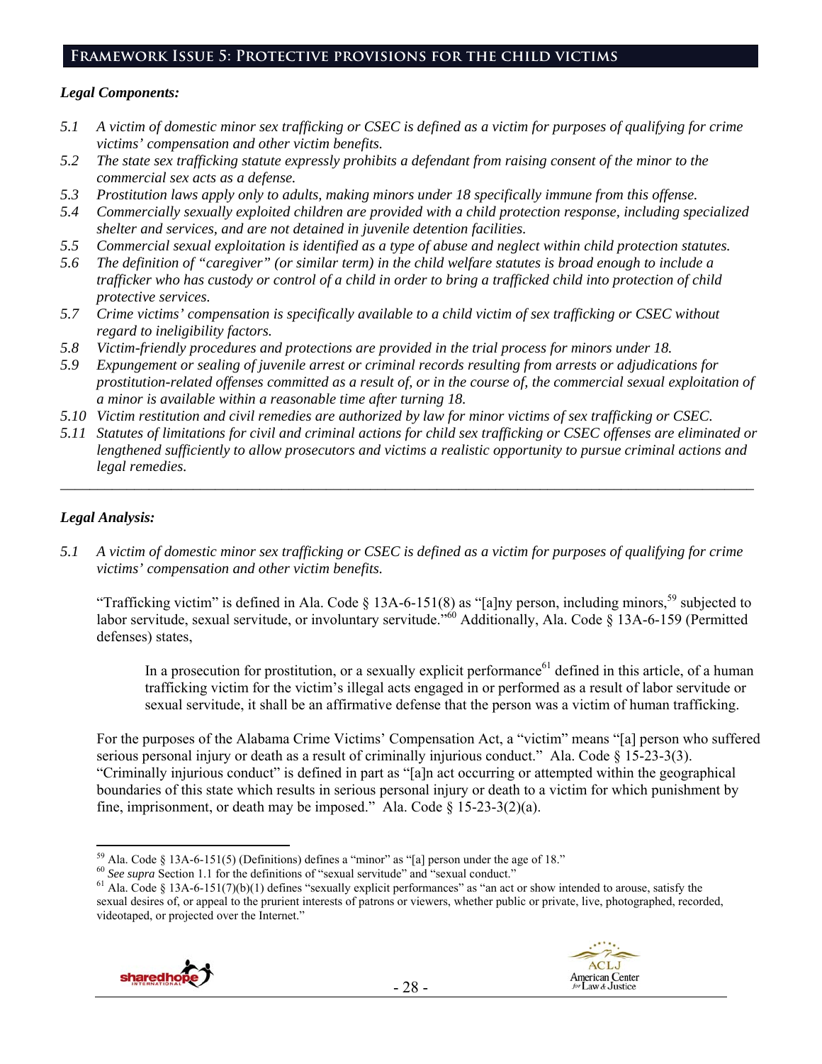## Framework Issue 5: Protective provisions for the child victims

### *Legal Components:*

*5.1 A victim of domestic minor sex trafficking or CSEC is defined as a victim for purposes of qualifying for crime victims' compensation and other victim benefits.*

*5.2 The state sex trafficking statute expressly prohibits a defendant from raising consent of the minor to the commercial sex acts as a defense.*

*5.3 Prostitution laws apply only to adults, making minors under 18 specifically immune from this offense.*

*5.4 Commercially sexually exploited children are provided with a child protection response, including specialized shelter and services, and are not detained in juvenile detention facilities.*

*5.5 Commercial sexual exploitation is identified as a type of abuse and neglect within child protection statutes.*

*5.6 The definition of "caregiver" (or similar term) in the child welfare statutes is broad enough to include a trafficker who has custody or control of a child in order to bring a trafficked child into protection of child protective services.*

*5.7 Crime victims' compensation is specifically available to a child victim of sex trafficking or CSEC without regard to ineligibility factors.*

*5.8 Victim-friendly procedures and protections are provided in the trial process for minors under 18.*

*5.9 Expungement or sealing of juvenile arrest or criminal records resulting from arrests or adjudications for prostitution-related offenses committed as a result of, or in the course of, the commercial sexual exploitation of a minor is available within a reasonable time after turning 18.*

*5.10 Victim restitution and civil remedies are authorized by law for minor victims of sex trafficking or CSEC.*

*5.11 Statutes of limitations for civil and criminal actions for child sex trafficking or CSEC offenses are eliminated or lengthened sufficiently to allow prosecutors and victims a realistic opportunity to pursue criminal actions and legal remedies.*

---

### *Legal Analysis:*

*5.1 A victim of domestic minor sex trafficking or CSEC is defined as a victim for purposes of qualifying for crime victims' compensation and other victim benefits.*

"Trafficking victim" is defined in Ala. Code § 13A-6-151(8) as "[a]ny person, including minors,[59] subjected to labor servitude, sexual servitude, or involuntary servitude."[60] Additionally, Ala. Code § 13A-6-159 (Permitted defenses) states,

> In a prosecution for prostitution, or a sexually explicit performance[61] defined in this article, of a human trafficking victim for the victim's illegal acts engaged in or performed as a result of labor servitude or sexual servitude, it shall be an affirmative defense that the person was a victim of human trafficking.

For the purposes of the Alabama Crime Victims' Compensation Act, a "victim" means "[a] person who suffered serious personal injury or death as a result of criminally injurious conduct." Ala. Code § 15-23-3(3). "Criminally injurious conduct" is defined in part as "[a]n act occurring or attempted within the geographical boundaries of this state which results in serious personal injury or death to a victim for which punishment by fine, imprisonment, or death may be imposed." Ala. Code § 15-23-3(2)(a).

---

[59] Ala. Code § 13A-6-151(5) (Definitions) defines a "minor" as "[a] person under the age of 18."

[60] *See supra* Section 1.1 for the definitions of "sexual servitude" and "sexual conduct."

[61] Ala. Code § 13A-6-151(7)(b)(1) defines "sexually explicit performances" as "an act or show intended to arouse, satisfy the sexual desires of, or appeal to the prurient interests of patrons or viewers, whether public or private, live, photographed, recorded, videotaped, or projected over the Internet."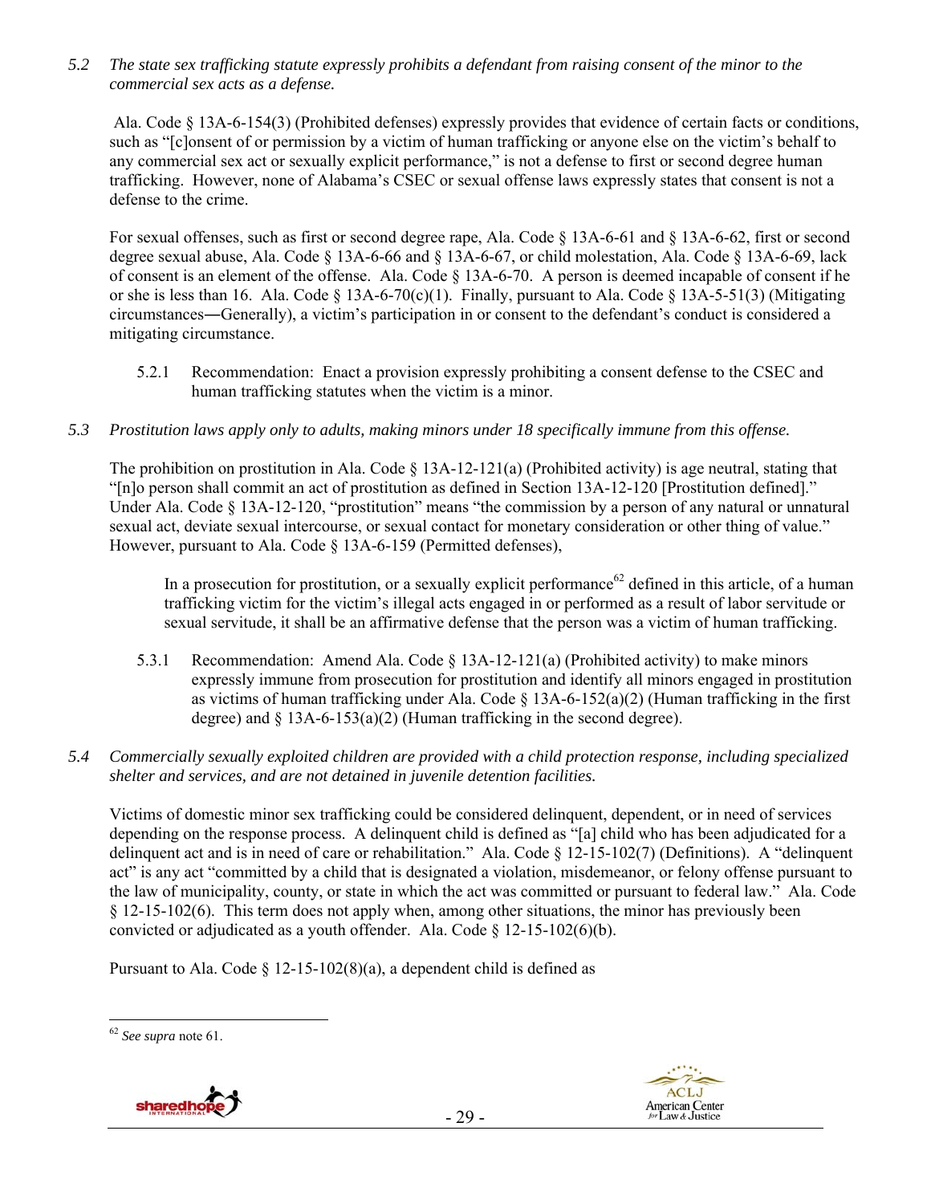*5.2 The state sex trafficking statute expressly prohibits a defendant from raising consent of the minor to the commercial sex acts as a defense.*

Ala. Code § 13A-6-154(3) (Prohibited defenses) expressly provides that evidence of certain facts or conditions, such as "[c]onsent of or permission by a victim of human trafficking or anyone else on the victim's behalf to any commercial sex act or sexually explicit performance," is not a defense to first or second degree human trafficking. However, none of Alabama's CSEC or sexual offense laws expressly states that consent is not a defense to the crime.

For sexual offenses, such as first or second degree rape, Ala. Code § 13A-6-61 and § 13A-6-62, first or second degree sexual abuse, Ala. Code § 13A-6-66 and § 13A-6-67, or child molestation, Ala. Code § 13A-6-69, lack of consent is an element of the offense. Ala. Code § 13A-6-70. A person is deemed incapable of consent if he or she is less than 16. Ala. Code § 13A-6-70(c)(1). Finally, pursuant to Ala. Code § 13A-5-51(3) (Mitigating circumstances―Generally), a victim's participation in or consent to the defendant's conduct is considered a mitigating circumstance.

5.2.1 Recommendation: Enact a provision expressly prohibiting a consent defense to the CSEC and human trafficking statutes when the victim is a minor.

*5.3 Prostitution laws apply only to adults, making minors under 18 specifically immune from this offense.*

The prohibition on prostitution in Ala. Code § 13A-12-121(a) (Prohibited activity) is age neutral, stating that "[n]o person shall commit an act of prostitution as defined in Section 13A-12-120 [Prostitution defined]." Under Ala. Code § 13A-12-120, "prostitution" means "the commission by a person of any natural or unnatural sexual act, deviate sexual intercourse, or sexual contact for monetary consideration or other thing of value." However, pursuant to Ala. Code § 13A-6-159 (Permitted defenses),

> In a prosecution for prostitution, or a sexually explicit performance[62] defined in this article, of a human trafficking victim for the victim's illegal acts engaged in or performed as a result of labor servitude or sexual servitude, it shall be an affirmative defense that the person was a victim of human trafficking.

5.3.1 Recommendation: Amend Ala. Code § 13A-12-121(a) (Prohibited activity) to make minors expressly immune from prosecution for prostitution and identify all minors engaged in prostitution as victims of human trafficking under Ala. Code § 13A-6-152(a)(2) (Human trafficking in the first degree) and § 13A-6-153(a)(2) (Human trafficking in the second degree).

*5.4 Commercially sexually exploited children are provided with a child protection response, including specialized shelter and services, and are not detained in juvenile detention facilities.*

Victims of domestic minor sex trafficking could be considered delinquent, dependent, or in need of services depending on the response process. A delinquent child is defined as "[a] child who has been adjudicated for a delinquent act and is in need of care or rehabilitation." Ala. Code § 12-15-102(7) (Definitions). A "delinquent act" is any act "committed by a child that is designated a violation, misdemeanor, or felony offense pursuant to the law of municipality, county, or state in which the act was committed or pursuant to federal law." Ala. Code § 12-15-102(6). This term does not apply when, among other situations, the minor has previously been convicted or adjudicated as a youth offender. Ala. Code § 12-15-102(6)(b).

Pursuant to Ala. Code § 12-15-102(8)(a), a dependent child is defined as

[62] *See supra* note 61.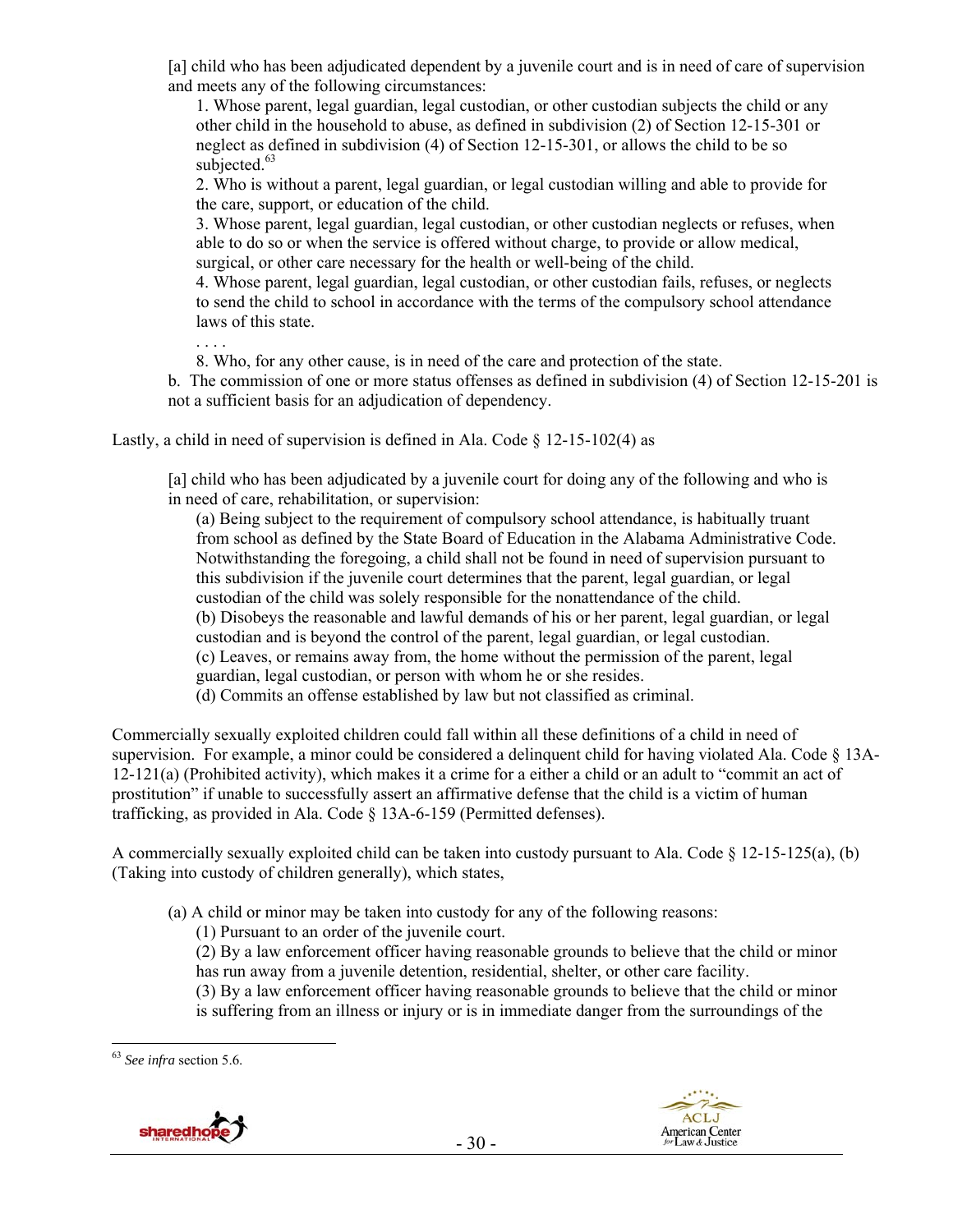[a] child who has been adjudicated dependent by a juvenile court and is in need of care of supervision and meets any of the following circumstances:

1. Whose parent, legal guardian, legal custodian, or other custodian subjects the child or any other child in the household to abuse, as defined in subdivision (2) of Section 12-15-301 or neglect as defined in subdivision (4) of Section 12-15-301, or allows the child to be so subjected.[63]
2. Who is without a parent, legal guardian, or legal custodian willing and able to provide for the care, support, or education of the child.
3. Whose parent, legal guardian, legal custodian, or other custodian neglects or refuses, when able to do so or when the service is offered without charge, to provide or allow medical, surgical, or other care necessary for the health or well-being of the child.
4. Whose parent, legal guardian, legal custodian, or other custodian fails, refuses, or neglects to send the child to school in accordance with the terms of the compulsory school attendance laws of this state.

. . . .

8. Who, for any other cause, is in need of the care and protection of the state.

b. The commission of one or more status offenses as defined in subdivision (4) of Section 12-15-201 is not a sufficient basis for an adjudication of dependency.

Lastly, a child in need of supervision is defined in Ala. Code § 12-15-102(4) as

[a] child who has been adjudicated by a juvenile court for doing any of the following and who is in need of care, rehabilitation, or supervision:

(a) Being subject to the requirement of compulsory school attendance, is habitually truant from school as defined by the State Board of Education in the Alabama Administrative Code. Notwithstanding the foregoing, a child shall not be found in need of supervision pursuant to this subdivision if the juvenile court determines that the parent, legal guardian, or legal custodian of the child was solely responsible for the nonattendance of the child.
(b) Disobeys the reasonable and lawful demands of his or her parent, legal guardian, or legal custodian and is beyond the control of the parent, legal guardian, or legal custodian.
(c) Leaves, or remains away from, the home without the permission of the parent, legal guardian, legal custodian, or person with whom he or she resides.
(d) Commits an offense established by law but not classified as criminal.

Commercially sexually exploited children could fall within all these definitions of a child in need of supervision. For example, a minor could be considered a delinquent child for having violated Ala. Code § 13A-12-121(a) (Prohibited activity), which makes it a crime for a either a child or an adult to "commit an act of prostitution" if unable to successfully assert an affirmative defense that the child is a victim of human trafficking, as provided in Ala. Code § 13A-6-159 (Permitted defenses).

A commercially sexually exploited child can be taken into custody pursuant to Ala. Code § 12-15-125(a), (b) (Taking into custody of children generally), which states,

(a) A child or minor may be taken into custody for any of the following reasons:

(1) Pursuant to an order of the juvenile court.
(2) By a law enforcement officer having reasonable grounds to believe that the child or minor has run away from a juvenile detention, residential, shelter, or other care facility.
(3) By a law enforcement officer having reasonable grounds to believe that the child or minor is suffering from an illness or injury or is in immediate danger from the surroundings of the

[63] *See infra* section 5.6.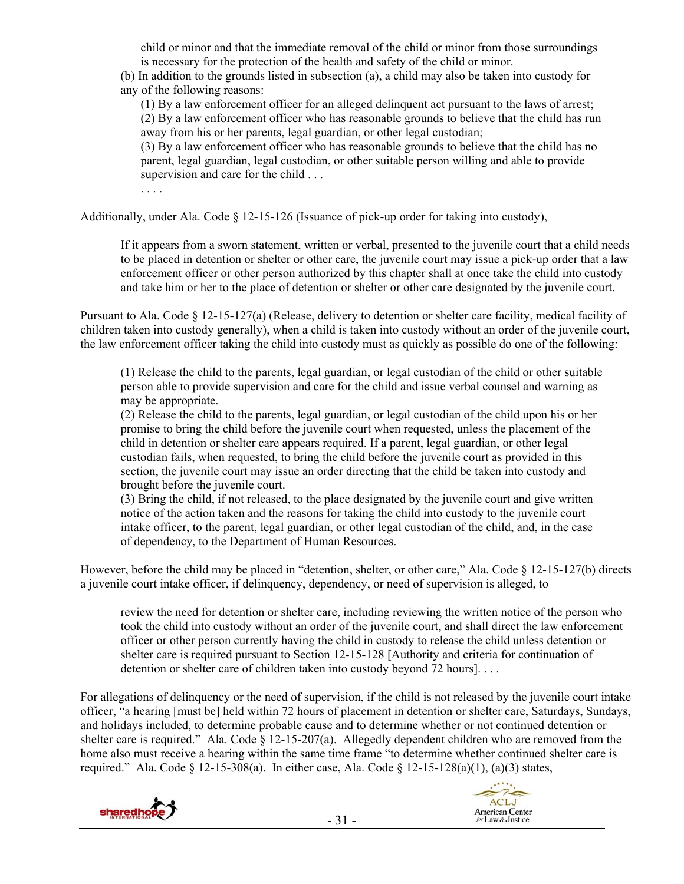> child or minor and that the immediate removal of the child or minor from those surroundings is necessary for the protection of the health and safety of the child or minor.
>
> (b) In addition to the grounds listed in subsection (a), a child may also be taken into custody for any of the following reasons:
>
> (1) By a law enforcement officer for an alleged delinquent act pursuant to the laws of arrest;
>
> (2) By a law enforcement officer who has reasonable grounds to believe that the child has run away from his or her parents, legal guardian, or other legal custodian;
>
> (3) By a law enforcement officer who has reasonable grounds to believe that the child has no parent, legal guardian, legal custodian, or other suitable person willing and able to provide supervision and care for the child . . .
>
> . . . .

Additionally, under Ala. Code § 12-15-126 (Issuance of pick-up order for taking into custody),

> If it appears from a sworn statement, written or verbal, presented to the juvenile court that a child needs to be placed in detention or shelter or other care, the juvenile court may issue a pick-up order that a law enforcement officer or other person authorized by this chapter shall at once take the child into custody and take him or her to the place of detention or shelter or other care designated by the juvenile court.

Pursuant to Ala. Code § 12-15-127(a) (Release, delivery to detention or shelter care facility, medical facility of children taken into custody generally), when a child is taken into custody without an order of the juvenile court, the law enforcement officer taking the child into custody must as quickly as possible do one of the following:

> (1) Release the child to the parents, legal guardian, or legal custodian of the child or other suitable person able to provide supervision and care for the child and issue verbal counsel and warning as may be appropriate.
>
> (2) Release the child to the parents, legal guardian, or legal custodian of the child upon his or her promise to bring the child before the juvenile court when requested, unless the placement of the child in detention or shelter care appears required. If a parent, legal guardian, or other legal custodian fails, when requested, to bring the child before the juvenile court as provided in this section, the juvenile court may issue an order directing that the child be taken into custody and brought before the juvenile court.
>
> (3) Bring the child, if not released, to the place designated by the juvenile court and give written notice of the action taken and the reasons for taking the child into custody to the juvenile court intake officer, to the parent, legal guardian, or other legal custodian of the child, and, in the case of dependency, to the Department of Human Resources.

However, before the child may be placed in "detention, shelter, or other care," Ala. Code § 12-15-127(b) directs a juvenile court intake officer, if delinquency, dependency, or need of supervision is alleged, to

> review the need for detention or shelter care, including reviewing the written notice of the person who took the child into custody without an order of the juvenile court, and shall direct the law enforcement officer or other person currently having the child in custody to release the child unless detention or shelter care is required pursuant to Section 12-15-128 [Authority and criteria for continuation of detention or shelter care of children taken into custody beyond 72 hours]. . . .

For allegations of delinquency or the need of supervision, if the child is not released by the juvenile court intake officer, "a hearing [must be] held within 72 hours of placement in detention or shelter care, Saturdays, Sundays, and holidays included, to determine probable cause and to determine whether or not continued detention or shelter care is required." Ala. Code § 12-15-207(a). Allegedly dependent children who are removed from the home also must receive a hearing within the same time frame "to determine whether continued shelter care is required." Ala. Code § 12-15-308(a). In either case, Ala. Code § 12-15-128(a)(1), (a)(3) states,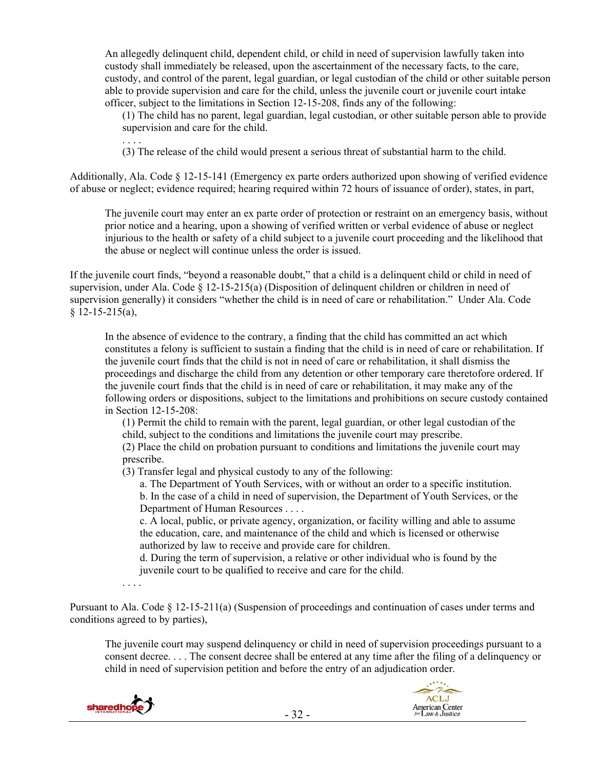An allegedly delinquent child, dependent child, or child in need of supervision lawfully taken into custody shall immediately be released, upon the ascertainment of the necessary facts, to the care, custody, and control of the parent, legal guardian, or legal custodian of the child or other suitable person able to provide supervision and care for the child, unless the juvenile court or juvenile court intake officer, subject to the limitations in Section 12-15-208, finds any of the following:

> (1) The child has no parent, legal guardian, legal custodian, or other suitable person able to provide supervision and care for the child.
>
> . . . .
>
> (3) The release of the child would present a serious threat of substantial harm to the child.

Additionally, Ala. Code § 12-15-141 (Emergency ex parte orders authorized upon showing of verified evidence of abuse or neglect; evidence required; hearing required within 72 hours of issuance of order), states, in part,

> The juvenile court may enter an ex parte order of protection or restraint on an emergency basis, without prior notice and a hearing, upon a showing of verified written or verbal evidence of abuse or neglect injurious to the health or safety of a child subject to a juvenile court proceeding and the likelihood that the abuse or neglect will continue unless the order is issued.

If the juvenile court finds, "beyond a reasonable doubt," that a child is a delinquent child or child in need of supervision, under Ala. Code § 12-15-215(a) (Disposition of delinquent children or children in need of supervision generally) it considers "whether the child is in need of care or rehabilitation." Under Ala. Code § 12-15-215(a),

> In the absence of evidence to the contrary, a finding that the child has committed an act which constitutes a felony is sufficient to sustain a finding that the child is in need of care or rehabilitation. If the juvenile court finds that the child is not in need of care or rehabilitation, it shall dismiss the proceedings and discharge the child from any detention or other temporary care theretofore ordered. If the juvenile court finds that the child is in need of care or rehabilitation, it may make any of the following orders or dispositions, subject to the limitations and prohibitions on secure custody contained in Section 12-15-208:
>
> (1) Permit the child to remain with the parent, legal guardian, or other legal custodian of the child, subject to the conditions and limitations the juvenile court may prescribe.
>
> (2) Place the child on probation pursuant to conditions and limitations the juvenile court may prescribe.
>
> (3) Transfer legal and physical custody to any of the following:
>
> a. The Department of Youth Services, with or without an order to a specific institution.
>
> b. In the case of a child in need of supervision, the Department of Youth Services, or the Department of Human Resources . . . .
>
> c. A local, public, or private agency, organization, or facility willing and able to assume the education, care, and maintenance of the child and which is licensed or otherwise authorized by law to receive and provide care for children.
>
> d. During the term of supervision, a relative or other individual who is found by the juvenile court to be qualified to receive and care for the child.
>
> . . . .

Pursuant to Ala. Code § 12-15-211(a) (Suspension of proceedings and continuation of cases under terms and conditions agreed to by parties),

> The juvenile court may suspend delinquency or child in need of supervision proceedings pursuant to a consent decree. . . . The consent decree shall be entered at any time after the filing of a delinquency or child in need of supervision petition and before the entry of an adjudication order.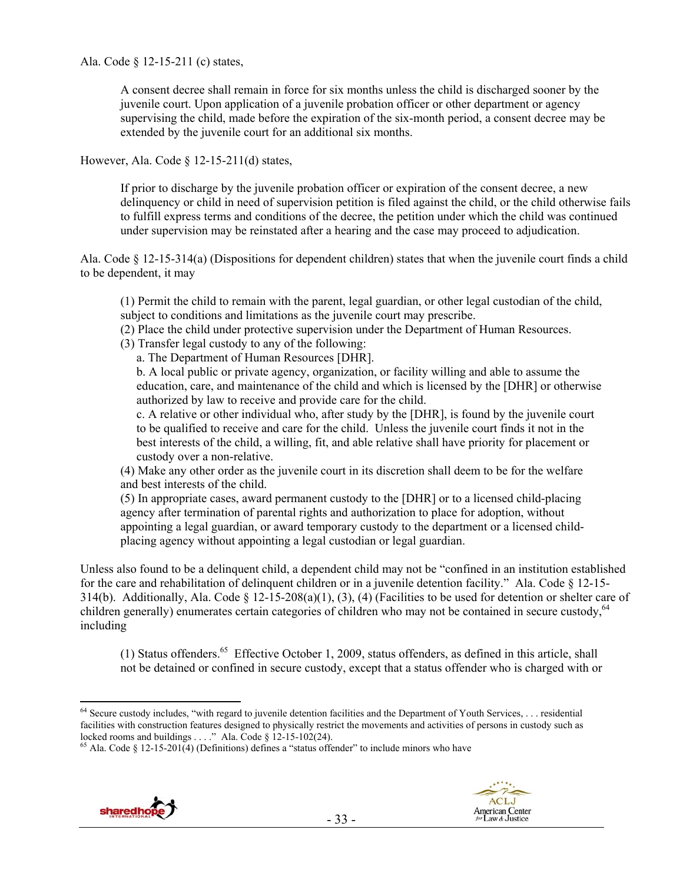Ala. Code § 12-15-211 (c) states,

> A consent decree shall remain in force for six months unless the child is discharged sooner by the juvenile court. Upon application of a juvenile probation officer or other department or agency supervising the child, made before the expiration of the six-month period, a consent decree may be extended by the juvenile court for an additional six months.

However, Ala. Code § 12-15-211(d) states,

> If prior to discharge by the juvenile probation officer or expiration of the consent decree, a new delinquency or child in need of supervision petition is filed against the child, or the child otherwise fails to fulfill express terms and conditions of the decree, the petition under which the child was continued under supervision may be reinstated after a hearing and the case may proceed to adjudication.

Ala. Code § 12-15-314(a) (Dispositions for dependent children) states that when the juvenile court finds a child to be dependent, it may

> (1) Permit the child to remain with the parent, legal guardian, or other legal custodian of the child, subject to conditions and limitations as the juvenile court may prescribe.
> (2) Place the child under protective supervision under the Department of Human Resources.
> (3) Transfer legal custody to any of the following:
> a. The Department of Human Resources [DHR].
> b. A local public or private agency, organization, or facility willing and able to assume the education, care, and maintenance of the child and which is licensed by the [DHR] or otherwise authorized by law to receive and provide care for the child.
> c. A relative or other individual who, after study by the [DHR], is found by the juvenile court to be qualified to receive and care for the child. Unless the juvenile court finds it not in the best interests of the child, a willing, fit, and able relative shall have priority for placement or custody over a non-relative.
> (4) Make any other order as the juvenile court in its discretion shall deem to be for the welfare and best interests of the child.
> (5) In appropriate cases, award permanent custody to the [DHR] or to a licensed child-placing agency after termination of parental rights and authorization to place for adoption, without appointing a legal guardian, or award temporary custody to the department or a licensed child-placing agency without appointing a legal custodian or legal guardian.

Unless also found to be a delinquent child, a dependent child may not be "confined in an institution established for the care and rehabilitation of delinquent children or in a juvenile detention facility." Ala. Code § 12-15-314(b). Additionally, Ala. Code § 12-15-208(a)(1), (3), (4) (Facilities to be used for detention or shelter care of children generally) enumerates certain categories of children who may not be contained in secure custody,[64] including

> (1) Status offenders.[65] Effective October 1, 2009, status offenders, as defined in this article, shall not be detained or confined in secure custody, except that a status offender who is charged with or

---

[64] Secure custody includes, "with regard to juvenile detention facilities and the Department of Youth Services, . . . residential facilities with construction features designed to physically restrict the movements and activities of persons in custody such as locked rooms and buildings . . . ." Ala. Code § 12-15-102(24).

[65] Ala. Code § 12-15-201(4) (Definitions) defines a "status offender" to include minors who have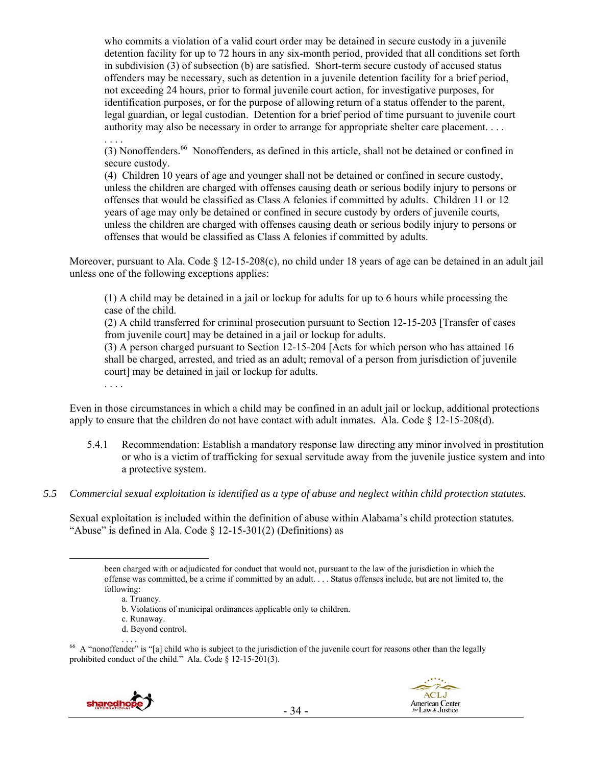who commits a violation of a valid court order may be detained in secure custody in a juvenile detention facility for up to 72 hours in any six-month period, provided that all conditions set forth in subdivision (3) of subsection (b) are satisfied. Short-term secure custody of accused status offenders may be necessary, such as detention in a juvenile detention facility for a brief period, not exceeding 24 hours, prior to formal juvenile court action, for investigative purposes, for identification purposes, or for the purpose of allowing return of a status offender to the parent, legal guardian, or legal custodian. Detention for a brief period of time pursuant to juvenile court authority may also be necessary in order to arrange for appropriate shelter care placement. . . .

> . . . .
>
> (3) Nonoffenders.[66] Nonoffenders, as defined in this article, shall not be detained or confined in secure custody.
>
> (4) Children 10 years of age and younger shall not be detained or confined in secure custody, unless the children are charged with offenses causing death or serious bodily injury to persons or offenses that would be classified as Class A felonies if committed by adults. Children 11 or 12 years of age may only be detained or confined in secure custody by orders of juvenile courts, unless the children are charged with offenses causing death or serious bodily injury to persons or offenses that would be classified as Class A felonies if committed by adults.

Moreover, pursuant to Ala. Code § 12-15-208(c), no child under 18 years of age can be detained in an adult jail unless one of the following exceptions applies:

> (1) A child may be detained in a jail or lockup for adults for up to 6 hours while processing the case of the child.
>
> (2) A child transferred for criminal prosecution pursuant to Section 12-15-203 [Transfer of cases from juvenile court] may be detained in a jail or lockup for adults.
>
> (3) A person charged pursuant to Section 12-15-204 [Acts for which person who has attained 16 shall be charged, arrested, and tried as an adult; removal of a person from jurisdiction of juvenile court] may be detained in jail or lockup for adults.
>
> . . . .

Even in those circumstances in which a child may be confined in an adult jail or lockup, additional protections apply to ensure that the children do not have contact with adult inmates. Ala. Code § 12-15-208(d).

5.4.1 Recommendation: Establish a mandatory response law directing any minor involved in prostitution or who is a victim of trafficking for sexual servitude away from the juvenile justice system and into a protective system.

*5.5 Commercial sexual exploitation is identified as a type of abuse and neglect within child protection statutes.*

Sexual exploitation is included within the definition of abuse within Alabama's child protection statutes. "Abuse" is defined in Ala. Code § 12-15-301(2) (Definitions) as

---

been charged with or adjudicated for conduct that would not, pursuant to the law of the jurisdiction in which the offense was committed, be a crime if committed by an adult. . . . Status offenses include, but are not limited to, the following:

a. Truancy.
b. Violations of municipal ordinances applicable only to children.
c. Runaway.
d. Beyond control.
. . . .

[66] A "nonoffender" is "[a] child who is subject to the jurisdiction of the juvenile court for reasons other than the legally prohibited conduct of the child." Ala. Code § 12-15-201(3).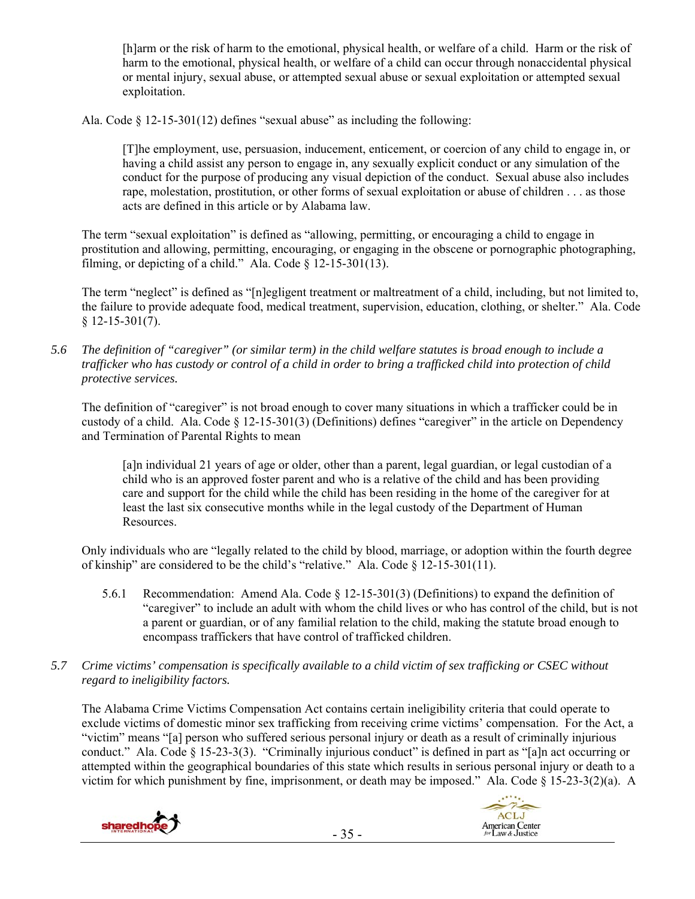> [h]arm or the risk of harm to the emotional, physical health, or welfare of a child. Harm or the risk of harm to the emotional, physical health, or welfare of a child can occur through nonaccidental physical or mental injury, sexual abuse, or attempted sexual abuse or sexual exploitation or attempted sexual exploitation.

Ala. Code § 12-15-301(12) defines "sexual abuse" as including the following:

> [T]he employment, use, persuasion, inducement, enticement, or coercion of any child to engage in, or having a child assist any person to engage in, any sexually explicit conduct or any simulation of the conduct for the purpose of producing any visual depiction of the conduct. Sexual abuse also includes rape, molestation, prostitution, or other forms of sexual exploitation or abuse of children . . . as those acts are defined in this article or by Alabama law.

The term "sexual exploitation" is defined as "allowing, permitting, or encouraging a child to engage in prostitution and allowing, permitting, encouraging, or engaging in the obscene or pornographic photographing, filming, or depicting of a child." Ala. Code § 12-15-301(13).

The term "neglect" is defined as "[n]egligent treatment or maltreatment of a child, including, but not limited to, the failure to provide adequate food, medical treatment, supervision, education, clothing, or shelter." Ala. Code § 12-15-301(7).

*5.6 The definition of "caregiver" (or similar term) in the child welfare statutes is broad enough to include a trafficker who has custody or control of a child in order to bring a trafficked child into protection of child protective services.*

The definition of "caregiver" is not broad enough to cover many situations in which a trafficker could be in custody of a child. Ala. Code § 12-15-301(3) (Definitions) defines "caregiver" in the article on Dependency and Termination of Parental Rights to mean

> [a]n individual 21 years of age or older, other than a parent, legal guardian, or legal custodian of a child who is an approved foster parent and who is a relative of the child and has been providing care and support for the child while the child has been residing in the home of the caregiver for at least the last six consecutive months while in the legal custody of the Department of Human Resources.

Only individuals who are "legally related to the child by blood, marriage, or adoption within the fourth degree of kinship" are considered to be the child's "relative." Ala. Code § 12-15-301(11).

5.6.1 Recommendation: Amend Ala. Code § 12-15-301(3) (Definitions) to expand the definition of "caregiver" to include an adult with whom the child lives or who has control of the child, but is not a parent or guardian, or of any familial relation to the child, making the statute broad enough to encompass traffickers that have control of trafficked children.

*5.7 Crime victims' compensation is specifically available to a child victim of sex trafficking or CSEC without regard to ineligibility factors.*

The Alabama Crime Victims Compensation Act contains certain ineligibility criteria that could operate to exclude victims of domestic minor sex trafficking from receiving crime victims' compensation. For the Act, a "victim" means "[a] person who suffered serious personal injury or death as a result of criminally injurious conduct." Ala. Code § 15-23-3(3). "Criminally injurious conduct" is defined in part as "[a]n act occurring or attempted within the geographical boundaries of this state which results in serious personal injury or death to a victim for which punishment by fine, imprisonment, or death may be imposed." Ala. Code § 15-23-3(2)(a). A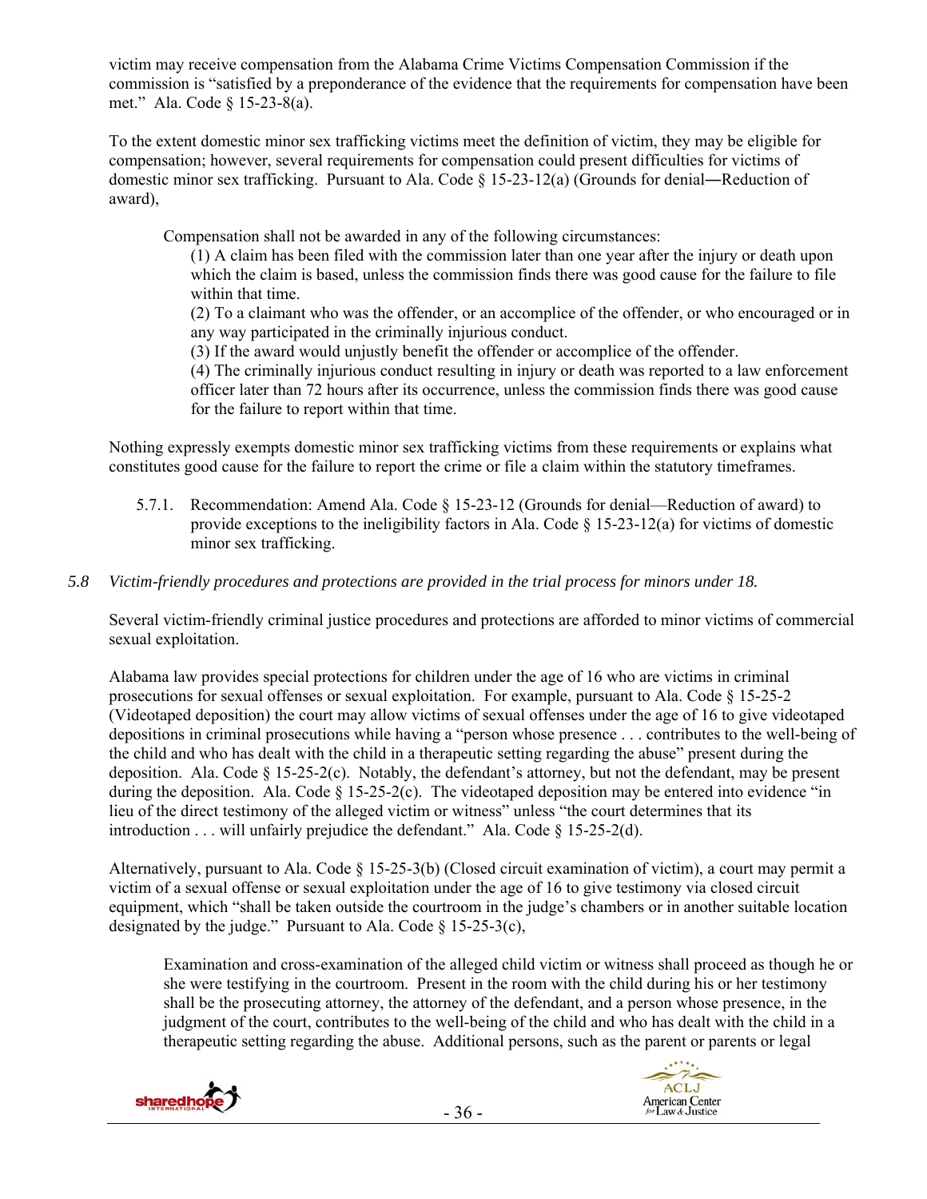victim may receive compensation from the Alabama Crime Victims Compensation Commission if the commission is "satisfied by a preponderance of the evidence that the requirements for compensation have been met." Ala. Code § 15-23-8(a).

To the extent domestic minor sex trafficking victims meet the definition of victim, they may be eligible for compensation; however, several requirements for compensation could present difficulties for victims of domestic minor sex trafficking. Pursuant to Ala. Code § 15-23-12(a) (Grounds for denial―Reduction of award),

> Compensation shall not be awarded in any of the following circumstances:
>
> (1) A claim has been filed with the commission later than one year after the injury or death upon which the claim is based, unless the commission finds there was good cause for the failure to file within that time.
>
> (2) To a claimant who was the offender, or an accomplice of the offender, or who encouraged or in any way participated in the criminally injurious conduct.
>
> (3) If the award would unjustly benefit the offender or accomplice of the offender.
>
> (4) The criminally injurious conduct resulting in injury or death was reported to a law enforcement officer later than 72 hours after its occurrence, unless the commission finds there was good cause for the failure to report within that time.

Nothing expressly exempts domestic minor sex trafficking victims from these requirements or explains what constitutes good cause for the failure to report the crime or file a claim within the statutory timeframes.

5.7.1. Recommendation: Amend Ala. Code § 15-23-12 (Grounds for denial—Reduction of award) to provide exceptions to the ineligibility factors in Ala. Code § 15-23-12(a) for victims of domestic minor sex trafficking.

### *5.8 Victim-friendly procedures and protections are provided in the trial process for minors under 18.*

Several victim-friendly criminal justice procedures and protections are afforded to minor victims of commercial sexual exploitation.

Alabama law provides special protections for children under the age of 16 who are victims in criminal prosecutions for sexual offenses or sexual exploitation. For example, pursuant to Ala. Code § 15-25-2 (Videotaped deposition) the court may allow victims of sexual offenses under the age of 16 to give videotaped depositions in criminal prosecutions while having a "person whose presence . . . contributes to the well-being of the child and who has dealt with the child in a therapeutic setting regarding the abuse" present during the deposition. Ala. Code § 15-25-2(c). Notably, the defendant's attorney, but not the defendant, may be present during the deposition. Ala. Code § 15-25-2(c). The videotaped deposition may be entered into evidence "in lieu of the direct testimony of the alleged victim or witness" unless "the court determines that its introduction . . . will unfairly prejudice the defendant." Ala. Code § 15-25-2(d).

Alternatively, pursuant to Ala. Code § 15-25-3(b) (Closed circuit examination of victim), a court may permit a victim of a sexual offense or sexual exploitation under the age of 16 to give testimony via closed circuit equipment, which "shall be taken outside the courtroom in the judge's chambers or in another suitable location designated by the judge." Pursuant to Ala. Code § 15-25-3(c),

> Examination and cross-examination of the alleged child victim or witness shall proceed as though he or she were testifying in the courtroom. Present in the room with the child during his or her testimony shall be the prosecuting attorney, the attorney of the defendant, and a person whose presence, in the judgment of the court, contributes to the well-being of the child and who has dealt with the child in a therapeutic setting regarding the abuse. Additional persons, such as the parent or parents or legal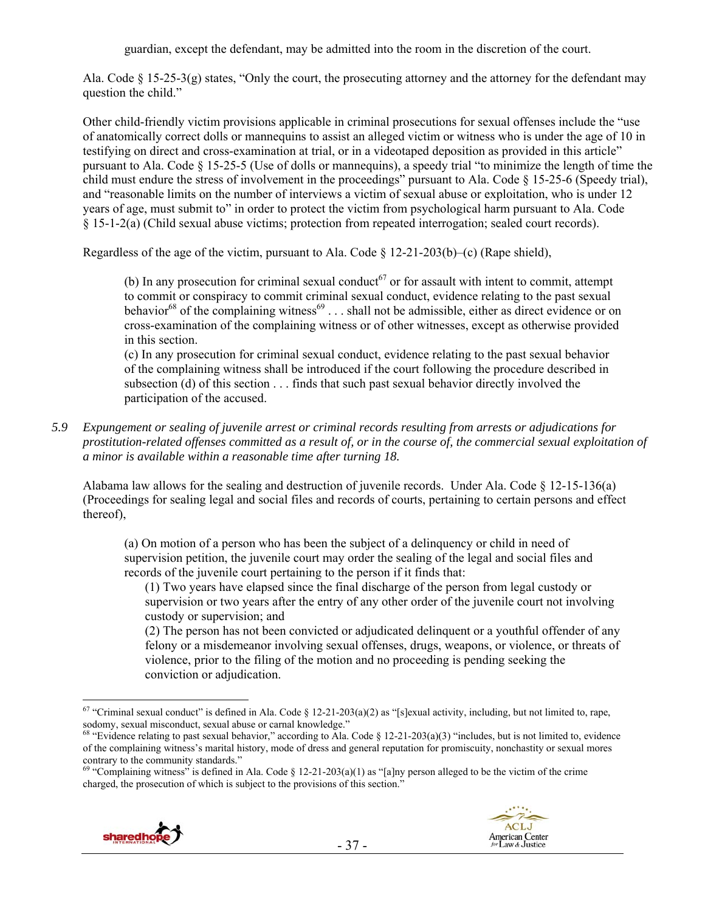guardian, except the defendant, may be admitted into the room in the discretion of the court.

Ala. Code § 15-25-3(g) states, "Only the court, the prosecuting attorney and the attorney for the defendant may question the child."

Other child-friendly victim provisions applicable in criminal prosecutions for sexual offenses include the "use of anatomically correct dolls or mannequins to assist an alleged victim or witness who is under the age of 10 in testifying on direct and cross-examination at trial, or in a videotaped deposition as provided in this article" pursuant to Ala. Code § 15-25-5 (Use of dolls or mannequins), a speedy trial "to minimize the length of time the child must endure the stress of involvement in the proceedings" pursuant to Ala. Code § 15-25-6 (Speedy trial), and "reasonable limits on the number of interviews a victim of sexual abuse or exploitation, who is under 12 years of age, must submit to" in order to protect the victim from psychological harm pursuant to Ala. Code § 15-1-2(a) (Child sexual abuse victims; protection from repeated interrogation; sealed court records).

Regardless of the age of the victim, pursuant to Ala. Code § 12-21-203(b)–(c) (Rape shield),

> (b) In any prosecution for criminal sexual conduct[67] or for assault with intent to commit, attempt to commit or conspiracy to commit criminal sexual conduct, evidence relating to the past sexual behavior[68] of the complaining witness[69] . . . shall not be admissible, either as direct evidence or on cross-examination of the complaining witness or of other witnesses, except as otherwise provided in this section.
> (c) In any prosecution for criminal sexual conduct, evidence relating to the past sexual behavior of the complaining witness shall be introduced if the court following the procedure described in subsection (d) of this section . . . finds that such past sexual behavior directly involved the participation of the accused.

5.9 *Expungement or sealing of juvenile arrest or criminal records resulting from arrests or adjudications for prostitution-related offenses committed as a result of, or in the course of, the commercial sexual exploitation of a minor is available within a reasonable time after turning 18.*

Alabama law allows for the sealing and destruction of juvenile records. Under Ala. Code § 12-15-136(a) (Proceedings for sealing legal and social files and records of courts, pertaining to certain persons and effect thereof),

> (a) On motion of a person who has been the subject of a delinquency or child in need of supervision petition, the juvenile court may order the sealing of the legal and social files and records of the juvenile court pertaining to the person if it finds that:
>
> > (1) Two years have elapsed since the final discharge of the person from legal custody or supervision or two years after the entry of any other order of the juvenile court not involving custody or supervision; and
> > (2) The person has not been convicted or adjudicated delinquent or a youthful offender of any felony or a misdemeanor involving sexual offenses, drugs, weapons, or violence, or threats of violence, prior to the filing of the motion and no proceeding is pending seeking the conviction or adjudication.

---

[67] "Criminal sexual conduct" is defined in Ala. Code § 12-21-203(a)(2) as "[s]exual activity, including, but not limited to, rape, sodomy, sexual misconduct, sexual abuse or carnal knowledge."

[68] "Evidence relating to past sexual behavior," according to Ala. Code § 12-21-203(a)(3) "includes, but is not limited to, evidence of the complaining witness's marital history, mode of dress and general reputation for promiscuity, nonchastity or sexual mores contrary to the community standards."

[69] "Complaining witness" is defined in Ala. Code § 12-21-203(a)(1) as "[a]ny person alleged to be the victim of the crime charged, the prosecution of which is subject to the provisions of this section."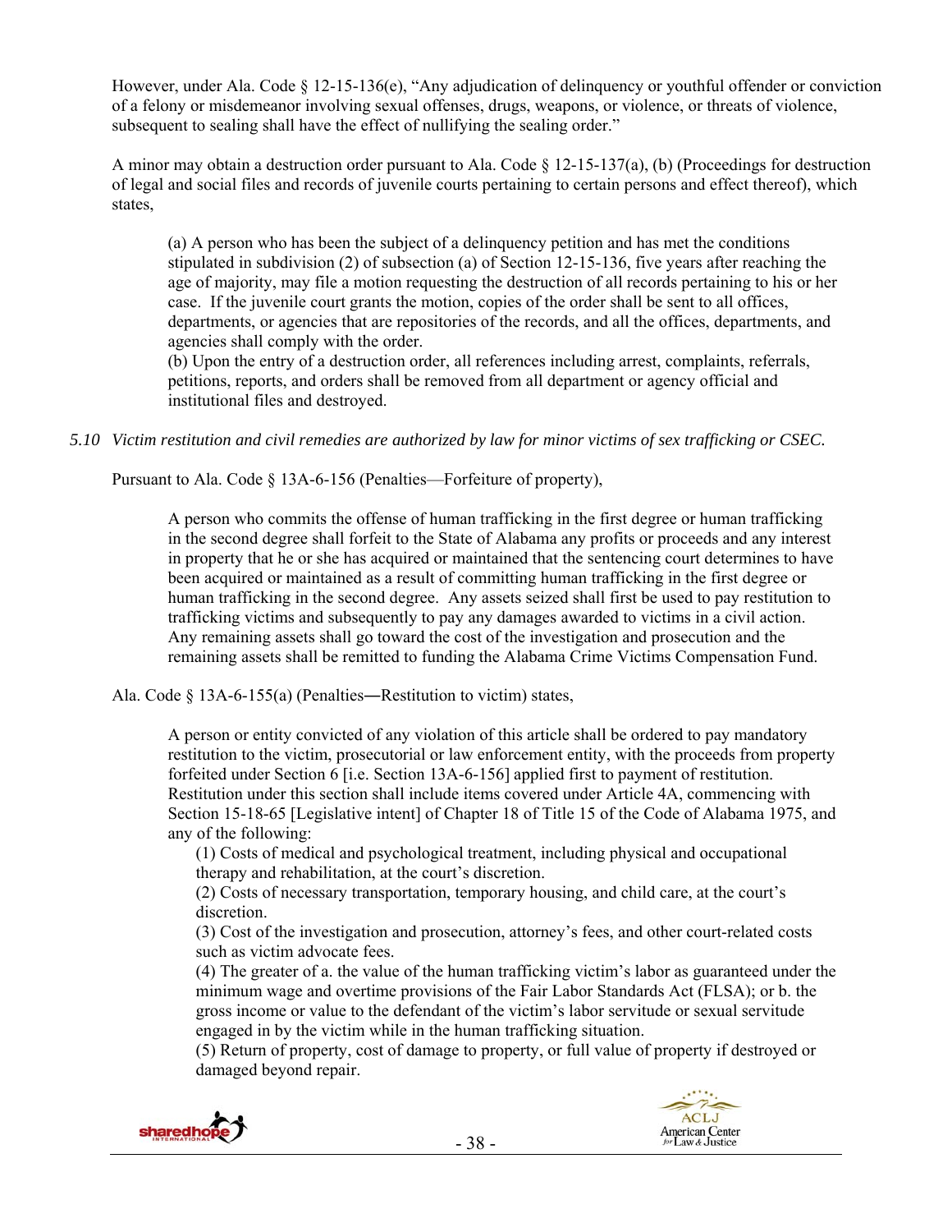However, under Ala. Code § 12-15-136(e), "Any adjudication of delinquency or youthful offender or conviction of a felony or misdemeanor involving sexual offenses, drugs, weapons, or violence, or threats of violence, subsequent to sealing shall have the effect of nullifying the sealing order."

A minor may obtain a destruction order pursuant to Ala. Code § 12-15-137(a), (b) (Proceedings for destruction of legal and social files and records of juvenile courts pertaining to certain persons and effect thereof), which states,

> (a) A person who has been the subject of a delinquency petition and has met the conditions stipulated in subdivision (2) of subsection (a) of Section 12-15-136, five years after reaching the age of majority, may file a motion requesting the destruction of all records pertaining to his or her case. If the juvenile court grants the motion, copies of the order shall be sent to all offices, departments, or agencies that are repositories of the records, and all the offices, departments, and agencies shall comply with the order.
> (b) Upon the entry of a destruction order, all references including arrest, complaints, referrals, petitions, reports, and orders shall be removed from all department or agency official and institutional files and destroyed.

*5.10 Victim restitution and civil remedies are authorized by law for minor victims of sex trafficking or CSEC.*

Pursuant to Ala. Code § 13A-6-156 (Penalties—Forfeiture of property),

> A person who commits the offense of human trafficking in the first degree or human trafficking in the second degree shall forfeit to the State of Alabama any profits or proceeds and any interest in property that he or she has acquired or maintained that the sentencing court determines to have been acquired or maintained as a result of committing human trafficking in the first degree or human trafficking in the second degree. Any assets seized shall first be used to pay restitution to trafficking victims and subsequently to pay any damages awarded to victims in a civil action. Any remaining assets shall go toward the cost of the investigation and prosecution and the remaining assets shall be remitted to funding the Alabama Crime Victims Compensation Fund.

Ala. Code § 13A-6-155(a) (Penalties―Restitution to victim) states,

> A person or entity convicted of any violation of this article shall be ordered to pay mandatory restitution to the victim, prosecutorial or law enforcement entity, with the proceeds from property forfeited under Section 6 [i.e. Section 13A-6-156] applied first to payment of restitution. Restitution under this section shall include items covered under Article 4A, commencing with Section 15-18-65 [Legislative intent] of Chapter 18 of Title 15 of the Code of Alabama 1975, and any of the following:
> (1) Costs of medical and psychological treatment, including physical and occupational therapy and rehabilitation, at the court's discretion.
> (2) Costs of necessary transportation, temporary housing, and child care, at the court's discretion.
> (3) Cost of the investigation and prosecution, attorney's fees, and other court-related costs such as victim advocate fees.
> (4) The greater of a. the value of the human trafficking victim's labor as guaranteed under the minimum wage and overtime provisions of the Fair Labor Standards Act (FLSA); or b. the gross income or value to the defendant of the victim's labor servitude or sexual servitude engaged in by the victim while in the human trafficking situation.
> (5) Return of property, cost of damage to property, or full value of property if destroyed or damaged beyond repair.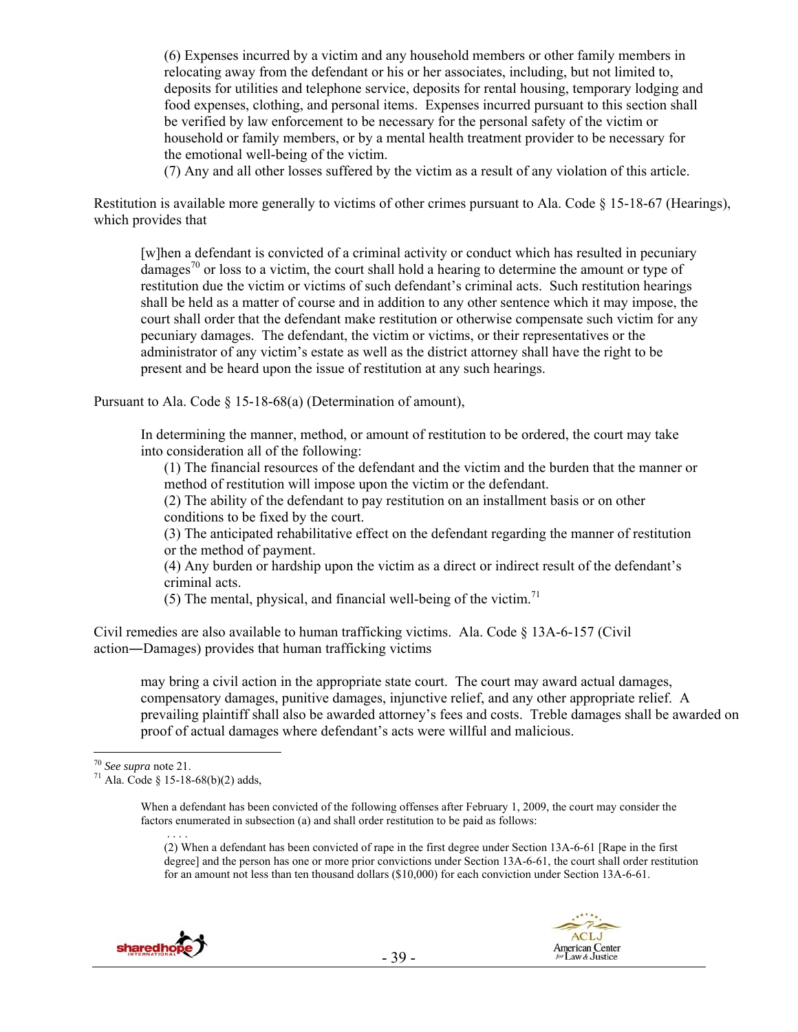(6) Expenses incurred by a victim and any household members or other family members in relocating away from the defendant or his or her associates, including, but not limited to, deposits for utilities and telephone service, deposits for rental housing, temporary lodging and food expenses, clothing, and personal items. Expenses incurred pursuant to this section shall be verified by law enforcement to be necessary for the personal safety of the victim or household or family members, or by a mental health treatment provider to be necessary for the emotional well-being of the victim.

(7) Any and all other losses suffered by the victim as a result of any violation of this article.

Restitution is available more generally to victims of other crimes pursuant to Ala. Code § 15-18-67 (Hearings), which provides that

> [w]hen a defendant is convicted of a criminal activity or conduct which has resulted in pecuniary damages[70] or loss to a victim, the court shall hold a hearing to determine the amount or type of restitution due the victim or victims of such defendant's criminal acts. Such restitution hearings shall be held as a matter of course and in addition to any other sentence which it may impose, the court shall order that the defendant make restitution or otherwise compensate such victim for any pecuniary damages. The defendant, the victim or victims, or their representatives or the administrator of any victim's estate as well as the district attorney shall have the right to be present and be heard upon the issue of restitution at any such hearings.

Pursuant to Ala. Code § 15-18-68(a) (Determination of amount),

> In determining the manner, method, or amount of restitution to be ordered, the court may take into consideration all of the following:
>
> (1) The financial resources of the defendant and the victim and the burden that the manner or method of restitution will impose upon the victim or the defendant.
>
> (2) The ability of the defendant to pay restitution on an installment basis or on other conditions to be fixed by the court.
>
> (3) The anticipated rehabilitative effect on the defendant regarding the manner of restitution or the method of payment.
>
> (4) Any burden or hardship upon the victim as a direct or indirect result of the defendant's criminal acts.
>
> (5) The mental, physical, and financial well-being of the victim.[71]

Civil remedies are also available to human trafficking victims. Ala. Code § 13A-6-157 (Civil action―Damages) provides that human trafficking victims

> may bring a civil action in the appropriate state court. The court may award actual damages, compensatory damages, punitive damages, injunctive relief, and any other appropriate relief. A prevailing plaintiff shall also be awarded attorney's fees and costs. Treble damages shall be awarded on proof of actual damages where defendant's acts were willful and malicious.

---

[70] *See supra* note 21.

[71] Ala. Code § 15-18-68(b)(2) adds,

> When a defendant has been convicted of the following offenses after February 1, 2009, the court may consider the factors enumerated in subsection (a) and shall order restitution to be paid as follows:
>
> . . . .
>
> (2) When a defendant has been convicted of rape in the first degree under Section 13A-6-61 [Rape in the first degree] and the person has one or more prior convictions under Section 13A-6-61, the court shall order restitution for an amount not less than ten thousand dollars ($10,000) for each conviction under Section 13A-6-61.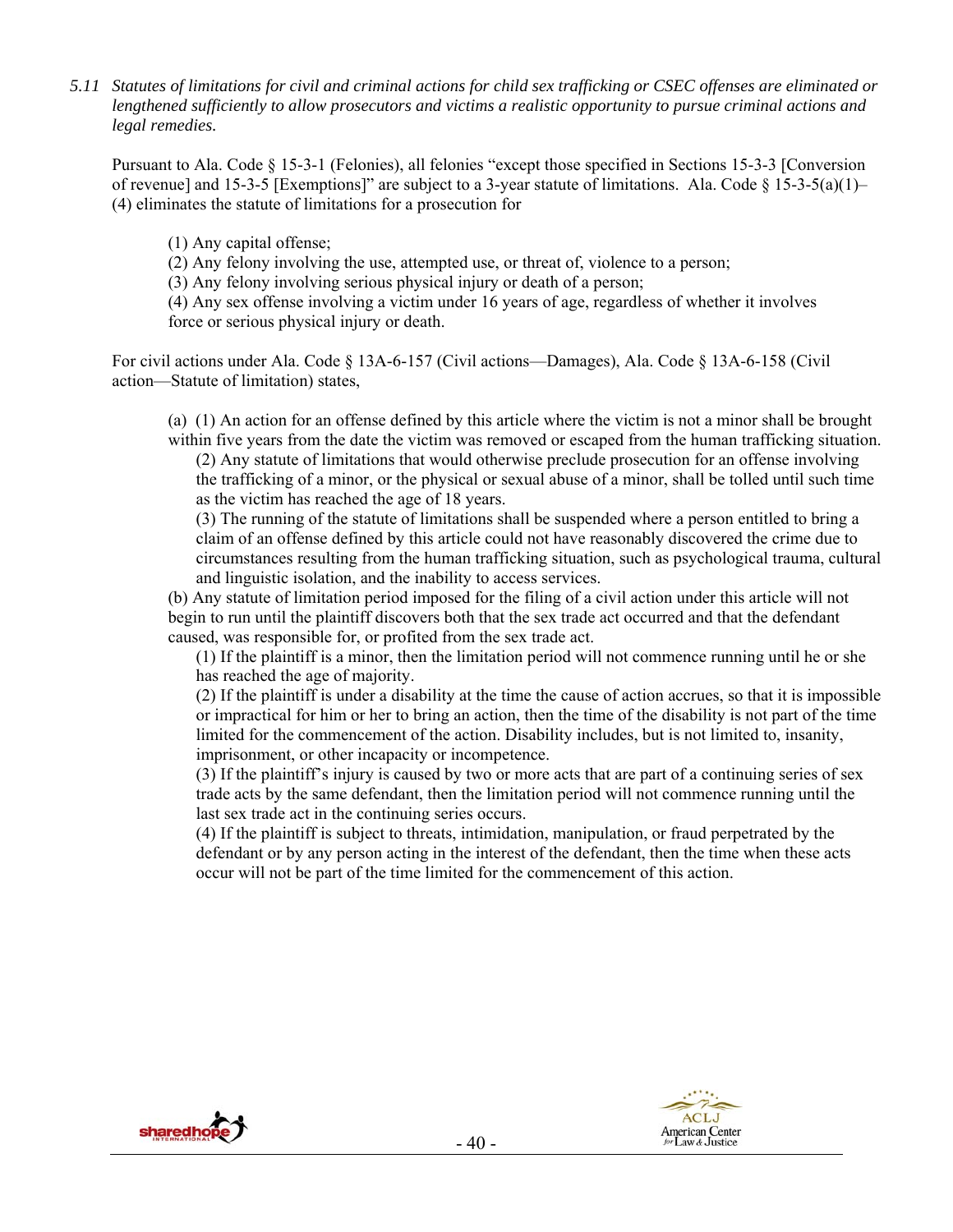*5.11 Statutes of limitations for civil and criminal actions for child sex trafficking or CSEC offenses are eliminated or lengthened sufficiently to allow prosecutors and victims a realistic opportunity to pursue criminal actions and legal remedies.*

Pursuant to Ala. Code § 15-3-1 (Felonies), all felonies "except those specified in Sections 15-3-3 [Conversion of revenue] and 15-3-5 [Exemptions]" are subject to a 3-year statute of limitations. Ala. Code § 15-3-5(a)(1)–(4) eliminates the statute of limitations for a prosecution for

> (1) Any capital offense;
> (2) Any felony involving the use, attempted use, or threat of, violence to a person;
> (3) Any felony involving serious physical injury or death of a person;
> (4) Any sex offense involving a victim under 16 years of age, regardless of whether it involves force or serious physical injury or death.

For civil actions under Ala. Code § 13A-6-157 (Civil actions—Damages), Ala. Code § 13A-6-158 (Civil action—Statute of limitation) states,

> (a) (1) An action for an offense defined by this article where the victim is not a minor shall be brought within five years from the date the victim was removed or escaped from the human trafficking situation.
>
> (2) Any statute of limitations that would otherwise preclude prosecution for an offense involving the trafficking of a minor, or the physical or sexual abuse of a minor, shall be tolled until such time as the victim has reached the age of 18 years.
>
> (3) The running of the statute of limitations shall be suspended where a person entitled to bring a claim of an offense defined by this article could not have reasonably discovered the crime due to circumstances resulting from the human trafficking situation, such as psychological trauma, cultural and linguistic isolation, and the inability to access services.
>
> (b) Any statute of limitation period imposed for the filing of a civil action under this article will not begin to run until the plaintiff discovers both that the sex trade act occurred and that the defendant caused, was responsible for, or profited from the sex trade act.
>
> (1) If the plaintiff is a minor, then the limitation period will not commence running until he or she has reached the age of majority.
>
> (2) If the plaintiff is under a disability at the time the cause of action accrues, so that it is impossible or impractical for him or her to bring an action, then the time of the disability is not part of the time limited for the commencement of the action. Disability includes, but is not limited to, insanity, imprisonment, or other incapacity or incompetence.
>
> (3) If the plaintiff's injury is caused by two or more acts that are part of a continuing series of sex trade acts by the same defendant, then the limitation period will not commence running until the last sex trade act in the continuing series occurs.
>
> (4) If the plaintiff is subject to threats, intimidation, manipulation, or fraud perpetrated by the defendant or by any person acting in the interest of the defendant, then the time when these acts occur will not be part of the time limited for the commencement of this action.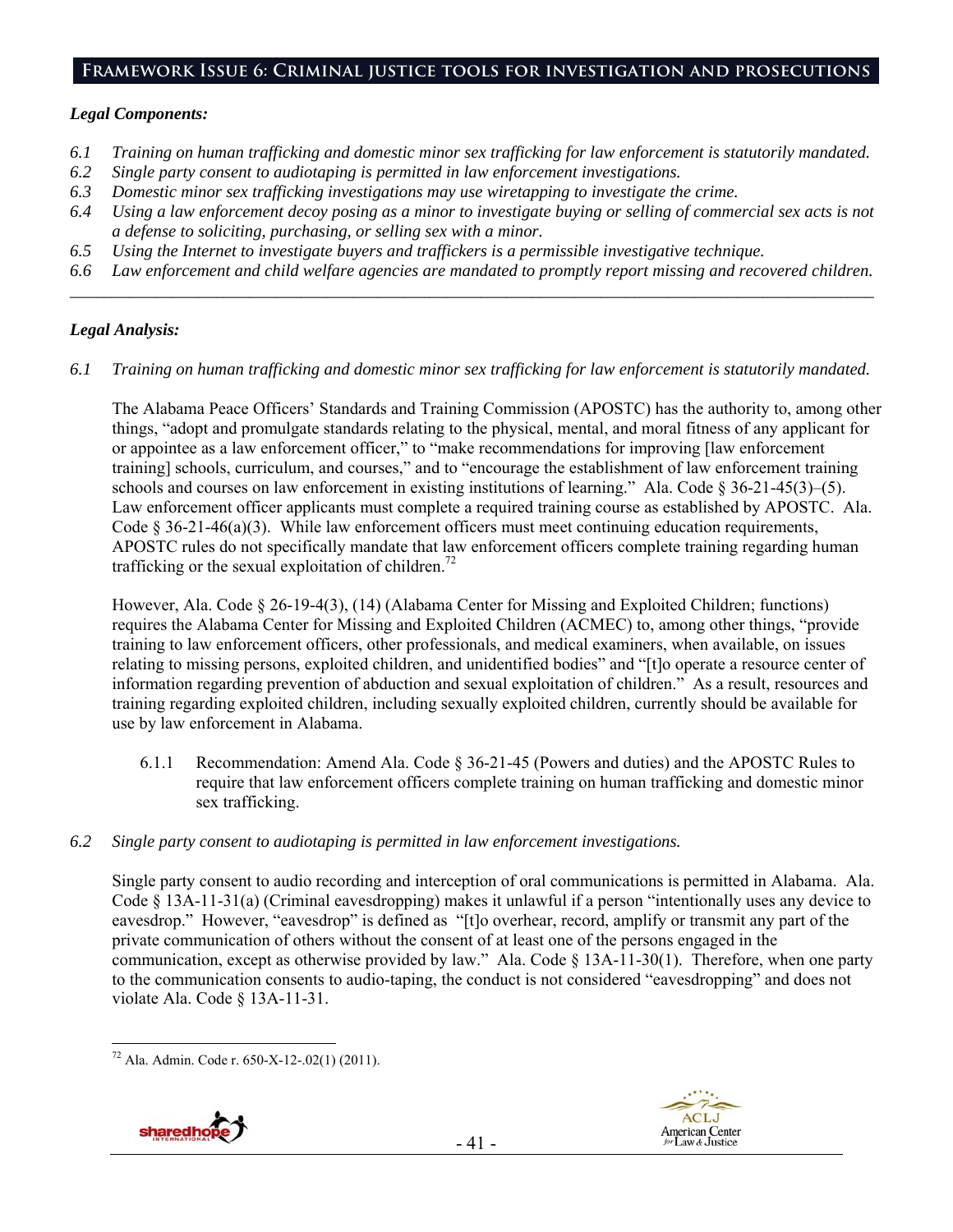## Framework Issue 6: Criminal justice tools for investigation and prosecutions

### *Legal Components:*

*6.1 Training on human trafficking and domestic minor sex trafficking for law enforcement is statutorily mandated.*
*6.2 Single party consent to audiotaping is permitted in law enforcement investigations.*
*6.3 Domestic minor sex trafficking investigations may use wiretapping to investigate the crime.*
*6.4 Using a law enforcement decoy posing as a minor to investigate buying or selling of commercial sex acts is not a defense to soliciting, purchasing, or selling sex with a minor.*
*6.5 Using the Internet to investigate buyers and traffickers is a permissible investigative technique.*
*6.6 Law enforcement and child welfare agencies are mandated to promptly report missing and recovered children.*

---

### *Legal Analysis:*

*6.1 Training on human trafficking and domestic minor sex trafficking for law enforcement is statutorily mandated.*

The Alabama Peace Officers' Standards and Training Commission (APOSTC) has the authority to, among other things, "adopt and promulgate standards relating to the physical, mental, and moral fitness of any applicant for or appointee as a law enforcement officer," to "make recommendations for improving [law enforcement training] schools, curriculum, and courses," and to "encourage the establishment of law enforcement training schools and courses on law enforcement in existing institutions of learning." Ala. Code § 36-21-45(3)–(5). Law enforcement officer applicants must complete a required training course as established by APOSTC. Ala. Code § 36-21-46(a)(3). While law enforcement officers must meet continuing education requirements, APOSTC rules do not specifically mandate that law enforcement officers complete training regarding human trafficking or the sexual exploitation of children.[72]

However, Ala. Code § 26-19-4(3), (14) (Alabama Center for Missing and Exploited Children; functions) requires the Alabama Center for Missing and Exploited Children (ACMEC) to, among other things, "provide training to law enforcement officers, other professionals, and medical examiners, when available, on issues relating to missing persons, exploited children, and unidentified bodies" and "[t]o operate a resource center of information regarding prevention of abduction and sexual exploitation of children." As a result, resources and training regarding exploited children, including sexually exploited children, currently should be available for use by law enforcement in Alabama.

6.1.1 Recommendation: Amend Ala. Code § 36-21-45 (Powers and duties) and the APOSTC Rules to require that law enforcement officers complete training on human trafficking and domestic minor sex trafficking.

*6.2 Single party consent to audiotaping is permitted in law enforcement investigations.*

Single party consent to audio recording and interception of oral communications is permitted in Alabama. Ala. Code § 13A-11-31(a) (Criminal eavesdropping) makes it unlawful if a person "intentionally uses any device to eavesdrop." However, "eavesdrop" is defined as "[t]o overhear, record, amplify or transmit any part of the private communication of others without the consent of at least one of the persons engaged in the communication, except as otherwise provided by law." Ala. Code § 13A-11-30(1). Therefore, when one party to the communication consents to audio-taping, the conduct is not considered "eavesdropping" and does not violate Ala. Code § 13A-11-31.

---

[72] Ala. Admin. Code r. 650-X-12-.02(1) (2011).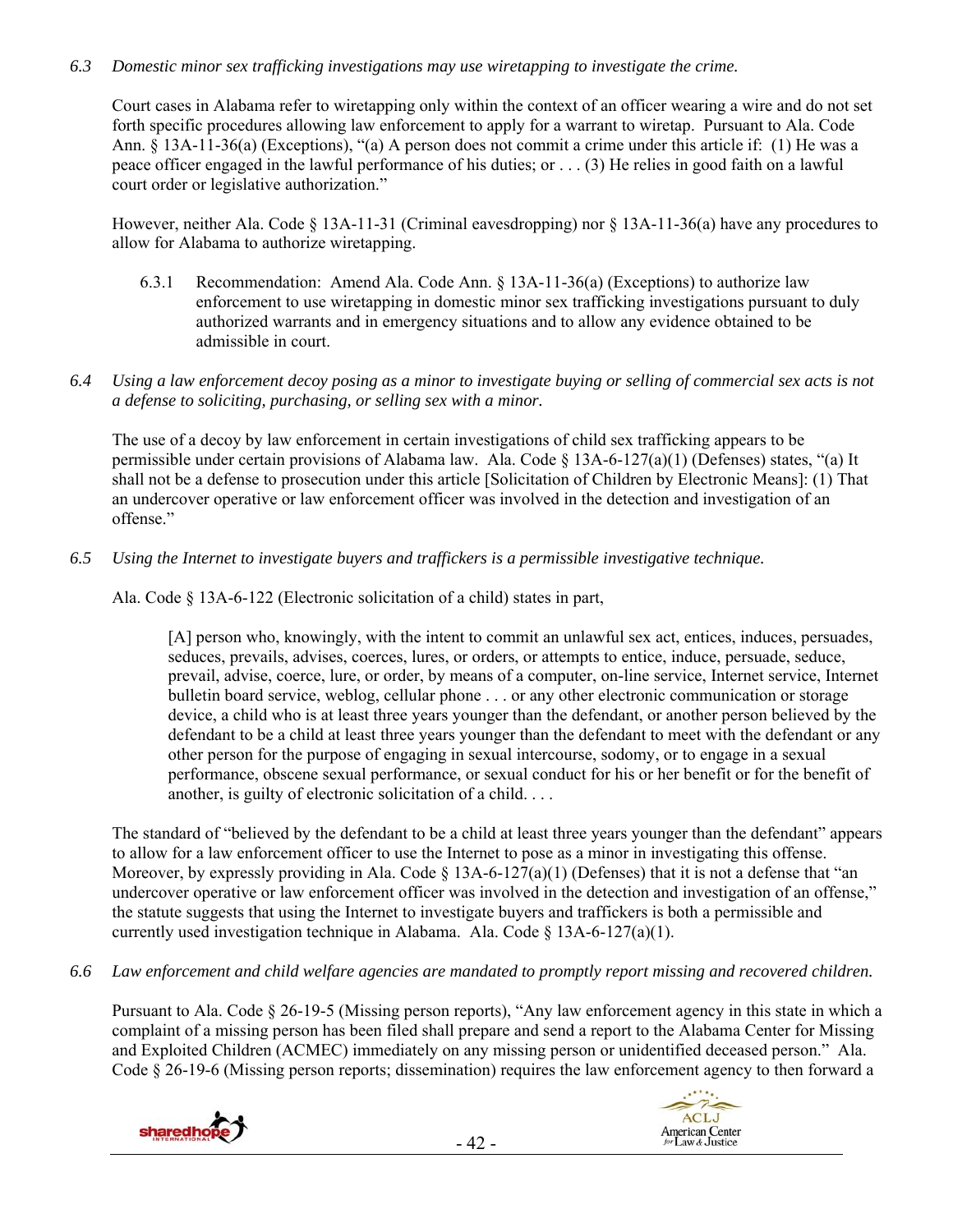*6.3 Domestic minor sex trafficking investigations may use wiretapping to investigate the crime.*

Court cases in Alabama refer to wiretapping only within the context of an officer wearing a wire and do not set forth specific procedures allowing law enforcement to apply for a warrant to wiretap. Pursuant to Ala. Code Ann. § 13A-11-36(a) (Exceptions), "(a) A person does not commit a crime under this article if: (1) He was a peace officer engaged in the lawful performance of his duties; or . . . (3) He relies in good faith on a lawful court order or legislative authorization."

However, neither Ala. Code § 13A-11-31 (Criminal eavesdropping) nor § 13A-11-36(a) have any procedures to allow for Alabama to authorize wiretapping.

6.3.1 Recommendation: Amend Ala. Code Ann. § 13A-11-36(a) (Exceptions) to authorize law enforcement to use wiretapping in domestic minor sex trafficking investigations pursuant to duly authorized warrants and in emergency situations and to allow any evidence obtained to be admissible in court.

*6.4 Using a law enforcement decoy posing as a minor to investigate buying or selling of commercial sex acts is not a defense to soliciting, purchasing, or selling sex with a minor.*

The use of a decoy by law enforcement in certain investigations of child sex trafficking appears to be permissible under certain provisions of Alabama law. Ala. Code § 13A-6-127(a)(1) (Defenses) states, "(a) It shall not be a defense to prosecution under this article [Solicitation of Children by Electronic Means]: (1) That an undercover operative or law enforcement officer was involved in the detection and investigation of an offense."

*6.5 Using the Internet to investigate buyers and traffickers is a permissible investigative technique.*

Ala. Code § 13A-6-122 (Electronic solicitation of a child) states in part,

> [A] person who, knowingly, with the intent to commit an unlawful sex act, entices, induces, persuades, seduces, prevails, advises, coerces, lures, or orders, or attempts to entice, induce, persuade, seduce, prevail, advise, coerce, lure, or order, by means of a computer, on-line service, Internet service, Internet bulletin board service, weblog, cellular phone . . . or any other electronic communication or storage device, a child who is at least three years younger than the defendant, or another person believed by the defendant to be a child at least three years younger than the defendant to meet with the defendant or any other person for the purpose of engaging in sexual intercourse, sodomy, or to engage in a sexual performance, obscene sexual performance, or sexual conduct for his or her benefit or for the benefit of another, is guilty of electronic solicitation of a child. . . .

The standard of "believed by the defendant to be a child at least three years younger than the defendant" appears to allow for a law enforcement officer to use the Internet to pose as a minor in investigating this offense. Moreover, by expressly providing in Ala. Code § 13A-6-127(a)(1) (Defenses) that it is not a defense that "an undercover operative or law enforcement officer was involved in the detection and investigation of an offense," the statute suggests that using the Internet to investigate buyers and traffickers is both a permissible and currently used investigation technique in Alabama. Ala. Code § 13A-6-127(a)(1).

*6.6 Law enforcement and child welfare agencies are mandated to promptly report missing and recovered children.*

Pursuant to Ala. Code § 26-19-5 (Missing person reports), "Any law enforcement agency in this state in which a complaint of a missing person has been filed shall prepare and send a report to the Alabama Center for Missing and Exploited Children (ACMEC) immediately on any missing person or unidentified deceased person." Ala. Code § 26-19-6 (Missing person reports; dissemination) requires the law enforcement agency to then forward a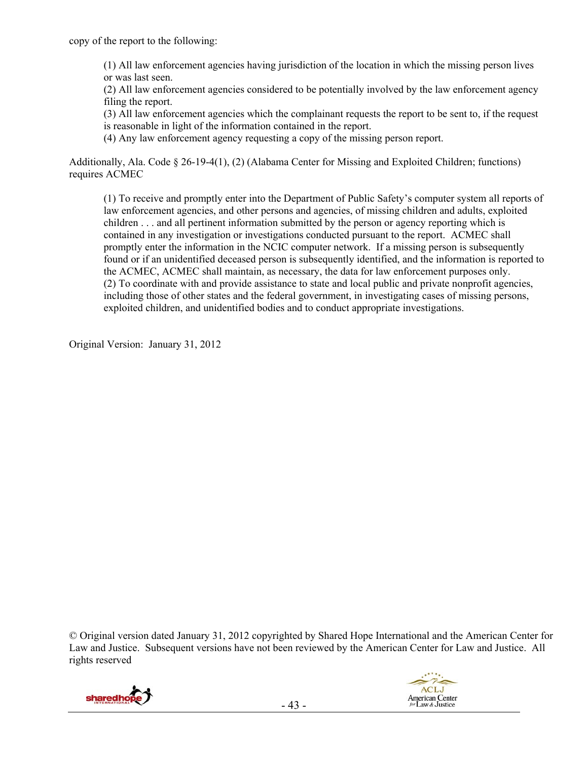copy of the report to the following:

> (1) All law enforcement agencies having jurisdiction of the location in which the missing person lives or was last seen.
> (2) All law enforcement agencies considered to be potentially involved by the law enforcement agency filing the report.
> (3) All law enforcement agencies which the complainant requests the report to be sent to, if the request is reasonable in light of the information contained in the report.
> (4) Any law enforcement agency requesting a copy of the missing person report.

Additionally, Ala. Code § 26-19-4(1), (2) (Alabama Center for Missing and Exploited Children; functions) requires ACMEC

> (1) To receive and promptly enter into the Department of Public Safety's computer system all reports of law enforcement agencies, and other persons and agencies, of missing children and adults, exploited children . . . and all pertinent information submitted by the person or agency reporting which is contained in any investigation or investigations conducted pursuant to the report. ACMEC shall promptly enter the information in the NCIC computer network. If a missing person is subsequently found or if an unidentified deceased person is subsequently identified, and the information is reported to the ACMEC, ACMEC shall maintain, as necessary, the data for law enforcement purposes only.
> (2) To coordinate with and provide assistance to state and local public and private nonprofit agencies, including those of other states and the federal government, in investigating cases of missing persons, exploited children, and unidentified bodies and to conduct appropriate investigations.

Original Version: January 31, 2012